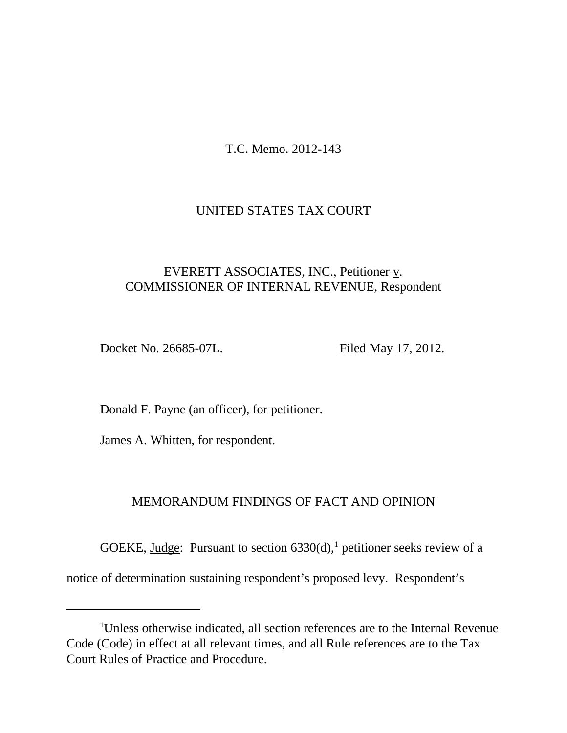T.C. Memo. 2012-143

UNITED STATES TAX COURT

EVERETT ASSOCIATES, INC., Petitioner v.
COMMISSIONER OF INTERNAL REVENUE, Respondent

Docket No. 26685-07L. Filed May 17, 2012.

Donald F. Payne (an officer), for petitioner.

James A. Whitten, for respondent.

MEMORANDUM FINDINGS OF FACT AND OPINION

GOEKE, Judge: Pursuant to section 6330(d),[1] petitioner seeks review of a notice of determination sustaining respondent's proposed levy. Respondent's

[1]Unless otherwise indicated, all section references are to the Internal Revenue Code (Code) in effect at all relevant times, and all Rule references are to the Tax Court Rules of Practice and Procedure.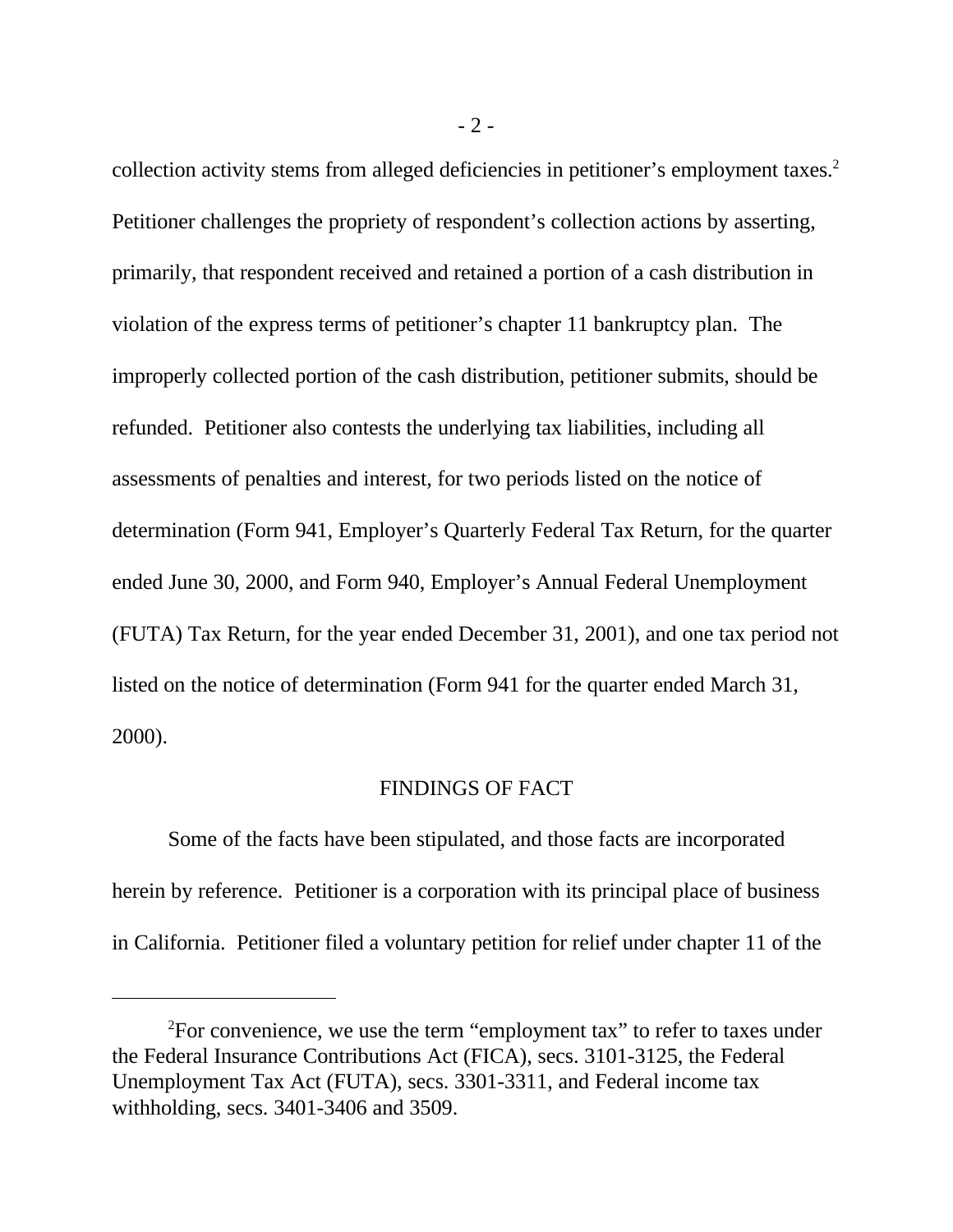collection activity stems from alleged deficiencies in petitioner's employment taxes.[2] Petitioner challenges the propriety of respondent's collection actions by asserting, primarily, that respondent received and retained a portion of a cash distribution in violation of the express terms of petitioner's chapter 11 bankruptcy plan. The improperly collected portion of the cash distribution, petitioner submits, should be refunded. Petitioner also contests the underlying tax liabilities, including all assessments of penalties and interest, for two periods listed on the notice of determination (Form 941, Employer's Quarterly Federal Tax Return, for the quarter ended June 30, 2000, and Form 940, Employer's Annual Federal Unemployment (FUTA) Tax Return, for the year ended December 31, 2001), and one tax period not listed on the notice of determination (Form 941 for the quarter ended March 31, 2000).

## FINDINGS OF FACT

Some of the facts have been stipulated, and those facts are incorporated herein by reference. Petitioner is a corporation with its principal place of business in California. Petitioner filed a voluntary petition for relief under chapter 11 of the

---

[2]For convenience, we use the term "employment tax" to refer to taxes under the Federal Insurance Contributions Act (FICA), secs. 3101-3125, the Federal Unemployment Tax Act (FUTA), secs. 3301-3311, and Federal income tax withholding, secs. 3401-3406 and 3509.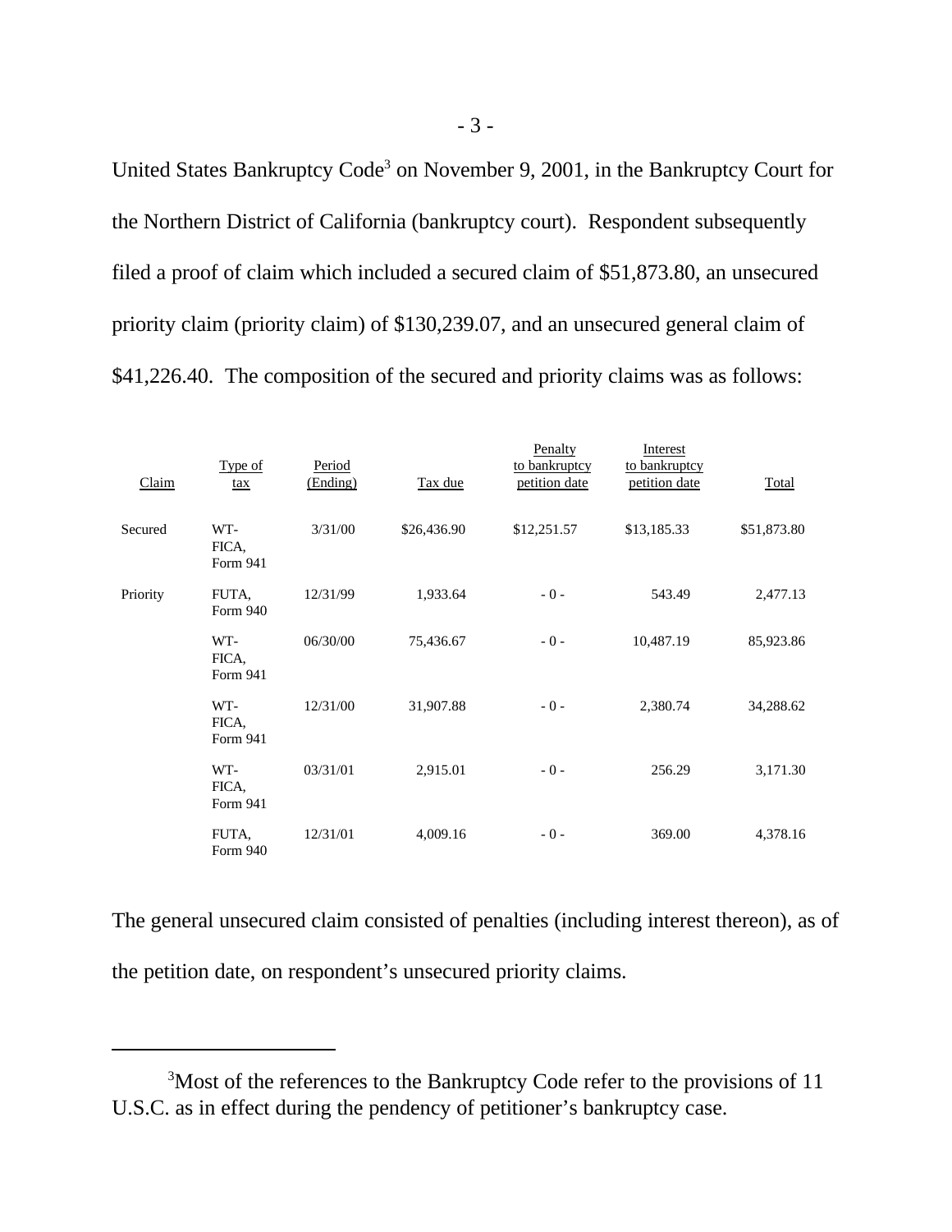United States Bankruptcy Code[3] on November 9, 2001, in the Bankruptcy Court for the Northern District of California (bankruptcy court). Respondent subsequently filed a proof of claim which included a secured claim of $51,873.80, an unsecured priority claim (priority claim) of $130,239.07, and an unsecured general claim of $41,226.40. The composition of the secured and priority claims was as follows:

| Claim | Type of tax | Period (Ending) | Tax due | Penalty to bankruptcy petition date | Interest to bankruptcy petition date | Total |
|---|---|---|---|---|---|---|
| Secured | WT-FICA, Form 941 | 3/31/00 | $26,436.90 | $12,251.57 | $13,185.33 | $51,873.80 |
| Priority | FUTA, Form 940 | 12/31/99 | 1,933.64 | - 0 - | 543.49 | 2,477.13 |
| | WT-FICA, Form 941 | 06/30/00 | 75,436.67 | - 0 - | 10,487.19 | 85,923.86 |
| | WT-FICA, Form 941 | 12/31/00 | 31,907.88 | - 0 - | 2,380.74 | 34,288.62 |
| | WT-FICA, Form 941 | 03/31/01 | 2,915.01 | - 0 - | 256.29 | 3,171.30 |
| | FUTA, Form 940 | 12/31/01 | 4,009.16 | - 0 - | 369.00 | 4,378.16 |

The general unsecured claim consisted of penalties (including interest thereon), as of the petition date, on respondent's unsecured priority claims.

---

[3]Most of the references to the Bankruptcy Code refer to the provisions of 11 U.S.C. as in effect during the pendency of petitioner's bankruptcy case.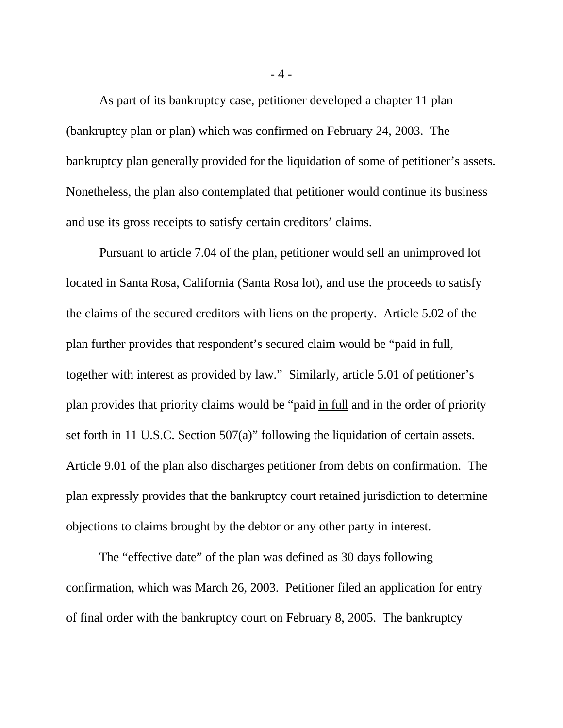As part of its bankruptcy case, petitioner developed a chapter 11 plan (bankruptcy plan or plan) which was confirmed on February 24, 2003. The bankruptcy plan generally provided for the liquidation of some of petitioner's assets. Nonetheless, the plan also contemplated that petitioner would continue its business and use its gross receipts to satisfy certain creditors' claims.

Pursuant to article 7.04 of the plan, petitioner would sell an unimproved lot located in Santa Rosa, California (Santa Rosa lot), and use the proceeds to satisfy the claims of the secured creditors with liens on the property. Article 5.02 of the plan further provides that respondent's secured claim would be "paid in full, together with interest as provided by law." Similarly, article 5.01 of petitioner's plan provides that priority claims would be "paid <u>in full</u> and in the order of priority set forth in 11 U.S.C. Section 507(a)" following the liquidation of certain assets. Article 9.01 of the plan also discharges petitioner from debts on confirmation. The plan expressly provides that the bankruptcy court retained jurisdiction to determine objections to claims brought by the debtor or any other party in interest.

The "effective date" of the plan was defined as 30 days following confirmation, which was March 26, 2003. Petitioner filed an application for entry of final order with the bankruptcy court on February 8, 2005. The bankruptcy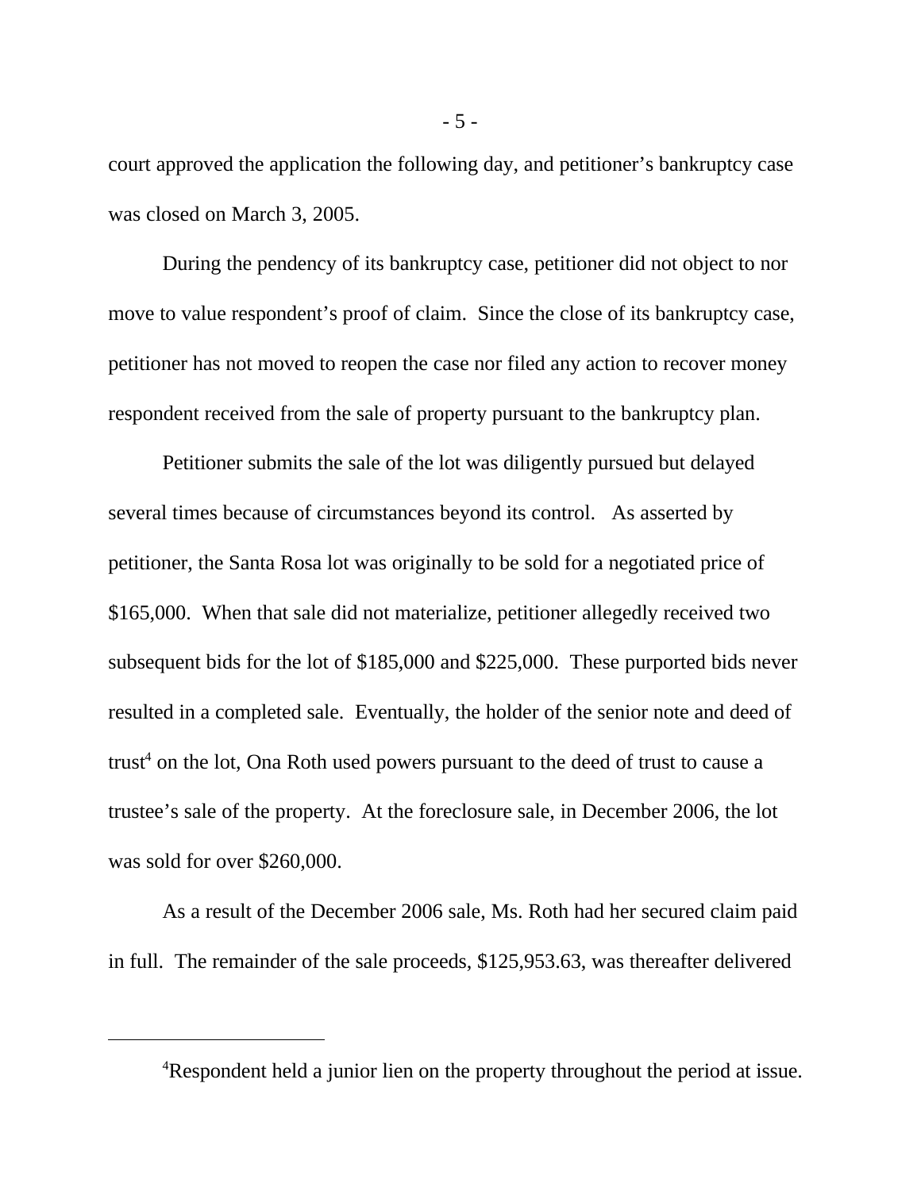court approved the application the following day, and petitioner's bankruptcy case was closed on March 3, 2005.

During the pendency of its bankruptcy case, petitioner did not object to nor move to value respondent's proof of claim. Since the close of its bankruptcy case, petitioner has not moved to reopen the case nor filed any action to recover money respondent received from the sale of property pursuant to the bankruptcy plan.

Petitioner submits the sale of the lot was diligently pursued but delayed several times because of circumstances beyond its control. As asserted by petitioner, the Santa Rosa lot was originally to be sold for a negotiated price of $165,000. When that sale did not materialize, petitioner allegedly received two subsequent bids for the lot of $185,000 and $225,000. These purported bids never resulted in a completed sale. Eventually, the holder of the senior note and deed of trust[4] on the lot, Ona Roth used powers pursuant to the deed of trust to cause a trustee's sale of the property. At the foreclosure sale, in December 2006, the lot was sold for over $260,000.

As a result of the December 2006 sale, Ms. Roth had her secured claim paid in full. The remainder of the sale proceeds, $125,953.63, was thereafter delivered

---

[4]Respondent held a junior lien on the property throughout the period at issue.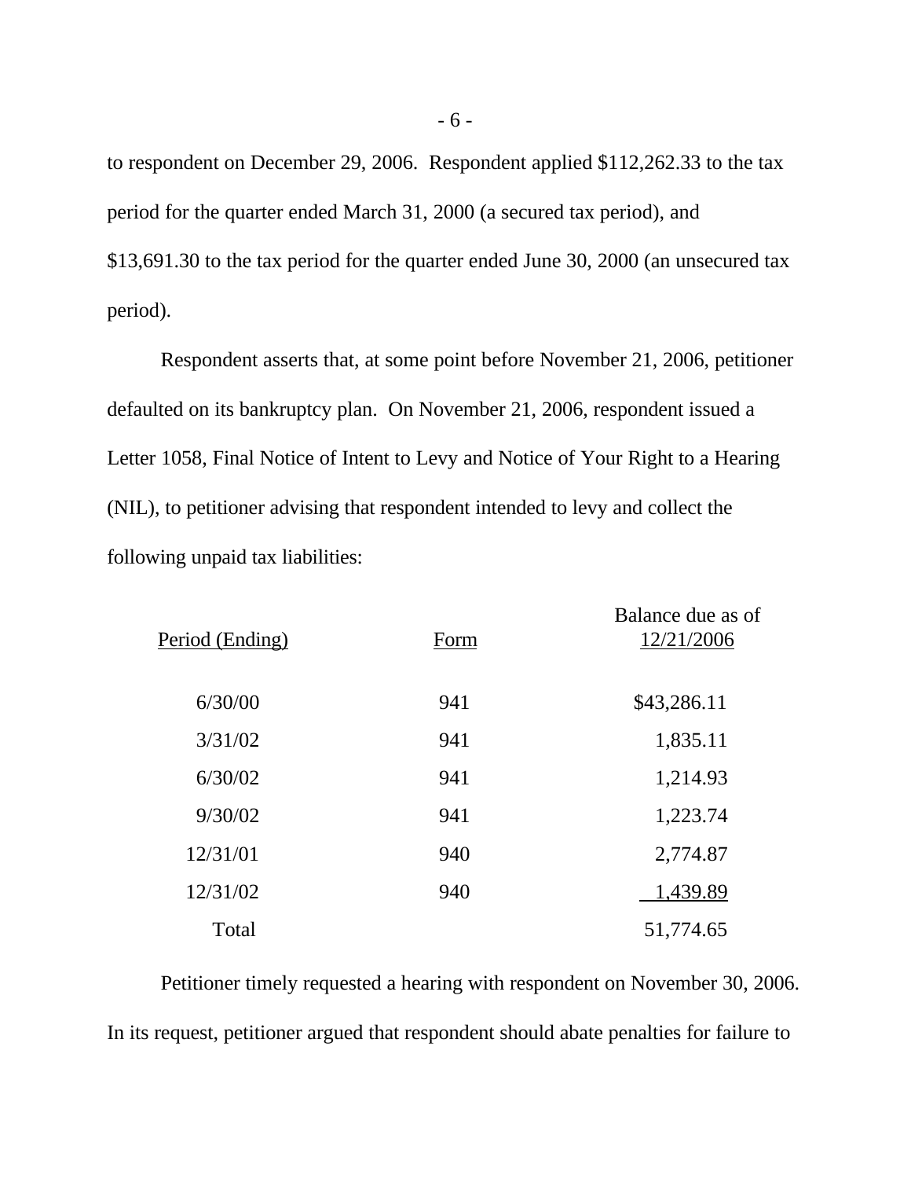to respondent on December 29, 2006. Respondent applied $112,262.33 to the tax period for the quarter ended March 31, 2000 (a secured tax period), and $13,691.30 to the tax period for the quarter ended June 30, 2000 (an unsecured tax period).

Respondent asserts that, at some point before November 21, 2006, petitioner defaulted on its bankruptcy plan. On November 21, 2006, respondent issued a Letter 1058, Final Notice of Intent to Levy and Notice of Your Right to a Hearing (NIL), to petitioner advising that respondent intended to levy and collect the following unpaid tax liabilities:

| Period (Ending) | Form | Balance due as of 12/21/2006 |
|---|---|---|
| 6/30/00 | 941 | $43,286.11 |
| 3/31/02 | 941 | 1,835.11 |
| 6/30/02 | 941 | 1,214.93 |
| 9/30/02 | 941 | 1,223.74 |
| 12/31/01 | 940 | 2,774.87 |
| 12/31/02 | 940 | 1,439.89 |
| Total | | 51,774.65 |

Petitioner timely requested a hearing with respondent on November 30, 2006. In its request, petitioner argued that respondent should abate penalties for failure to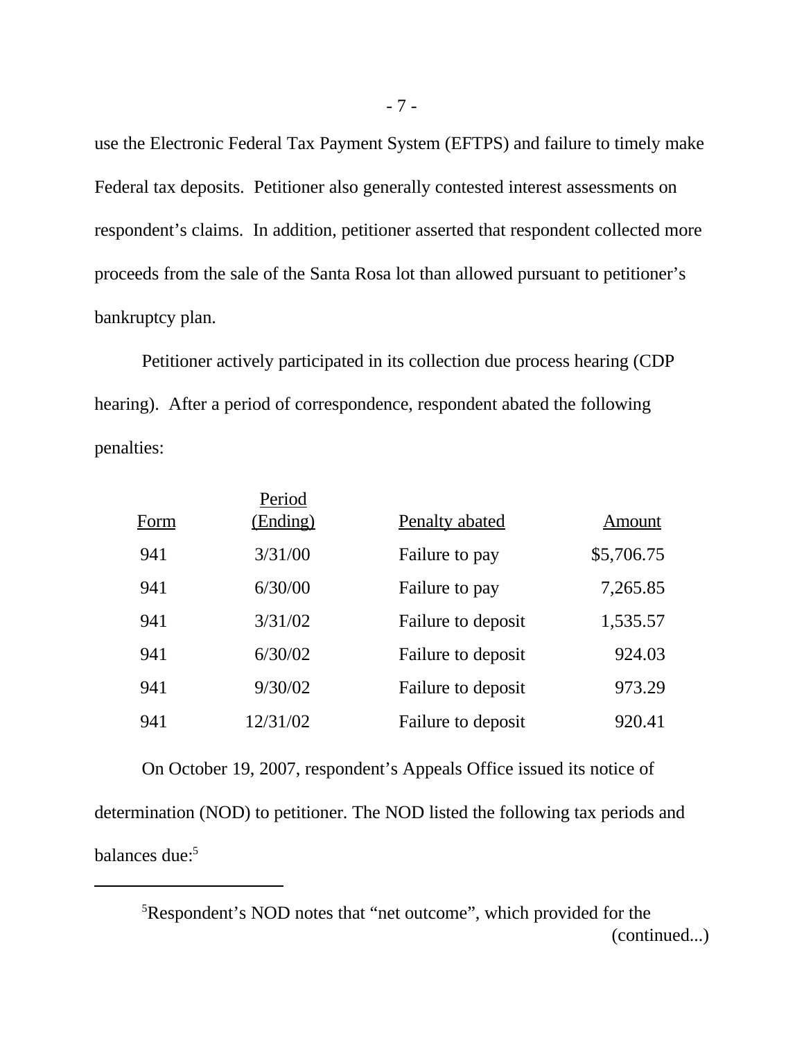use the Electronic Federal Tax Payment System (EFTPS) and failure to timely make Federal tax deposits. Petitioner also generally contested interest assessments on respondent's claims. In addition, petitioner asserted that respondent collected more proceeds from the sale of the Santa Rosa lot than allowed pursuant to petitioner's bankruptcy plan.

Petitioner actively participated in its collection due process hearing (CDP hearing). After a period of correspondence, respondent abated the following penalties:

| Form | Period (Ending) | Penalty abated | Amount |
|---|---|---|---|
| 941 | 3/31/00 | Failure to pay | $5,706.75 |
| 941 | 6/30/00 | Failure to pay | 7,265.85 |
| 941 | 3/31/02 | Failure to deposit | 1,535.57 |
| 941 | 6/30/02 | Failure to deposit | 924.03 |
| 941 | 9/30/02 | Failure to deposit | 973.29 |
| 941 | 12/31/02 | Failure to deposit | 920.41 |

On October 19, 2007, respondent's Appeals Office issued its notice of determination (NOD) to petitioner. The NOD listed the following tax periods and balances due:[5]

[5]Respondent's NOD notes that "net outcome", which provided for the (continued...)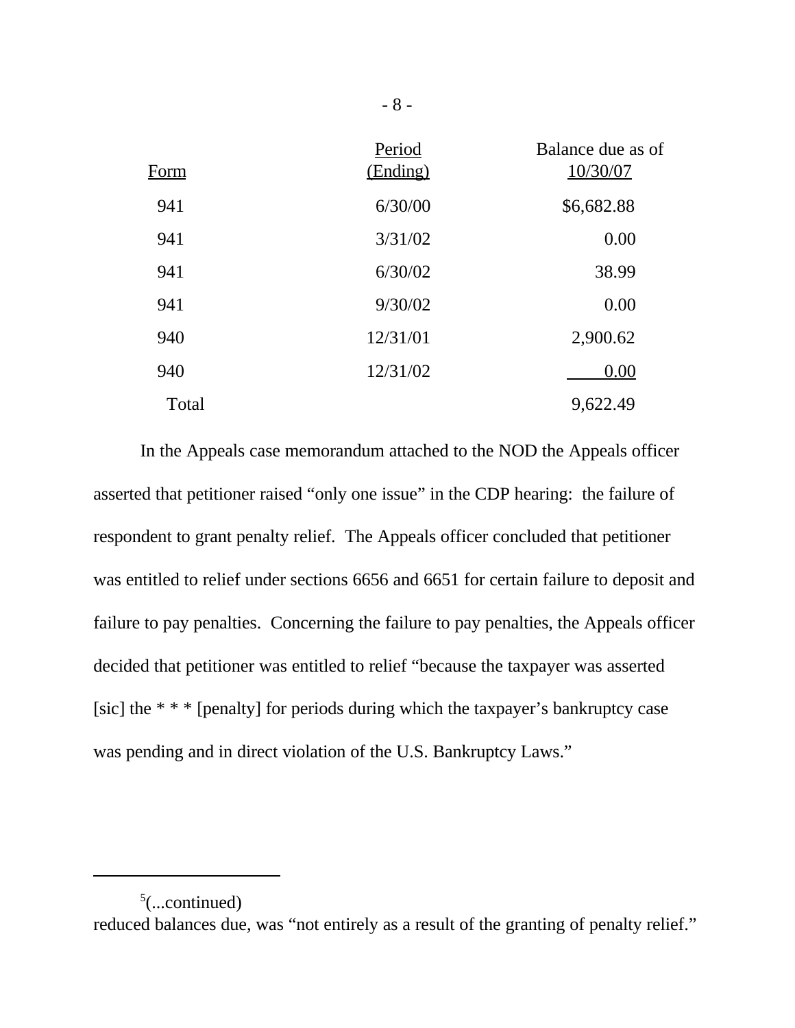| Form | Period (Ending) | Balance due as of 10/30/07 |
| --- | --- | --- |
| 941 | 6/30/00 | $6,682.88 |
| 941 | 3/31/02 | 0.00 |
| 941 | 6/30/02 | 38.99 |
| 941 | 9/30/02 | 0.00 |
| 940 | 12/31/01 | 2,900.62 |
| 940 | 12/31/02 | 0.00 |
| Total | | 9,622.49 |

In the Appeals case memorandum attached to the NOD the Appeals officer asserted that petitioner raised "only one issue" in the CDP hearing: the failure of respondent to grant penalty relief. The Appeals officer concluded that petitioner was entitled to relief under sections 6656 and 6651 for certain failure to deposit and failure to pay penalties. Concerning the failure to pay penalties, the Appeals officer decided that petitioner was entitled to relief "because the taxpayer was asserted [sic] the * * * [penalty] for periods during which the taxpayer's bankruptcy case was pending and in direct violation of the U.S. Bankruptcy Laws."

---

[5](...continued)
reduced balances due, was "not entirely as a result of the granting of penalty relief."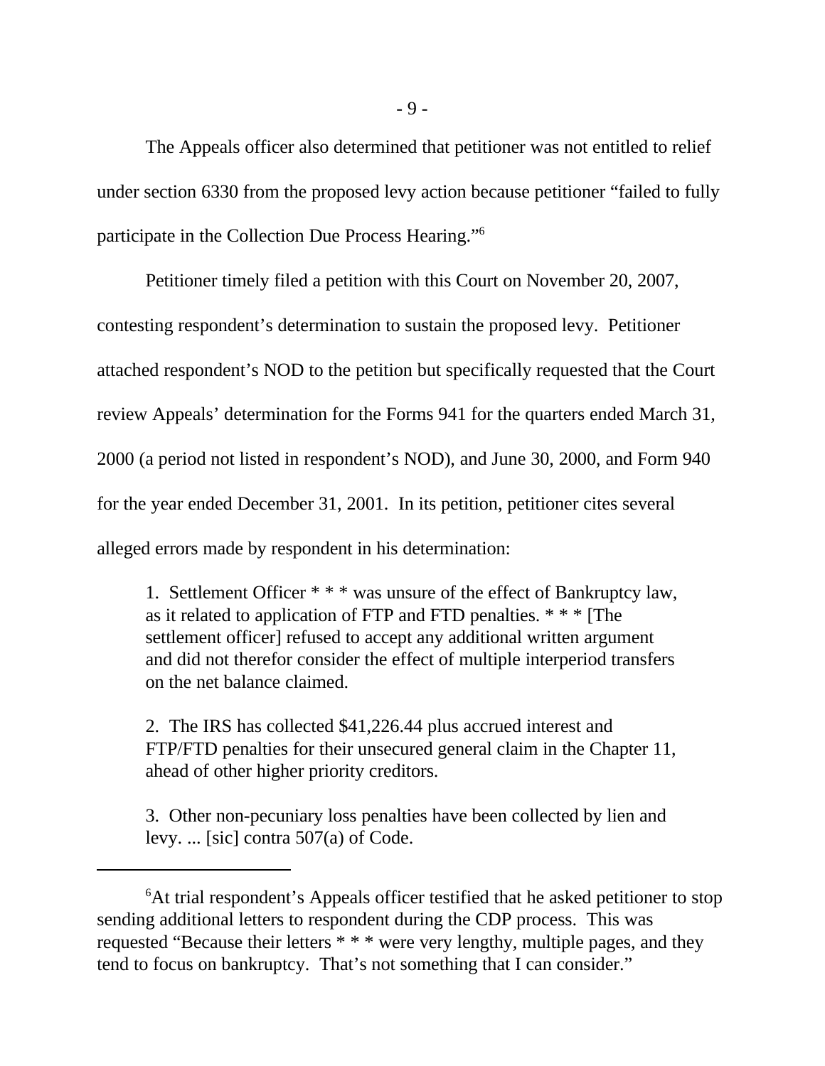The Appeals officer also determined that petitioner was not entitled to relief under section 6330 from the proposed levy action because petitioner "failed to fully participate in the Collection Due Process Hearing."[6]

Petitioner timely filed a petition with this Court on November 20, 2007, contesting respondent's determination to sustain the proposed levy. Petitioner attached respondent's NOD to the petition but specifically requested that the Court review Appeals' determination for the Forms 941 for the quarters ended March 31, 2000 (a period not listed in respondent's NOD), and June 30, 2000, and Form 940 for the year ended December 31, 2001. In its petition, petitioner cites several alleged errors made by respondent in his determination:

> 1. Settlement Officer * * * was unsure of the effect of Bankruptcy law, as it related to application of FTP and FTD penalties. * * * [The settlement officer] refused to accept any additional written argument and did not therefor consider the effect of multiple interperiod transfers on the net balance claimed.
>
> 2. The IRS has collected $41,226.44 plus accrued interest and FTP/FTD penalties for their unsecured general claim in the Chapter 11, ahead of other higher priority creditors.
>
> 3. Other non-pecuniary loss penalties have been collected by lien and levy. ... [sic] contra 507(a) of Code.

---

[6] At trial respondent's Appeals officer testified that he asked petitioner to stop sending additional letters to respondent during the CDP process. This was requested "Because their letters * * * were very lengthy, multiple pages, and they tend to focus on bankruptcy. That's not something that I can consider."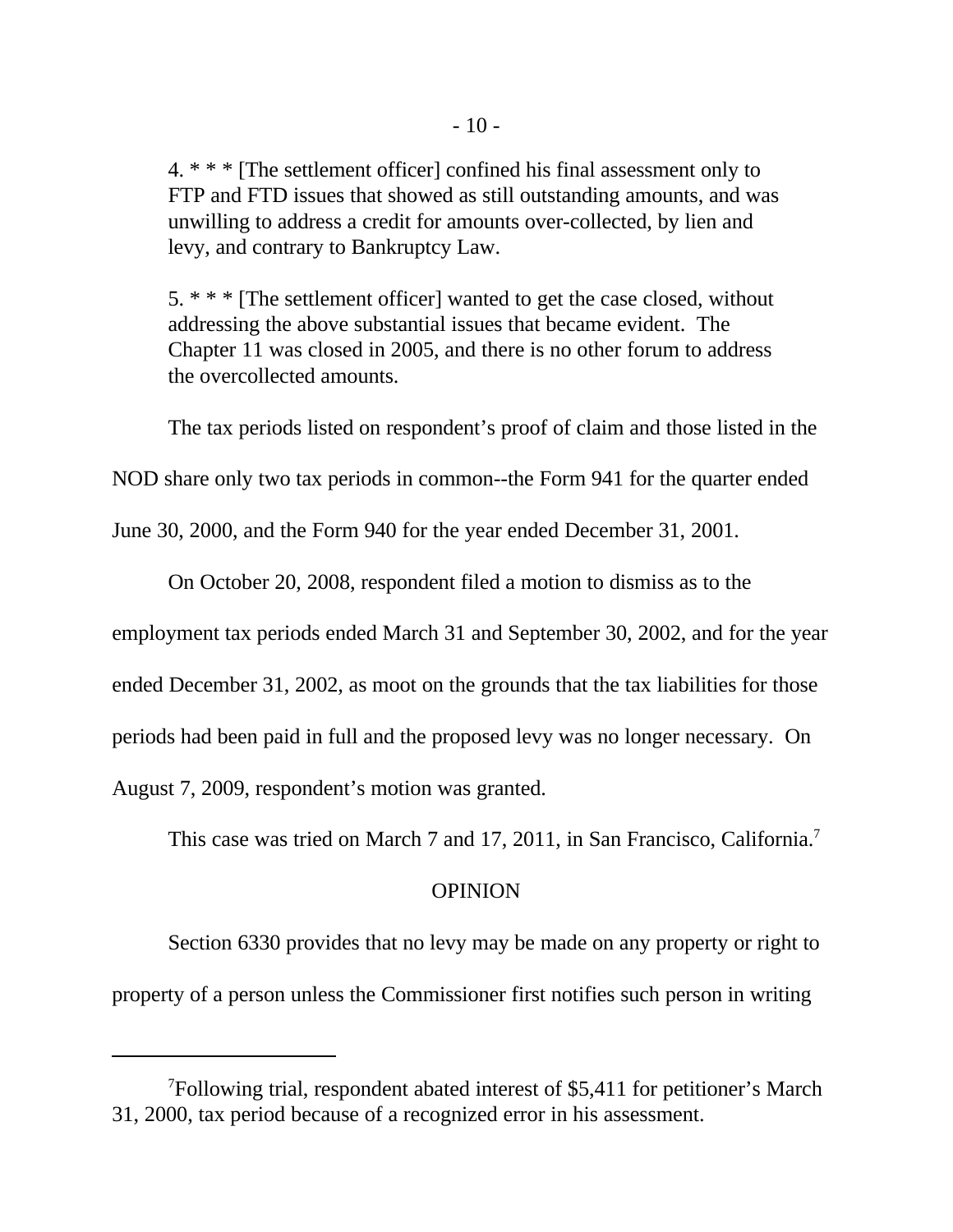> 4. * * * [The settlement officer] confined his final assessment only to FTP and FTD issues that showed as still outstanding amounts, and was unwilling to address a credit for amounts over-collected, by lien and levy, and contrary to Bankruptcy Law.
>
> 5. * * * [The settlement officer] wanted to get the case closed, without addressing the above substantial issues that became evident. The Chapter 11 was closed in 2005, and there is no other forum to address the overcollected amounts.

The tax periods listed on respondent's proof of claim and those listed in the NOD share only two tax periods in common--the Form 941 for the quarter ended June 30, 2000, and the Form 940 for the year ended December 31, 2001.

On October 20, 2008, respondent filed a motion to dismiss as to the employment tax periods ended March 31 and September 30, 2002, and for the year ended December 31, 2002, as moot on the grounds that the tax liabilities for those periods had been paid in full and the proposed levy was no longer necessary. On August 7, 2009, respondent's motion was granted.

This case was tried on March 7 and 17, 2011, in San Francisco, California.[7]

## OPINION

Section 6330 provides that no levy may be made on any property or right to property of a person unless the Commissioner first notifies such person in writing

---

[7]Following trial, respondent abated interest of $5,411 for petitioner's March 31, 2000, tax period because of a recognized error in his assessment.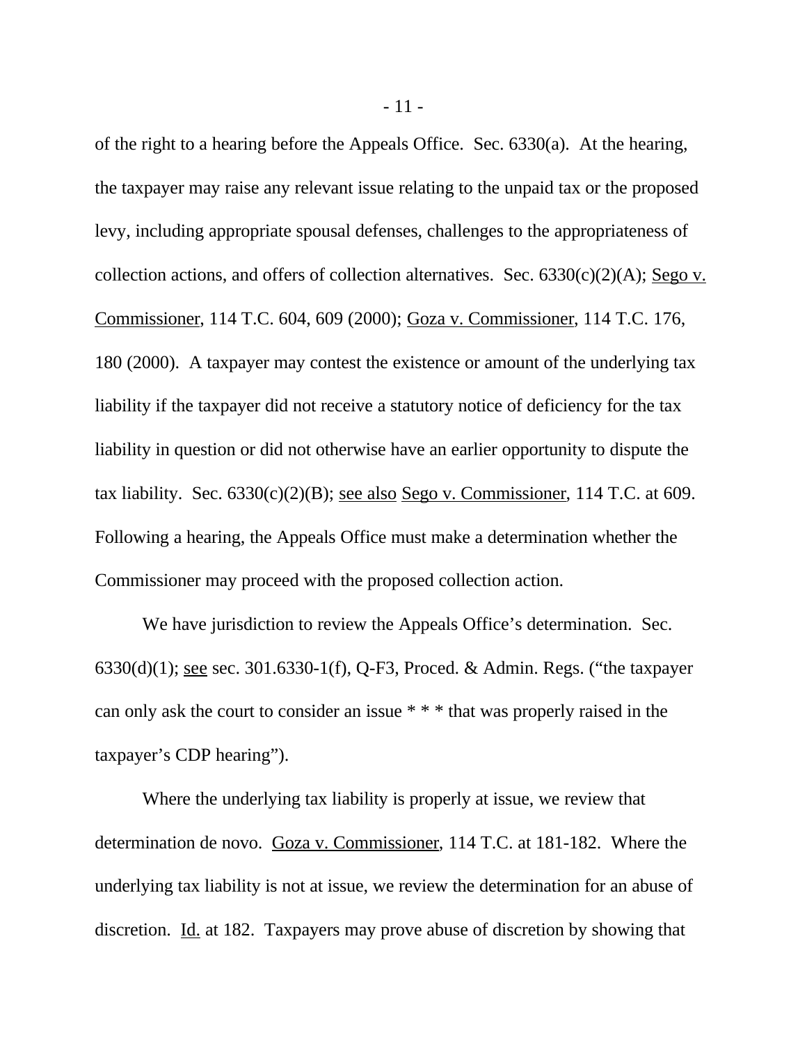of the right to a hearing before the Appeals Office. Sec. 6330(a). At the hearing, the taxpayer may raise any relevant issue relating to the unpaid tax or the proposed levy, including appropriate spousal defenses, challenges to the appropriateness of collection actions, and offers of collection alternatives. Sec. 6330(c)(2)(A); Sego v. Commissioner, 114 T.C. 604, 609 (2000); Goza v. Commissioner, 114 T.C. 176, 180 (2000). A taxpayer may contest the existence or amount of the underlying tax liability if the taxpayer did not receive a statutory notice of deficiency for the tax liability in question or did not otherwise have an earlier opportunity to dispute the tax liability. Sec. 6330(c)(2)(B); see also Sego v. Commissioner, 114 T.C. at 609. Following a hearing, the Appeals Office must make a determination whether the Commissioner may proceed with the proposed collection action.

We have jurisdiction to review the Appeals Office's determination. Sec. 6330(d)(1); see sec. 301.6330-1(f), Q-F3, Proced. & Admin. Regs. ("the taxpayer can only ask the court to consider an issue * * * that was properly raised in the taxpayer's CDP hearing").

Where the underlying tax liability is properly at issue, we review that determination de novo. Goza v. Commissioner, 114 T.C. at 181-182. Where the underlying tax liability is not at issue, we review the determination for an abuse of discretion. Id. at 182. Taxpayers may prove abuse of discretion by showing that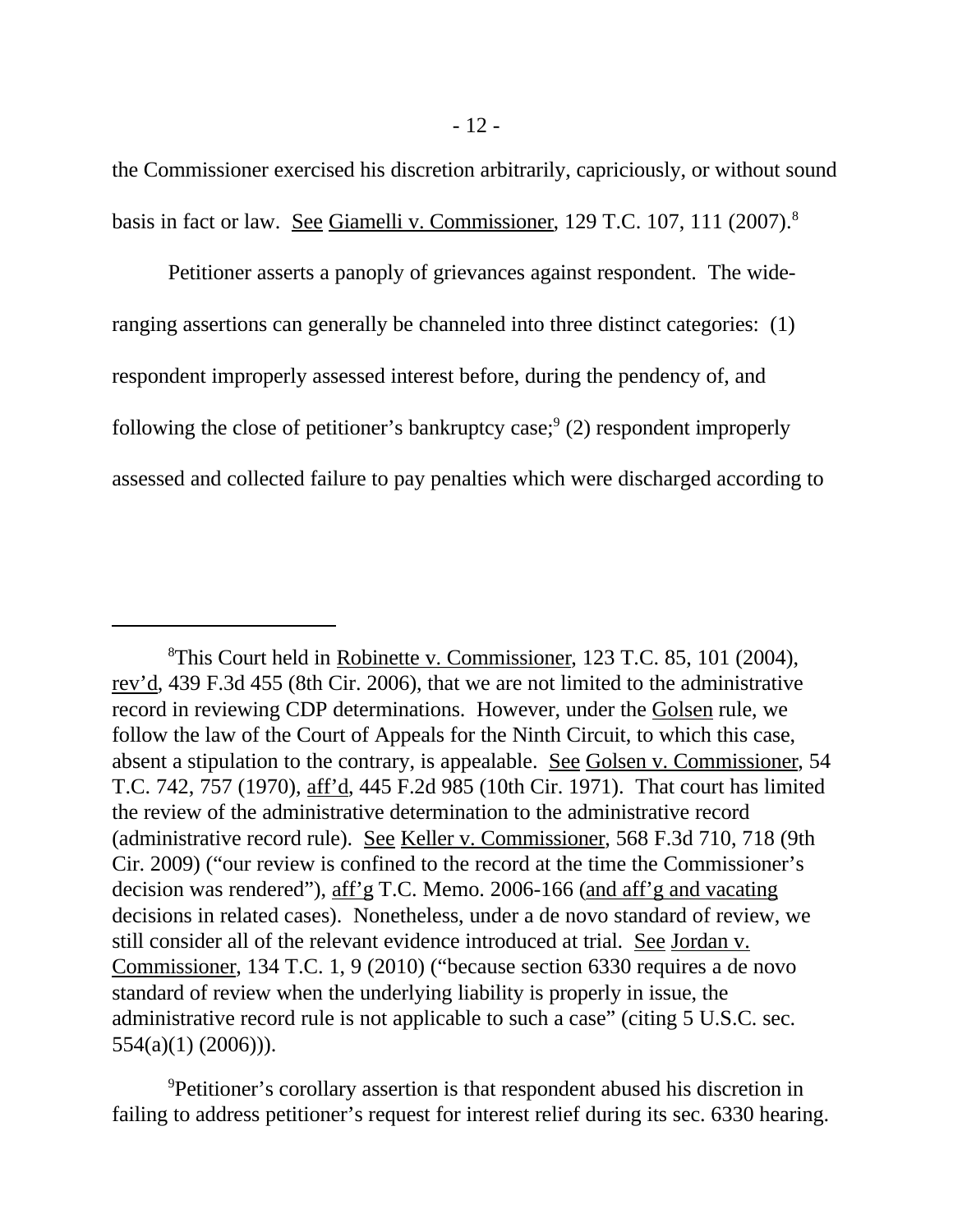the Commissioner exercised his discretion arbitrarily, capriciously, or without sound basis in fact or law. See Giamelli v. Commissioner, 129 T.C. 107, 111 (2007).[8]

Petitioner asserts a panoply of grievances against respondent. The wide-ranging assertions can generally be channeled into three distinct categories: (1) respondent improperly assessed interest before, during the pendency of, and following the close of petitioner's bankruptcy case;[9] (2) respondent improperly assessed and collected failure to pay penalties which were discharged according to

---

[8]This Court held in Robinette v. Commissioner, 123 T.C. 85, 101 (2004), rev'd, 439 F.3d 455 (8th Cir. 2006), that we are not limited to the administrative record in reviewing CDP determinations. However, under the Golsen rule, we follow the law of the Court of Appeals for the Ninth Circuit, to which this case, absent a stipulation to the contrary, is appealable. See Golsen v. Commissioner, 54 T.C. 742, 757 (1970), aff'd, 445 F.2d 985 (10th Cir. 1971). That court has limited the review of the administrative determination to the administrative record (administrative record rule). See Keller v. Commissioner, 568 F.3d 710, 718 (9th Cir. 2009) ("our review is confined to the record at the time the Commissioner's decision was rendered"), aff'g T.C. Memo. 2006-166 (and aff'g and vacating decisions in related cases). Nonetheless, under a de novo standard of review, we still consider all of the relevant evidence introduced at trial. See Jordan v. Commissioner, 134 T.C. 1, 9 (2010) ("because section 6330 requires a de novo standard of review when the underlying liability is properly in issue, the administrative record rule is not applicable to such a case" (citing 5 U.S.C. sec. 554(a)(1) (2006))).

[9]Petitioner's corollary assertion is that respondent abused his discretion in failing to address petitioner's request for interest relief during its sec. 6330 hearing.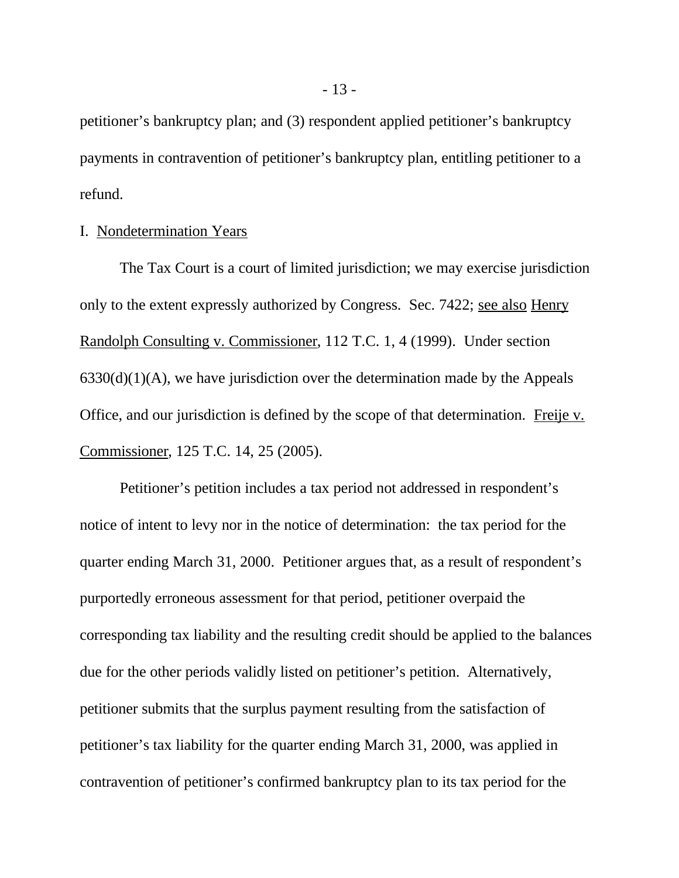petitioner's bankruptcy plan; and (3) respondent applied petitioner's bankruptcy payments in contravention of petitioner's bankruptcy plan, entitling petitioner to a refund.

## I. Nondetermination Years

The Tax Court is a court of limited jurisdiction; we may exercise jurisdiction only to the extent expressly authorized by Congress. Sec. 7422; see also Henry Randolph Consulting v. Commissioner, 112 T.C. 1, 4 (1999). Under section 6330(d)(1)(A), we have jurisdiction over the determination made by the Appeals Office, and our jurisdiction is defined by the scope of that determination. Freije v. Commissioner, 125 T.C. 14, 25 (2005).

Petitioner's petition includes a tax period not addressed in respondent's notice of intent to levy nor in the notice of determination: the tax period for the quarter ending March 31, 2000. Petitioner argues that, as a result of respondent's purportedly erroneous assessment for that period, petitioner overpaid the corresponding tax liability and the resulting credit should be applied to the balances due for the other periods validly listed on petitioner's petition. Alternatively, petitioner submits that the surplus payment resulting from the satisfaction of petitioner's tax liability for the quarter ending March 31, 2000, was applied in contravention of petitioner's confirmed bankruptcy plan to its tax period for the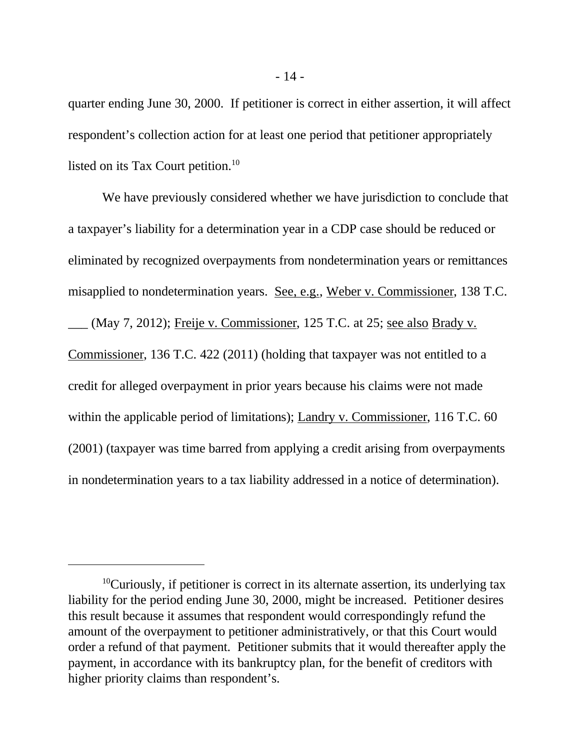quarter ending June 30, 2000. If petitioner is correct in either assertion, it will affect respondent's collection action for at least one period that petitioner appropriately listed on its Tax Court petition.[10]

We have previously considered whether we have jurisdiction to conclude that a taxpayer's liability for a determination year in a CDP case should be reduced or eliminated by recognized overpayments from nondetermination years or remittances misapplied to nondetermination years. See, e.g., Weber v. Commissioner, 138 T.C. ___ (May 7, 2012); Freije v. Commissioner, 125 T.C. at 25; see also Brady v. Commissioner, 136 T.C. 422 (2011) (holding that taxpayer was not entitled to a credit for alleged overpayment in prior years because his claims were not made within the applicable period of limitations); Landry v. Commissioner, 116 T.C. 60 (2001) (taxpayer was time barred from applying a credit arising from overpayments in nondetermination years to a tax liability addressed in a notice of determination).

---

[10]Curiously, if petitioner is correct in its alternate assertion, its underlying tax liability for the period ending June 30, 2000, might be increased. Petitioner desires this result because it assumes that respondent would correspondingly refund the amount of the overpayment to petitioner administratively, or that this Court would order a refund of that payment. Petitioner submits that it would thereafter apply the payment, in accordance with its bankruptcy plan, for the benefit of creditors with higher priority claims than respondent's.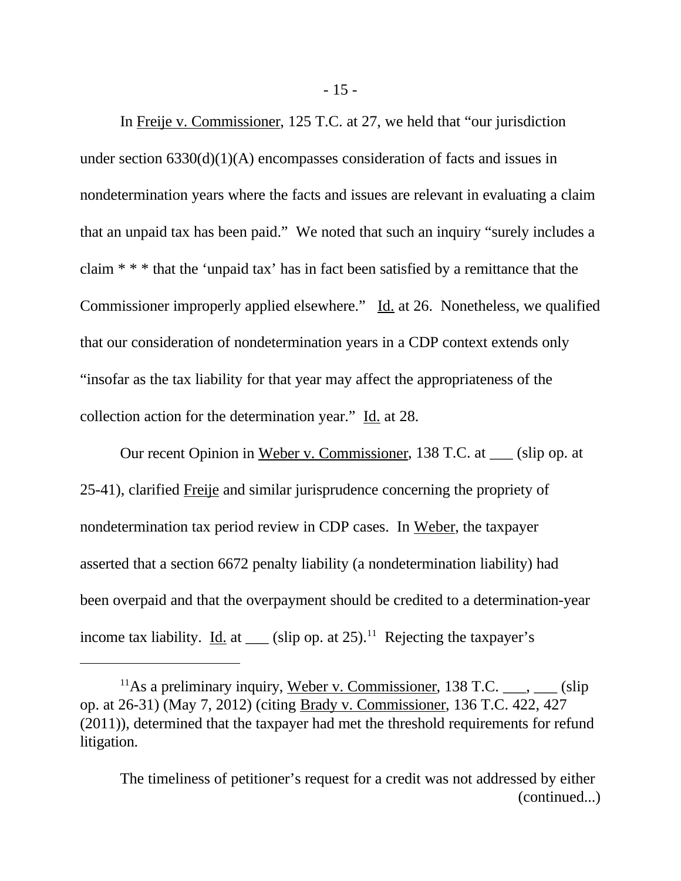In Freije v. Commissioner, 125 T.C. at 27, we held that "our jurisdiction under section 6330(d)(1)(A) encompasses consideration of facts and issues in nondetermination years where the facts and issues are relevant in evaluating a claim that an unpaid tax has been paid." We noted that such an inquiry "surely includes a claim * * * that the 'unpaid tax' has in fact been satisfied by a remittance that the Commissioner improperly applied elsewhere." Id. at 26. Nonetheless, we qualified that our consideration of nondetermination years in a CDP context extends only "insofar as the tax liability for that year may affect the appropriateness of the collection action for the determination year." Id. at 28.

Our recent Opinion in Weber v. Commissioner, 138 T.C. at ___ (slip op. at 25-41), clarified Freije and similar jurisprudence concerning the propriety of nondetermination tax period review in CDP cases. In Weber, the taxpayer asserted that a section 6672 penalty liability (a nondetermination liability) had been overpaid and that the overpayment should be credited to a determination-year income tax liability. Id. at ___ (slip op. at 25).[11] Rejecting the taxpayer's

---

[11] As a preliminary inquiry, Weber v. Commissioner, 138 T.C. ___, ___ (slip op. at 26-31) (May 7, 2012) (citing Brady v. Commissioner, 136 T.C. 422, 427 (2011)), determined that the taxpayer had met the threshold requirements for refund litigation.

The timeliness of petitioner's request for a credit was not addressed by either (continued...)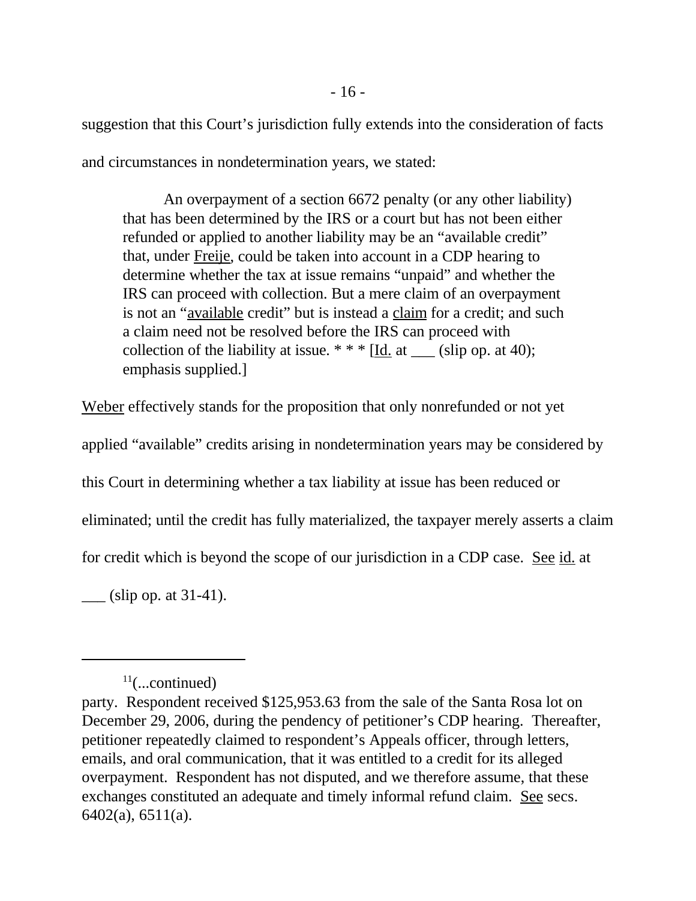suggestion that this Court's jurisdiction fully extends into the consideration of facts and circumstances in nondetermination years, we stated:

> An overpayment of a section 6672 penalty (or any other liability) that has been determined by the IRS or a court but has not been either refunded or applied to another liability may be an "available credit" that, under Freije, could be taken into account in a CDP hearing to determine whether the tax at issue remains "unpaid" and whether the IRS can proceed with collection. But a mere claim of an overpayment is not an "available credit" but is instead a claim for a credit; and such a claim need not be resolved before the IRS can proceed with collection of the liability at issue. * * * [Id. at ___ (slip op. at 40); emphasis supplied.]

Weber effectively stands for the proposition that only nonrefunded or not yet applied "available" credits arising in nondetermination years may be considered by this Court in determining whether a tax liability at issue has been reduced or eliminated; until the credit has fully materialized, the taxpayer merely asserts a claim for credit which is beyond the scope of our jurisdiction in a CDP case. See id. at ___ (slip op. at 31-41).

---

[11](...continued)
party. Respondent received $125,953.63 from the sale of the Santa Rosa lot on December 29, 2006, during the pendency of petitioner's CDP hearing. Thereafter, petitioner repeatedly claimed to respondent's Appeals officer, through letters, emails, and oral communication, that it was entitled to a credit for its alleged overpayment. Respondent has not disputed, and we therefore assume, that these exchanges constituted an adequate and timely informal refund claim. See secs. 6402(a), 6511(a).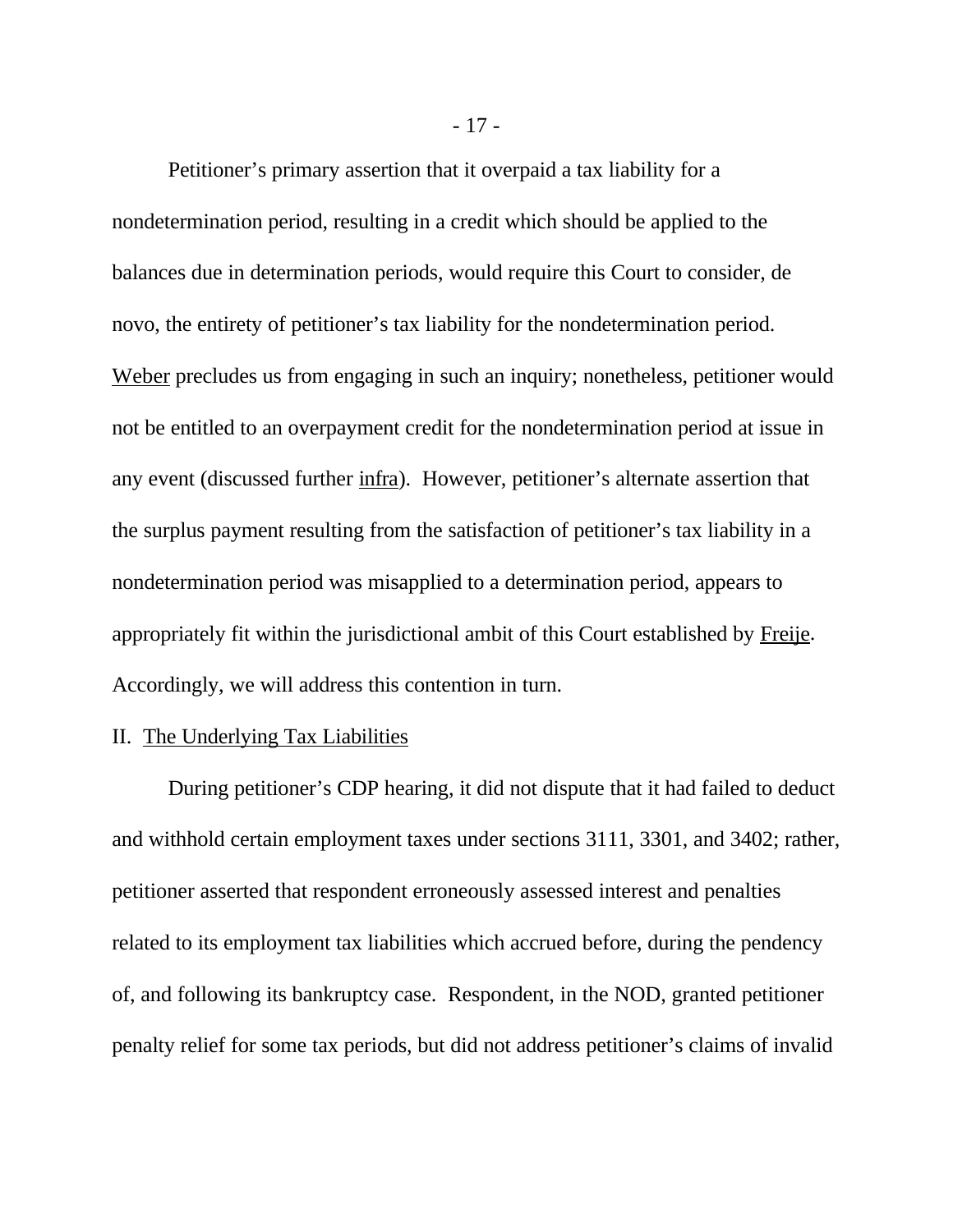Petitioner's primary assertion that it overpaid a tax liability for a nondetermination period, resulting in a credit which should be applied to the balances due in determination periods, would require this Court to consider, de novo, the entirety of petitioner's tax liability for the nondetermination period. Weber precludes us from engaging in such an inquiry; nonetheless, petitioner would not be entitled to an overpayment credit for the nondetermination period at issue in any event (discussed further infra). However, petitioner's alternate assertion that the surplus payment resulting from the satisfaction of petitioner's tax liability in a nondetermination period was misapplied to a determination period, appears to appropriately fit within the jurisdictional ambit of this Court established by Freije. Accordingly, we will address this contention in turn.

## II. The Underlying Tax Liabilities

During petitioner's CDP hearing, it did not dispute that it had failed to deduct and withhold certain employment taxes under sections 3111, 3301, and 3402; rather, petitioner asserted that respondent erroneously assessed interest and penalties related to its employment tax liabilities which accrued before, during the pendency of, and following its bankruptcy case. Respondent, in the NOD, granted petitioner penalty relief for some tax periods, but did not address petitioner's claims of invalid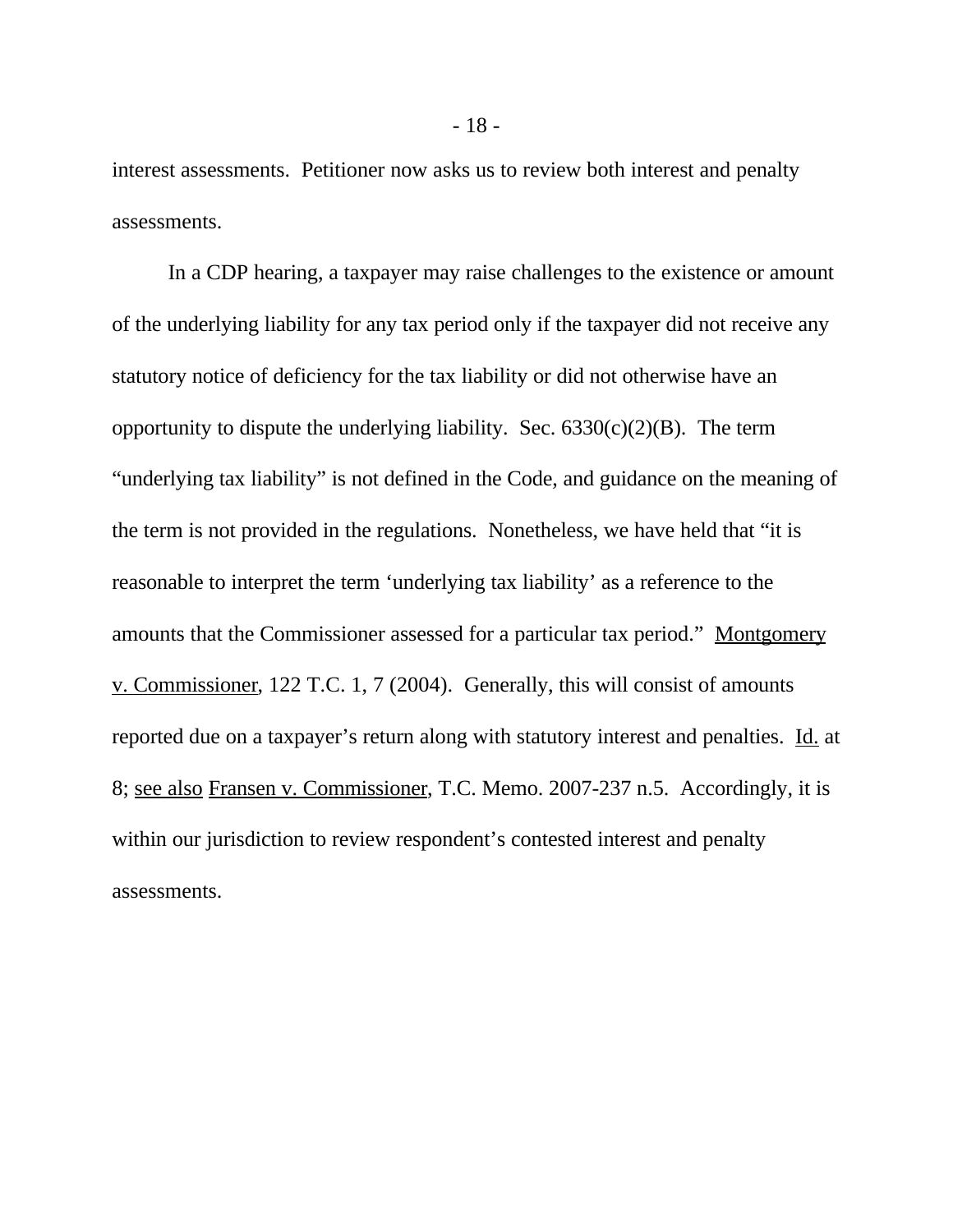interest assessments. Petitioner now asks us to review both interest and penalty assessments.

In a CDP hearing, a taxpayer may raise challenges to the existence or amount of the underlying liability for any tax period only if the taxpayer did not receive any statutory notice of deficiency for the tax liability or did not otherwise have an opportunity to dispute the underlying liability. Sec. 6330(c)(2)(B). The term "underlying tax liability" is not defined in the Code, and guidance on the meaning of the term is not provided in the regulations. Nonetheless, we have held that "it is reasonable to interpret the term 'underlying tax liability' as a reference to the amounts that the Commissioner assessed for a particular tax period." Montgomery v. Commissioner, 122 T.C. 1, 7 (2004). Generally, this will consist of amounts reported due on a taxpayer's return along with statutory interest and penalties. Id. at 8; see also Fransen v. Commissioner, T.C. Memo. 2007-237 n.5. Accordingly, it is within our jurisdiction to review respondent's contested interest and penalty assessments.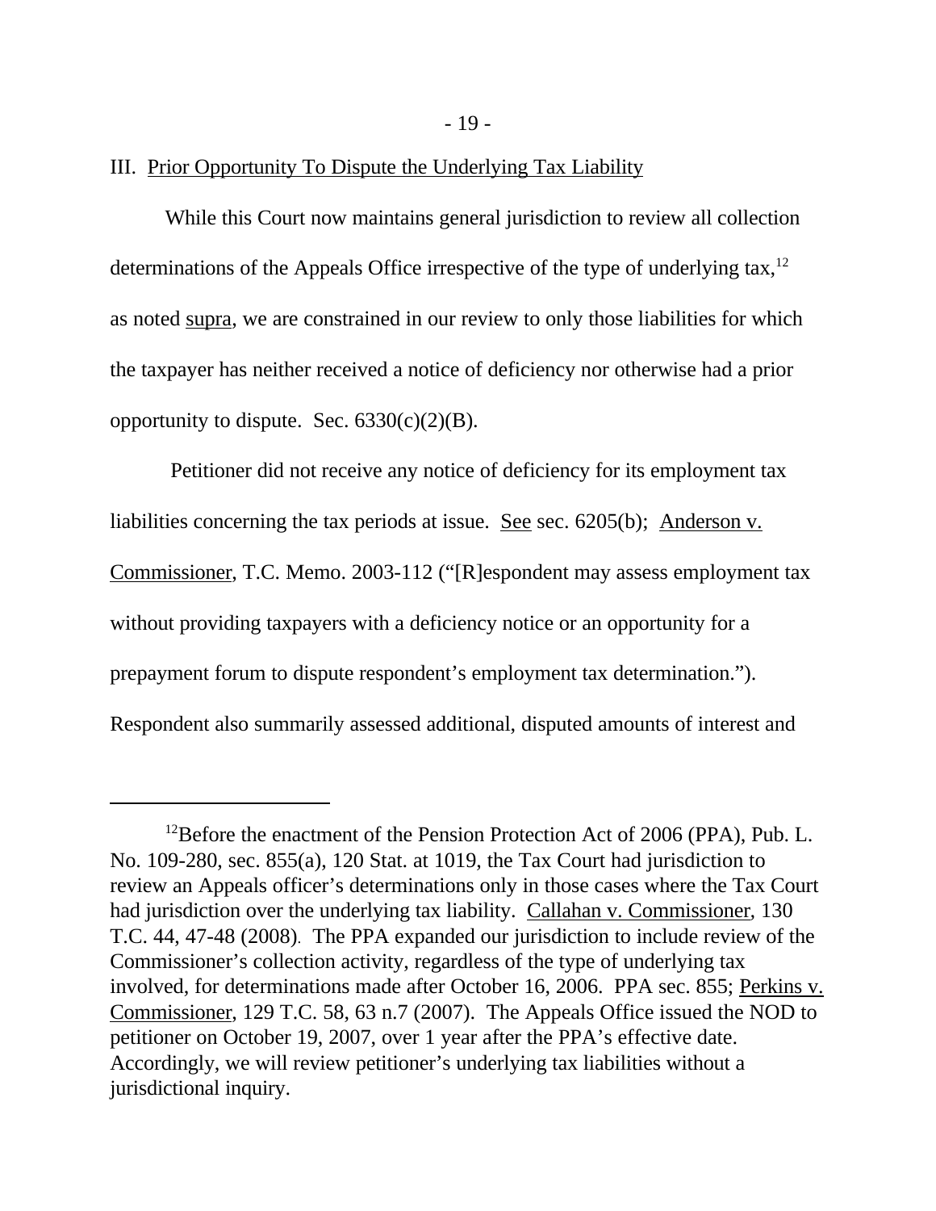III. Prior Opportunity To Dispute the Underlying Tax Liability

While this Court now maintains general jurisdiction to review all collection determinations of the Appeals Office irrespective of the type of underlying tax,[12] as noted supra, we are constrained in our review to only those liabilities for which the taxpayer has neither received a notice of deficiency nor otherwise had a prior opportunity to dispute. Sec. 6330(c)(2)(B).

Petitioner did not receive any notice of deficiency for its employment tax liabilities concerning the tax periods at issue. See sec. 6205(b); Anderson v. Commissioner, T.C. Memo. 2003-112 ("[R]espondent may assess employment tax without providing taxpayers with a deficiency notice or an opportunity for a prepayment forum to dispute respondent's employment tax determination."). Respondent also summarily assessed additional, disputed amounts of interest and

[12]Before the enactment of the Pension Protection Act of 2006 (PPA), Pub. L. No. 109-280, sec. 855(a), 120 Stat. at 1019, the Tax Court had jurisdiction to review an Appeals officer's determinations only in those cases where the Tax Court had jurisdiction over the underlying tax liability. Callahan v. Commissioner, 130 T.C. 44, 47-48 (2008). The PPA expanded our jurisdiction to include review of the Commissioner's collection activity, regardless of the type of underlying tax involved, for determinations made after October 16, 2006. PPA sec. 855; Perkins v. Commissioner, 129 T.C. 58, 63 n.7 (2007). The Appeals Office issued the NOD to petitioner on October 19, 2007, over 1 year after the PPA's effective date. Accordingly, we will review petitioner's underlying tax liabilities without a jurisdictional inquiry.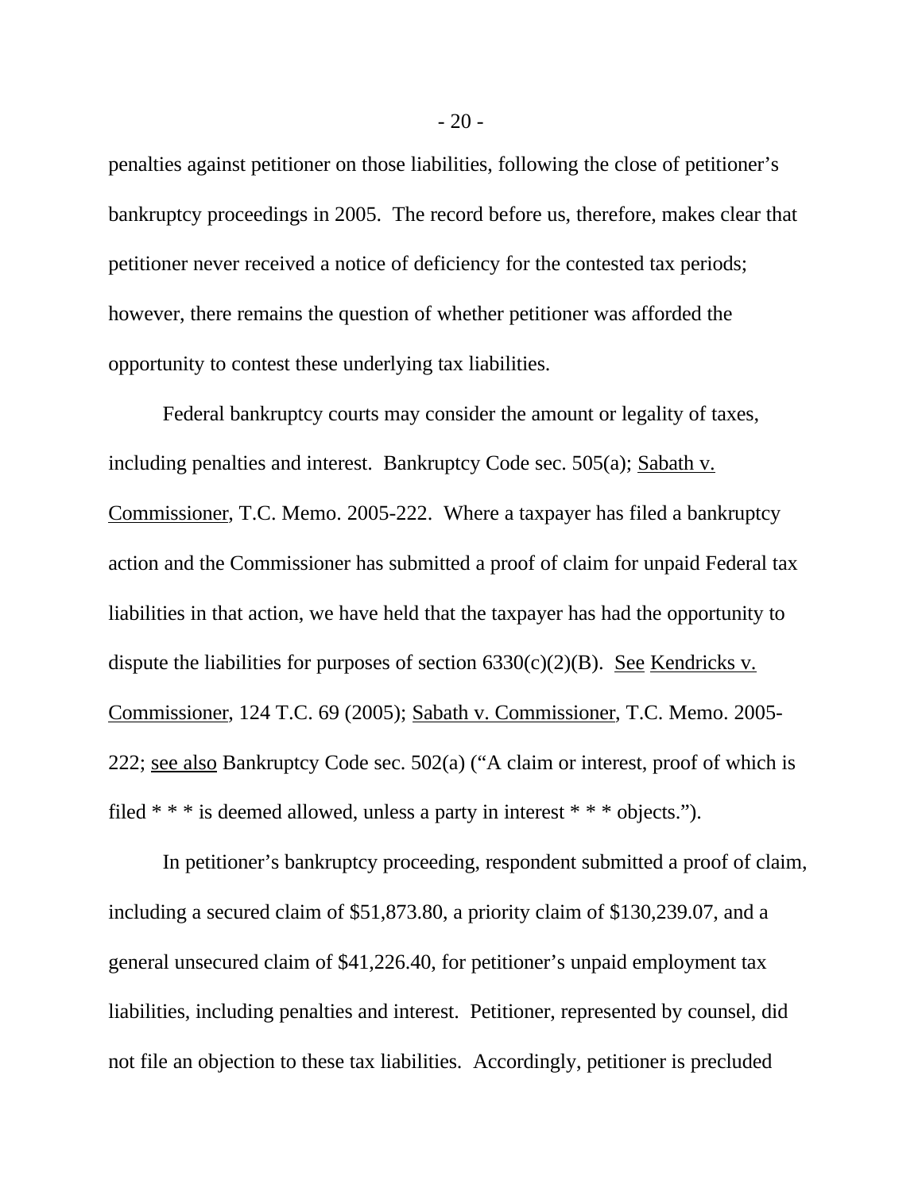penalties against petitioner on those liabilities, following the close of petitioner's bankruptcy proceedings in 2005. The record before us, therefore, makes clear that petitioner never received a notice of deficiency for the contested tax periods; however, there remains the question of whether petitioner was afforded the opportunity to contest these underlying tax liabilities.

Federal bankruptcy courts may consider the amount or legality of taxes, including penalties and interest. Bankruptcy Code sec. 505(a); Sabath v. Commissioner, T.C. Memo. 2005-222. Where a taxpayer has filed a bankruptcy action and the Commissioner has submitted a proof of claim for unpaid Federal tax liabilities in that action, we have held that the taxpayer has had the opportunity to dispute the liabilities for purposes of section 6330(c)(2)(B). See Kendricks v. Commissioner, 124 T.C. 69 (2005); Sabath v. Commissioner, T.C. Memo. 2005-222; see also Bankruptcy Code sec. 502(a) ("A claim or interest, proof of which is filed * * * is deemed allowed, unless a party in interest * * * objects.").

In petitioner's bankruptcy proceeding, respondent submitted a proof of claim, including a secured claim of $51,873.80, a priority claim of $130,239.07, and a general unsecured claim of $41,226.40, for petitioner's unpaid employment tax liabilities, including penalties and interest. Petitioner, represented by counsel, did not file an objection to these tax liabilities. Accordingly, petitioner is precluded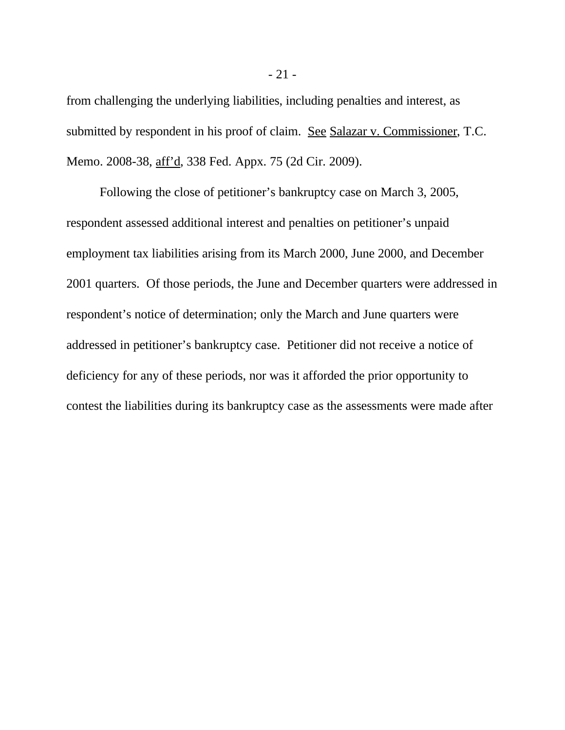from challenging the underlying liabilities, including penalties and interest, as submitted by respondent in his proof of claim. See Salazar v. Commissioner, T.C. Memo. 2008-38, aff'd, 338 Fed. Appx. 75 (2d Cir. 2009).

Following the close of petitioner's bankruptcy case on March 3, 2005, respondent assessed additional interest and penalties on petitioner's unpaid employment tax liabilities arising from its March 2000, June 2000, and December 2001 quarters. Of those periods, the June and December quarters were addressed in respondent's notice of determination; only the March and June quarters were addressed in petitioner's bankruptcy case. Petitioner did not receive a notice of deficiency for any of these periods, nor was it afforded the prior opportunity to contest the liabilities during its bankruptcy case as the assessments were made after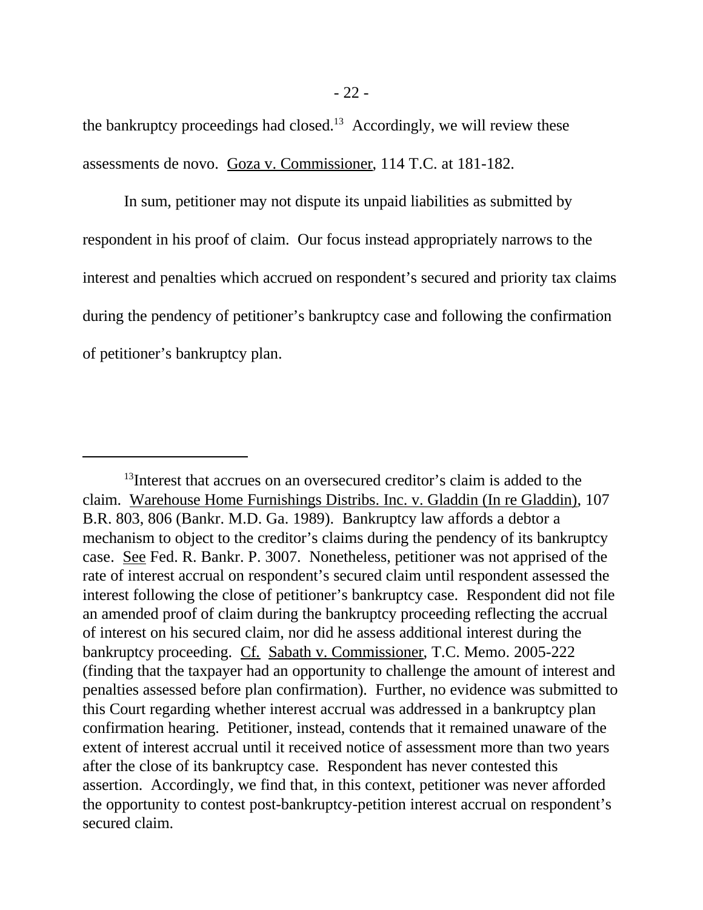the bankruptcy proceedings had closed.[13] Accordingly, we will review these assessments de novo. Goza v. Commissioner, 114 T.C. at 181-182.

In sum, petitioner may not dispute its unpaid liabilities as submitted by respondent in his proof of claim. Our focus instead appropriately narrows to the interest and penalties which accrued on respondent's secured and priority tax claims during the pendency of petitioner's bankruptcy case and following the confirmation of petitioner's bankruptcy plan.

---

[13] Interest that accrues on an oversecured creditor's claim is added to the claim. Warehouse Home Furnishings Distribs. Inc. v. Gladdin (In re Gladdin), 107 B.R. 803, 806 (Bankr. M.D. Ga. 1989). Bankruptcy law affords a debtor a mechanism to object to the creditor's claims during the pendency of its bankruptcy case. See Fed. R. Bankr. P. 3007. Nonetheless, petitioner was not apprised of the rate of interest accrual on respondent's secured claim until respondent assessed the interest following the close of petitioner's bankruptcy case. Respondent did not file an amended proof of claim during the bankruptcy proceeding reflecting the accrual of interest on his secured claim, nor did he assess additional interest during the bankruptcy proceeding. Cf. Sabath v. Commissioner, T.C. Memo. 2005-222 (finding that the taxpayer had an opportunity to challenge the amount of interest and penalties assessed before plan confirmation). Further, no evidence was submitted to this Court regarding whether interest accrual was addressed in a bankruptcy plan confirmation hearing. Petitioner, instead, contends that it remained unaware of the extent of interest accrual until it received notice of assessment more than two years after the close of its bankruptcy case. Respondent has never contested this assertion. Accordingly, we find that, in this context, petitioner was never afforded the opportunity to contest post-bankruptcy-petition interest accrual on respondent's secured claim.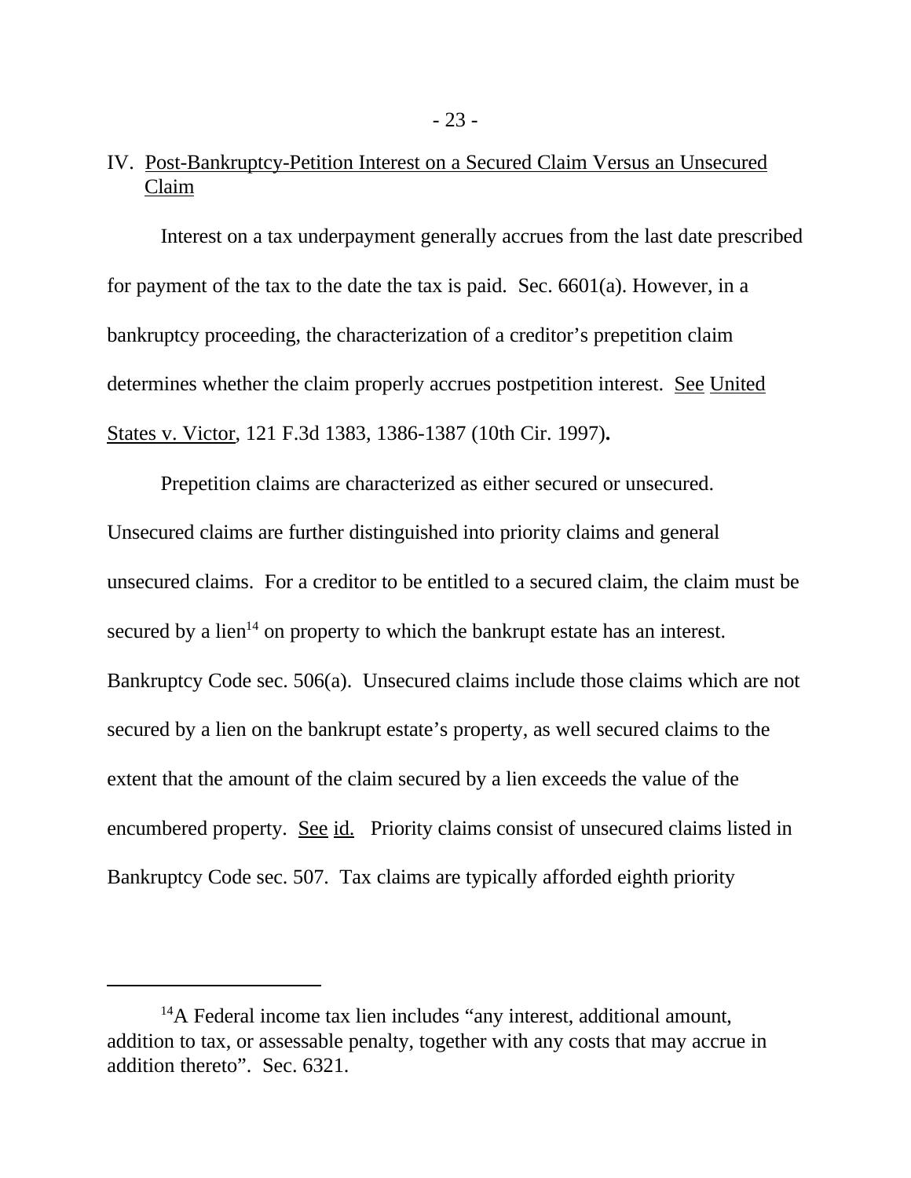## IV. Post-Bankruptcy-Petition Interest on a Secured Claim Versus an Unsecured Claim

Interest on a tax underpayment generally accrues from the last date prescribed for payment of the tax to the date the tax is paid. Sec. 6601(a). However, in a bankruptcy proceeding, the characterization of a creditor's prepetition claim determines whether the claim properly accrues postpetition interest. See United States v. Victor, 121 F.3d 1383, 1386-1387 (10th Cir. 1997).

Prepetition claims are characterized as either secured or unsecured. Unsecured claims are further distinguished into priority claims and general unsecured claims. For a creditor to be entitled to a secured claim, the claim must be secured by a lien[14] on property to which the bankrupt estate has an interest. Bankruptcy Code sec. 506(a). Unsecured claims include those claims which are not secured by a lien on the bankrupt estate's property, as well secured claims to the extent that the amount of the claim secured by a lien exceeds the value of the encumbered property. See id. Priority claims consist of unsecured claims listed in Bankruptcy Code sec. 507. Tax claims are typically afforded eighth priority

---

[14]A Federal income tax lien includes "any interest, additional amount, addition to tax, or assessable penalty, together with any costs that may accrue in addition thereto". Sec. 6321.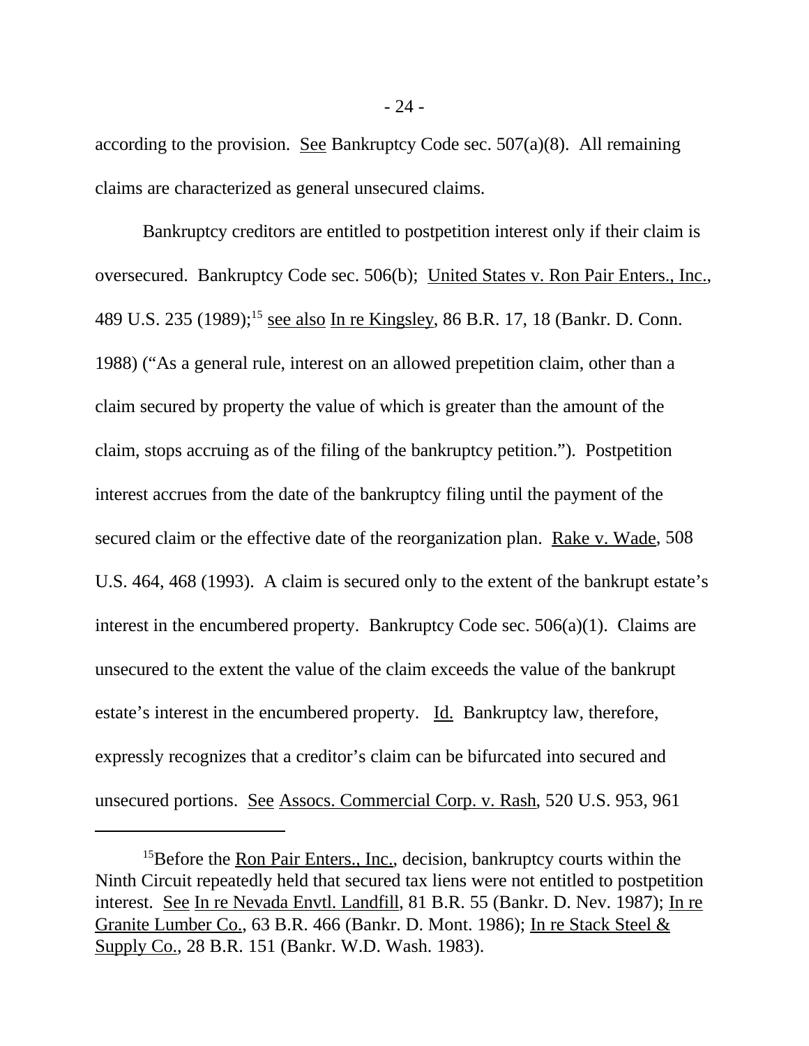according to the provision. See Bankruptcy Code sec. 507(a)(8). All remaining claims are characterized as general unsecured claims.

Bankruptcy creditors are entitled to postpetition interest only if their claim is oversecured. Bankruptcy Code sec. 506(b); United States v. Ron Pair Enters., Inc., 489 U.S. 235 (1989);[15] see also In re Kingsley, 86 B.R. 17, 18 (Bankr. D. Conn. 1988) ("As a general rule, interest on an allowed prepetition claim, other than a claim secured by property the value of which is greater than the amount of the claim, stops accruing as of the filing of the bankruptcy petition."). Postpetition interest accrues from the date of the bankruptcy filing until the payment of the secured claim or the effective date of the reorganization plan. Rake v. Wade, 508 U.S. 464, 468 (1993). A claim is secured only to the extent of the bankrupt estate's interest in the encumbered property. Bankruptcy Code sec. 506(a)(1). Claims are unsecured to the extent the value of the claim exceeds the value of the bankrupt estate's interest in the encumbered property. Id. Bankruptcy law, therefore, expressly recognizes that a creditor's claim can be bifurcated into secured and unsecured portions. See Assocs. Commercial Corp. v. Rash, 520 U.S. 953, 961

---

[15]Before the Ron Pair Enters., Inc., decision, bankruptcy courts within the Ninth Circuit repeatedly held that secured tax liens were not entitled to postpetition interest. See In re Nevada Envtl. Landfill, 81 B.R. 55 (Bankr. D. Nev. 1987); In re Granite Lumber Co., 63 B.R. 466 (Bankr. D. Mont. 1986); In re Stack Steel & Supply Co., 28 B.R. 151 (Bankr. W.D. Wash. 1983).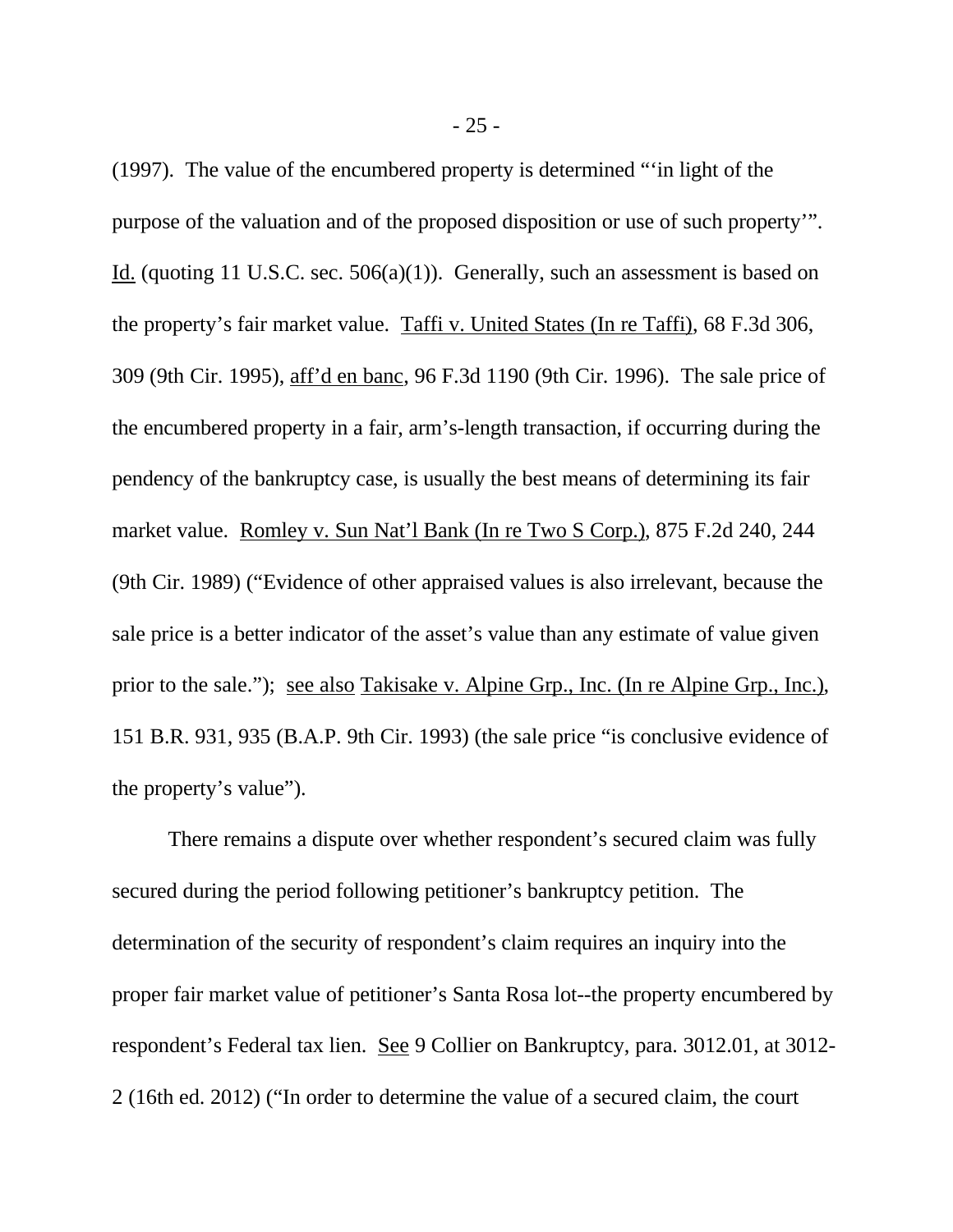(1997). The value of the encumbered property is determined "'in light of the purpose of the valuation and of the proposed disposition or use of such property'". Id. (quoting 11 U.S.C. sec. 506(a)(1)). Generally, such an assessment is based on the property's fair market value. Taffi v. United States (In re Taffi), 68 F.3d 306, 309 (9th Cir. 1995), aff'd en banc, 96 F.3d 1190 (9th Cir. 1996). The sale price of the encumbered property in a fair, arm's-length transaction, if occurring during the pendency of the bankruptcy case, is usually the best means of determining its fair market value. Romley v. Sun Nat'l Bank (In re Two S Corp.), 875 F.2d 240, 244 (9th Cir. 1989) ("Evidence of other appraised values is also irrelevant, because the sale price is a better indicator of the asset's value than any estimate of value given prior to the sale."); see also Takisake v. Alpine Grp., Inc. (In re Alpine Grp., Inc.), 151 B.R. 931, 935 (B.A.P. 9th Cir. 1993) (the sale price "is conclusive evidence of the property's value").

There remains a dispute over whether respondent's secured claim was fully secured during the period following petitioner's bankruptcy petition. The determination of the security of respondent's claim requires an inquiry into the proper fair market value of petitioner's Santa Rosa lot--the property encumbered by respondent's Federal tax lien. See 9 Collier on Bankruptcy, para. 3012.01, at 3012-2 (16th ed. 2012) ("In order to determine the value of a secured claim, the court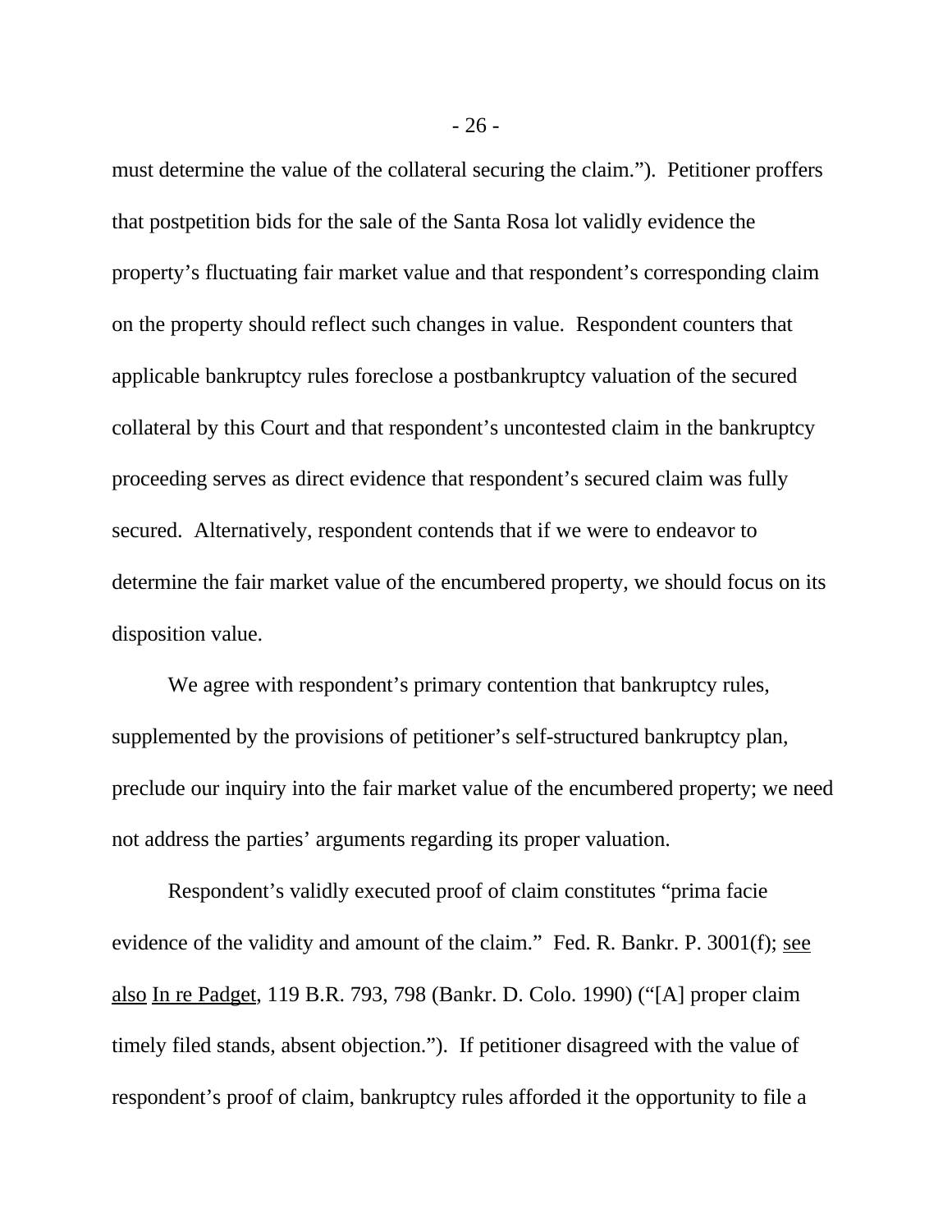must determine the value of the collateral securing the claim."). Petitioner proffers that postpetition bids for the sale of the Santa Rosa lot validly evidence the property's fluctuating fair market value and that respondent's corresponding claim on the property should reflect such changes in value. Respondent counters that applicable bankruptcy rules foreclose a postbankruptcy valuation of the secured collateral by this Court and that respondent's uncontested claim in the bankruptcy proceeding serves as direct evidence that respondent's secured claim was fully secured. Alternatively, respondent contends that if we were to endeavor to determine the fair market value of the encumbered property, we should focus on its disposition value.

We agree with respondent's primary contention that bankruptcy rules, supplemented by the provisions of petitioner's self-structured bankruptcy plan, preclude our inquiry into the fair market value of the encumbered property; we need not address the parties' arguments regarding its proper valuation.

Respondent's validly executed proof of claim constitutes "prima facie evidence of the validity and amount of the claim." Fed. R. Bankr. P. 3001(f); see also In re Padget, 119 B.R. 793, 798 (Bankr. D. Colo. 1990) ("[A] proper claim timely filed stands, absent objection."). If petitioner disagreed with the value of respondent's proof of claim, bankruptcy rules afforded it the opportunity to file a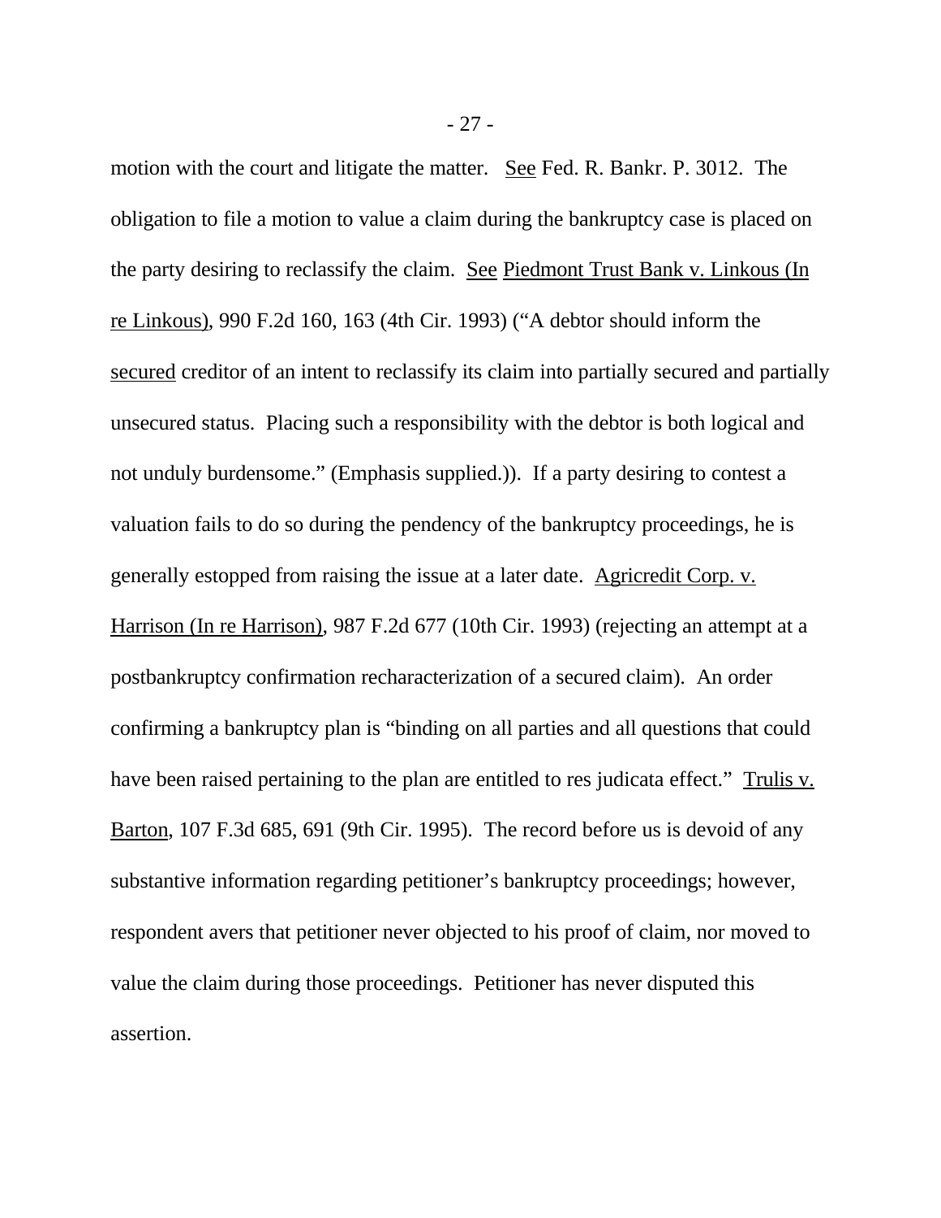motion with the court and litigate the matter. See Fed. R. Bankr. P. 3012. The obligation to file a motion to value a claim during the bankruptcy case is placed on the party desiring to reclassify the claim. See Piedmont Trust Bank v. Linkous (In re Linkous), 990 F.2d 160, 163 (4th Cir. 1993) ("A debtor should inform the secured creditor of an intent to reclassify its claim into partially secured and partially unsecured status. Placing such a responsibility with the debtor is both logical and not unduly burdensome." (Emphasis supplied.)). If a party desiring to contest a valuation fails to do so during the pendency of the bankruptcy proceedings, he is generally estopped from raising the issue at a later date. Agricredit Corp. v. Harrison (In re Harrison), 987 F.2d 677 (10th Cir. 1993) (rejecting an attempt at a postbankruptcy confirmation recharacterization of a secured claim). An order confirming a bankruptcy plan is "binding on all parties and all questions that could have been raised pertaining to the plan are entitled to res judicata effect." Trulis v. Barton, 107 F.3d 685, 691 (9th Cir. 1995). The record before us is devoid of any substantive information regarding petitioner's bankruptcy proceedings; however, respondent avers that petitioner never objected to his proof of claim, nor moved to value the claim during those proceedings. Petitioner has never disputed this assertion.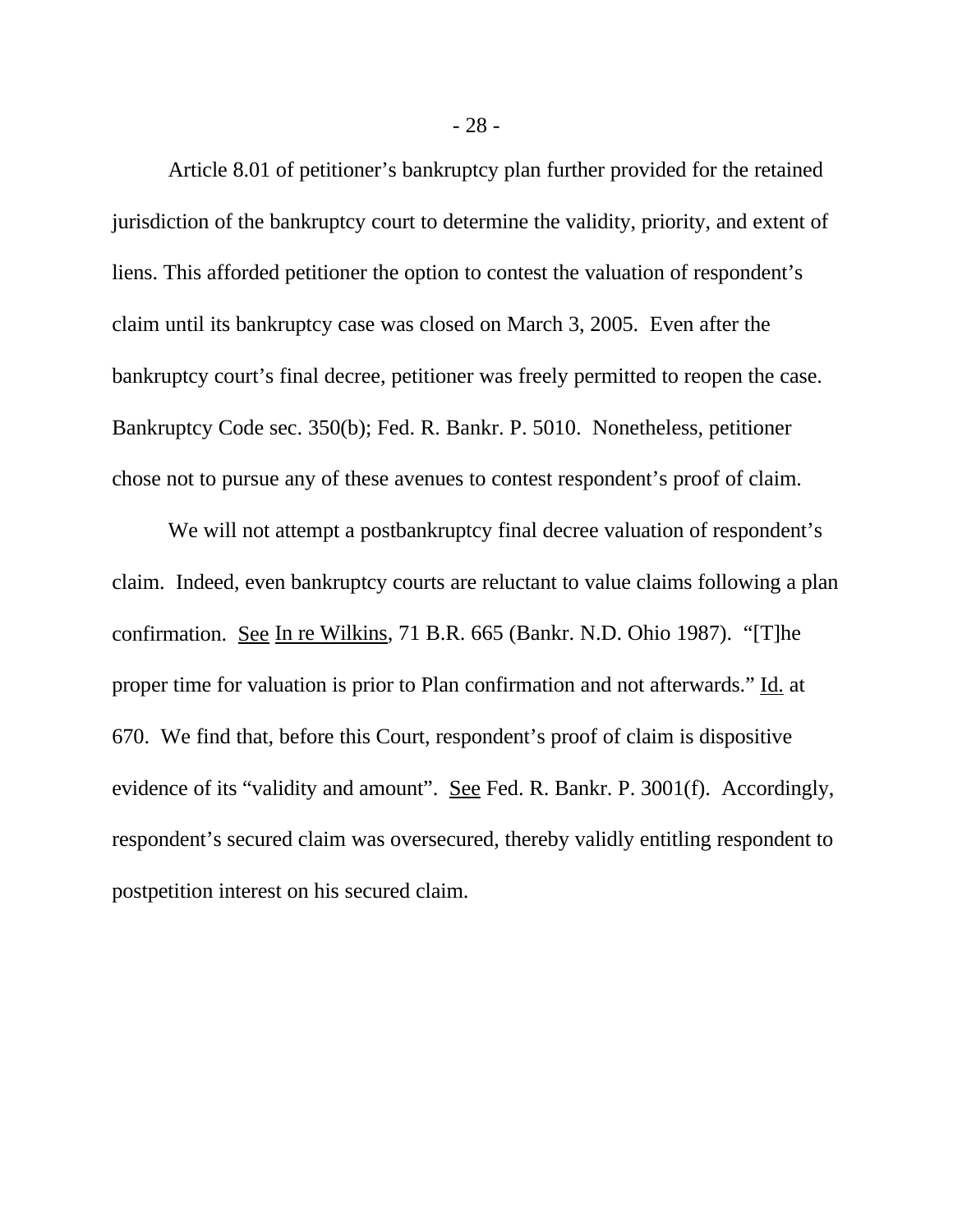Article 8.01 of petitioner's bankruptcy plan further provided for the retained jurisdiction of the bankruptcy court to determine the validity, priority, and extent of liens. This afforded petitioner the option to contest the valuation of respondent's claim until its bankruptcy case was closed on March 3, 2005. Even after the bankruptcy court's final decree, petitioner was freely permitted to reopen the case. Bankruptcy Code sec. 350(b); Fed. R. Bankr. P. 5010. Nonetheless, petitioner chose not to pursue any of these avenues to contest respondent's proof of claim.

We will not attempt a postbankruptcy final decree valuation of respondent's claim. Indeed, even bankruptcy courts are reluctant to value claims following a plan confirmation. See In re Wilkins, 71 B.R. 665 (Bankr. N.D. Ohio 1987). "[T]he proper time for valuation is prior to Plan confirmation and not afterwards." Id. at 670. We find that, before this Court, respondent's proof of claim is dispositive evidence of its "validity and amount". See Fed. R. Bankr. P. 3001(f). Accordingly, respondent's secured claim was oversecured, thereby validly entitling respondent to postpetition interest on his secured claim.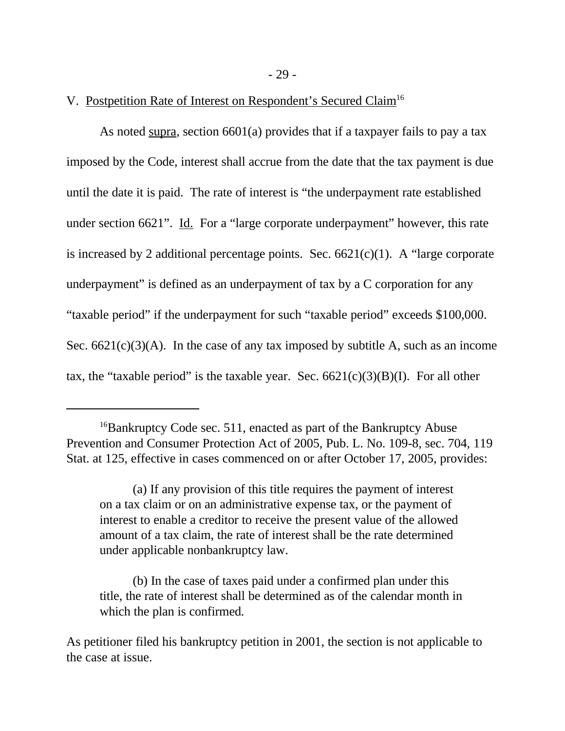V. Postpetition Rate of Interest on Respondent's Secured Claim[16]

As noted supra, section 6601(a) provides that if a taxpayer fails to pay a tax imposed by the Code, interest shall accrue from the date that the tax payment is due until the date it is paid. The rate of interest is "the underpayment rate established under section 6621". Id. For a "large corporate underpayment" however, this rate is increased by 2 additional percentage points. Sec. 6621(c)(1). A "large corporate underpayment" is defined as an underpayment of tax by a C corporation for any "taxable period" if the underpayment for such "taxable period" exceeds $100,000. Sec. 6621(c)(3)(A). In the case of any tax imposed by subtitle A, such as an income tax, the "taxable period" is the taxable year. Sec. 6621(c)(3)(B)(I). For all other

---

[16]Bankruptcy Code sec. 511, enacted as part of the Bankruptcy Abuse Prevention and Consumer Protection Act of 2005, Pub. L. No. 109-8, sec. 704, 119 Stat. at 125, effective in cases commenced on or after October 17, 2005, provides:

> (a) If any provision of this title requires the payment of interest on a tax claim or on an administrative expense tax, or the payment of interest to enable a creditor to receive the present value of the allowed amount of a tax claim, the rate of interest shall be the rate determined under applicable nonbankruptcy law.
>
> (b) In the case of taxes paid under a confirmed plan under this title, the rate of interest shall be determined as of the calendar month in which the plan is confirmed.

As petitioner filed his bankruptcy petition in 2001, the section is not applicable to the case at issue.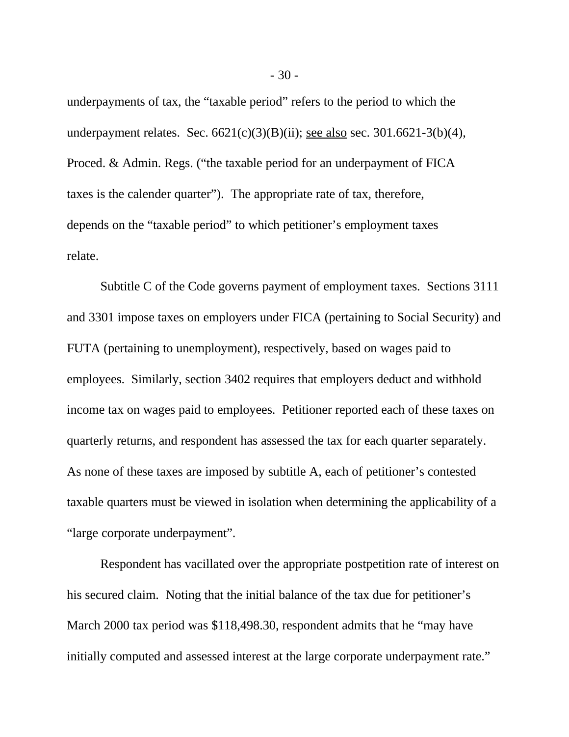underpayments of tax, the “taxable period” refers to the period to which the underpayment relates. Sec. 6621(c)(3)(B)(ii); see also sec. 301.6621-3(b)(4), Proced. & Admin. Regs. (“the taxable period for an underpayment of FICA taxes is the calender quarter”). The appropriate rate of tax, therefore, depends on the “taxable period” to which petitioner’s employment taxes relate.

Subtitle C of the Code governs payment of employment taxes. Sections 3111 and 3301 impose taxes on employers under FICA (pertaining to Social Security) and FUTA (pertaining to unemployment), respectively, based on wages paid to employees. Similarly, section 3402 requires that employers deduct and withhold income tax on wages paid to employees. Petitioner reported each of these taxes on quarterly returns, and respondent has assessed the tax for each quarter separately. As none of these taxes are imposed by subtitle A, each of petitioner’s contested taxable quarters must be viewed in isolation when determining the applicability of a “large corporate underpayment”.

Respondent has vacillated over the appropriate postpetition rate of interest on his secured claim. Noting that the initial balance of the tax due for petitioner’s March 2000 tax period was $118,498.30, respondent admits that he “may have initially computed and assessed interest at the large corporate underpayment rate.”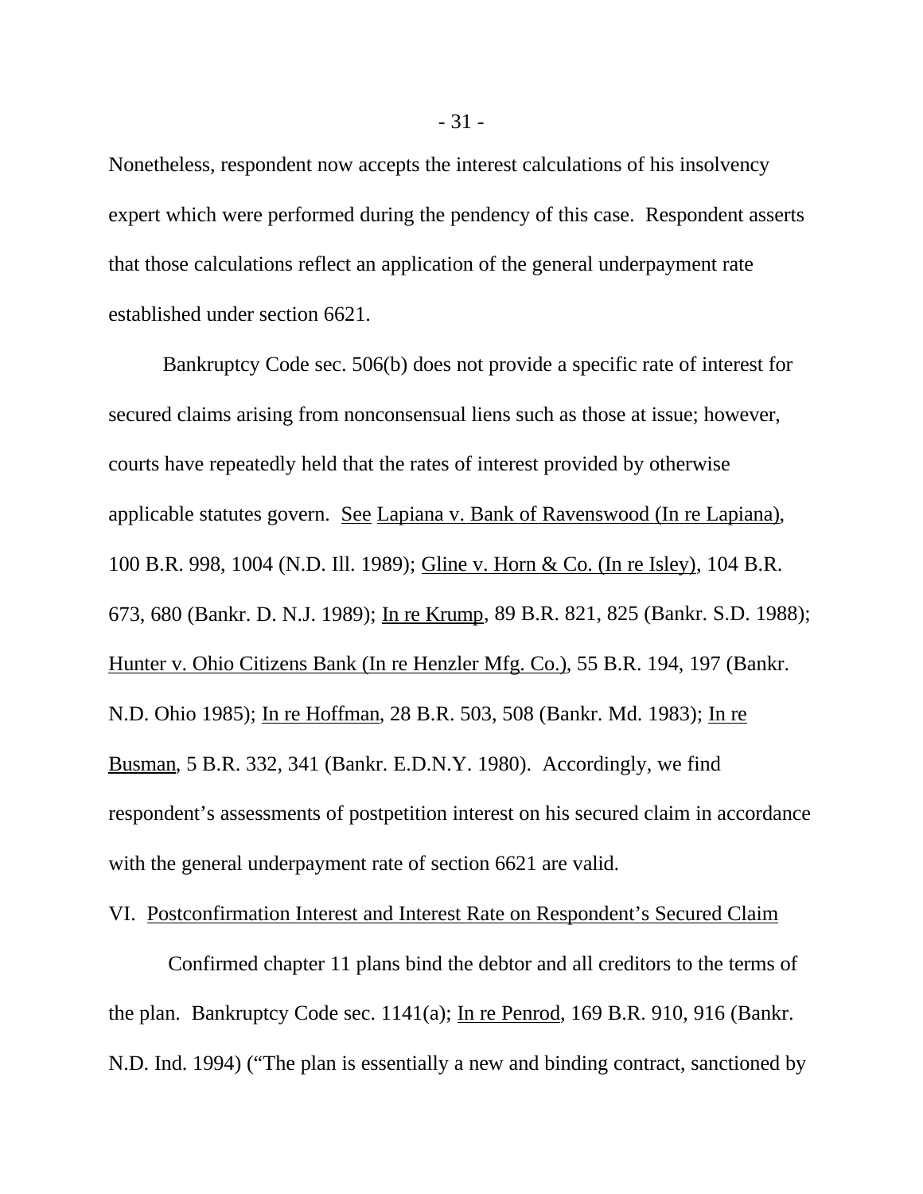Nonetheless, respondent now accepts the interest calculations of his insolvency expert which were performed during the pendency of this case. Respondent asserts that those calculations reflect an application of the general underpayment rate established under section 6621.

Bankruptcy Code sec. 506(b) does not provide a specific rate of interest for secured claims arising from nonconsensual liens such as those at issue; however, courts have repeatedly held that the rates of interest provided by otherwise applicable statutes govern. See Lapiana v. Bank of Ravenswood (In re Lapiana), 100 B.R. 998, 1004 (N.D. Ill. 1989); Gline v. Horn & Co. (In re Isley), 104 B.R. 673, 680 (Bankr. D. N.J. 1989); In re Krump, 89 B.R. 821, 825 (Bankr. S.D. 1988); Hunter v. Ohio Citizens Bank (In re Henzler Mfg. Co.), 55 B.R. 194, 197 (Bankr. N.D. Ohio 1985); In re Hoffman, 28 B.R. 503, 508 (Bankr. Md. 1983); In re Busman, 5 B.R. 332, 341 (Bankr. E.D.N.Y. 1980). Accordingly, we find respondent's assessments of postpetition interest on his secured claim in accordance with the general underpayment rate of section 6621 are valid.

## VI. Postconfirmation Interest and Interest Rate on Respondent's Secured Claim

Confirmed chapter 11 plans bind the debtor and all creditors to the terms of the plan. Bankruptcy Code sec. 1141(a); In re Penrod, 169 B.R. 910, 916 (Bankr. N.D. Ind. 1994) ("The plan is essentially a new and binding contract, sanctioned by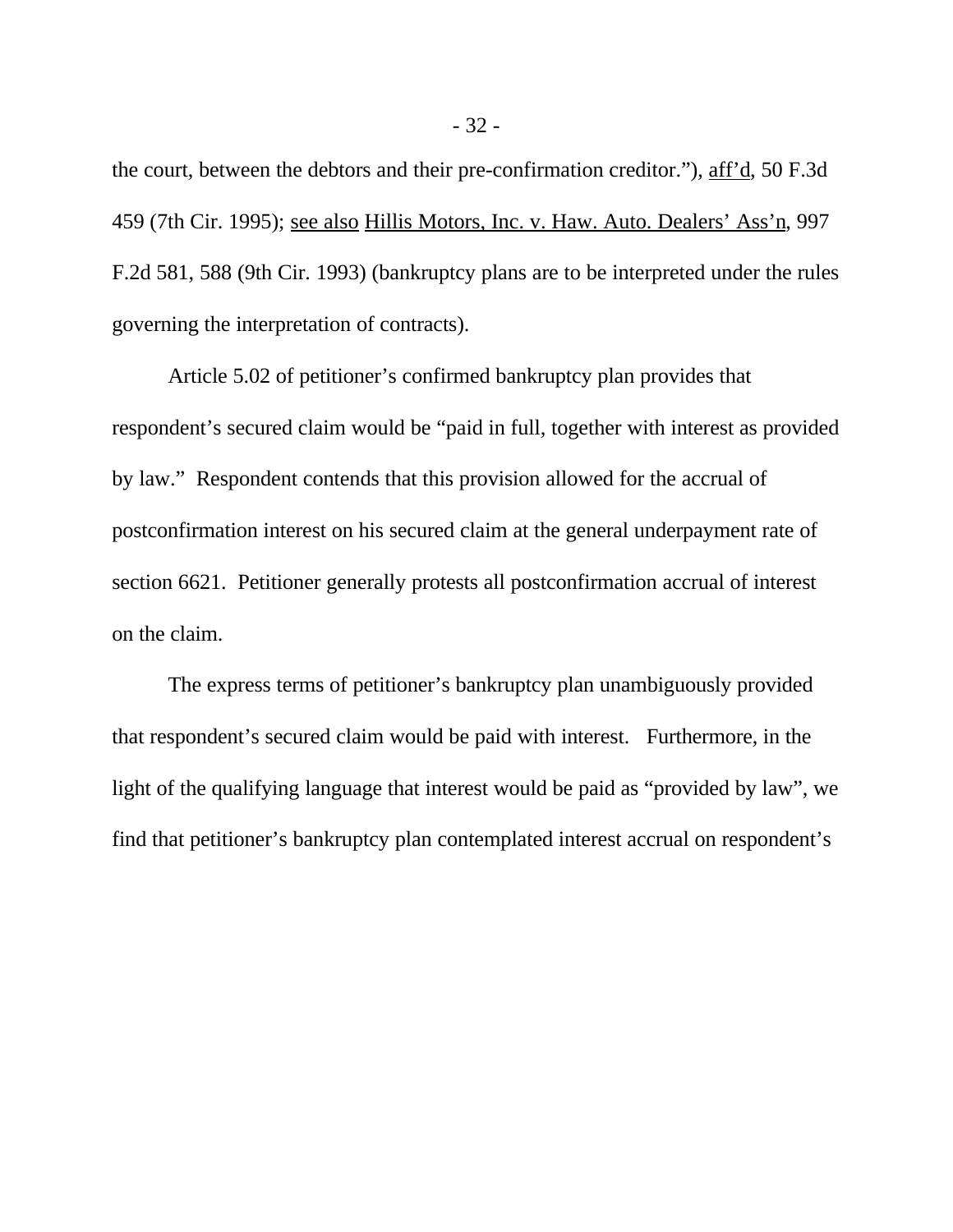the court, between the debtors and their pre-confirmation creditor."), aff'd, 50 F.3d 459 (7th Cir. 1995); see also Hillis Motors, Inc. v. Haw. Auto. Dealers' Ass'n, 997 F.2d 581, 588 (9th Cir. 1993) (bankruptcy plans are to be interpreted under the rules governing the interpretation of contracts).

Article 5.02 of petitioner's confirmed bankruptcy plan provides that respondent's secured claim would be "paid in full, together with interest as provided by law." Respondent contends that this provision allowed for the accrual of postconfirmation interest on his secured claim at the general underpayment rate of section 6621. Petitioner generally protests all postconfirmation accrual of interest on the claim.

The express terms of petitioner's bankruptcy plan unambiguously provided that respondent's secured claim would be paid with interest. Furthermore, in the light of the qualifying language that interest would be paid as "provided by law", we find that petitioner's bankruptcy plan contemplated interest accrual on respondent's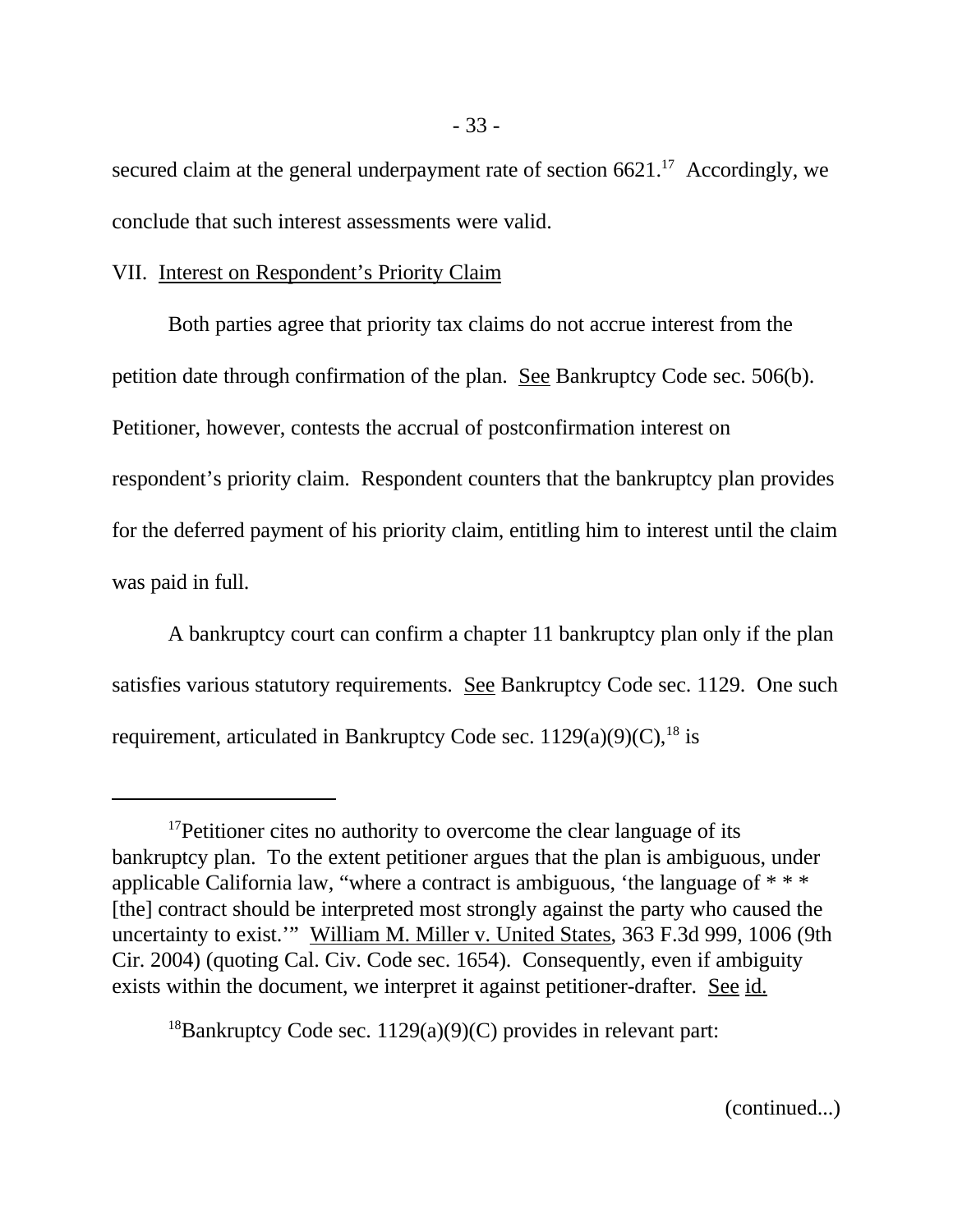secured claim at the general underpayment rate of section 6621.[17] Accordingly, we conclude that such interest assessments were valid.

VII. Interest on Respondent's Priority Claim

Both parties agree that priority tax claims do not accrue interest from the petition date through confirmation of the plan. See Bankruptcy Code sec. 506(b). Petitioner, however, contests the accrual of postconfirmation interest on respondent's priority claim. Respondent counters that the bankruptcy plan provides for the deferred payment of his priority claim, entitling him to interest until the claim was paid in full.

A bankruptcy court can confirm a chapter 11 bankruptcy plan only if the plan satisfies various statutory requirements. See Bankruptcy Code sec. 1129. One such requirement, articulated in Bankruptcy Code sec. 1129(a)(9)(C),[18] is

---

[17]Petitioner cites no authority to overcome the clear language of its bankruptcy plan. To the extent petitioner argues that the plan is ambiguous, under applicable California law, "where a contract is ambiguous, 'the language of * * * [the] contract should be interpreted most strongly against the party who caused the uncertainty to exist.'" William M. Miller v. United States, 363 F.3d 999, 1006 (9th Cir. 2004) (quoting Cal. Civ. Code sec. 1654). Consequently, even if ambiguity exists within the document, we interpret it against petitioner-drafter. See id.

[18]Bankruptcy Code sec. 1129(a)(9)(C) provides in relevant part:

(continued...)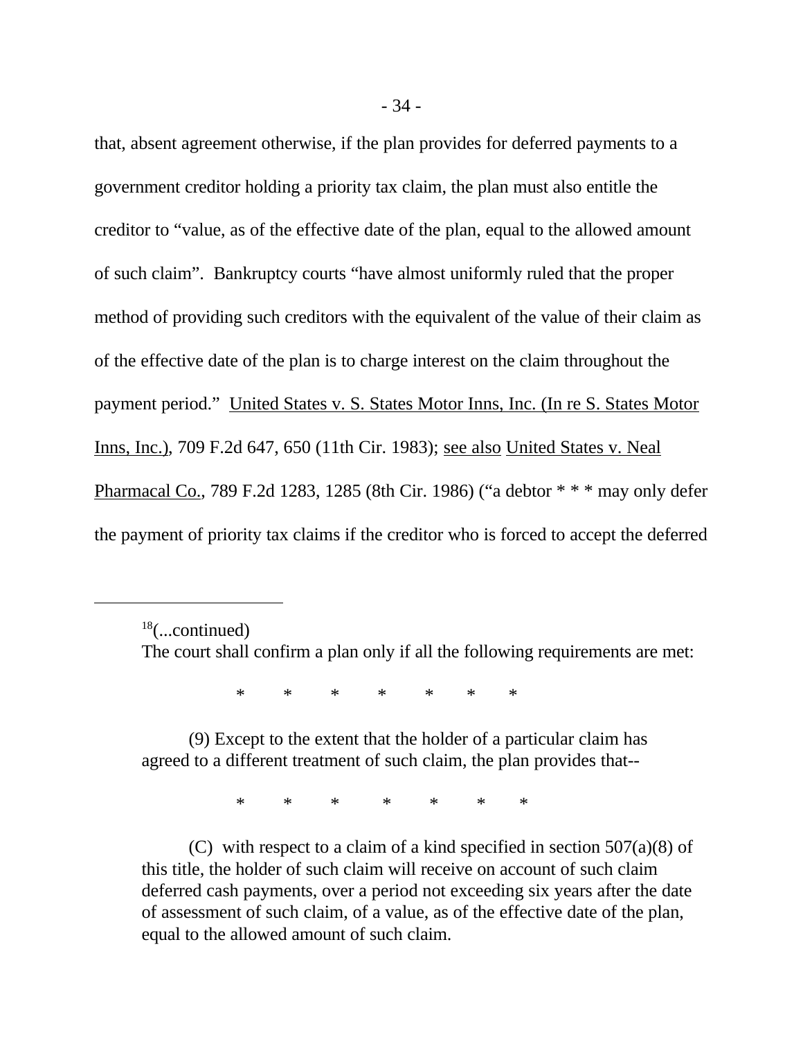that, absent agreement otherwise, if the plan provides for deferred payments to a government creditor holding a priority tax claim, the plan must also entitle the creditor to "value, as of the effective date of the plan, equal to the allowed amount of such claim". Bankruptcy courts "have almost uniformly ruled that the proper method of providing such creditors with the equivalent of the value of their claim as of the effective date of the plan is to charge interest on the claim throughout the payment period." United States v. S. States Motor Inns, Inc. (In re S. States Motor Inns, Inc.), 709 F.2d 647, 650 (11th Cir. 1983); see also United States v. Neal Pharmacal Co., 789 F.2d 1283, 1285 (8th Cir. 1986) ("a debtor * * * may only defer the payment of priority tax claims if the creditor who is forced to accept the deferred

---

[18](...continued)
The court shall confirm a plan only if all the following requirements are met:

\* \* \* \* \* \* \*

(9) Except to the extent that the holder of a particular claim has agreed to a different treatment of such claim, the plan provides that--

\* \* \* \* \* \* \*

(C) with respect to a claim of a kind specified in section 507(a)(8) of this title, the holder of such claim will receive on account of such claim deferred cash payments, over a period not exceeding six years after the date of assessment of such claim, of a value, as of the effective date of the plan, equal to the allowed amount of such claim.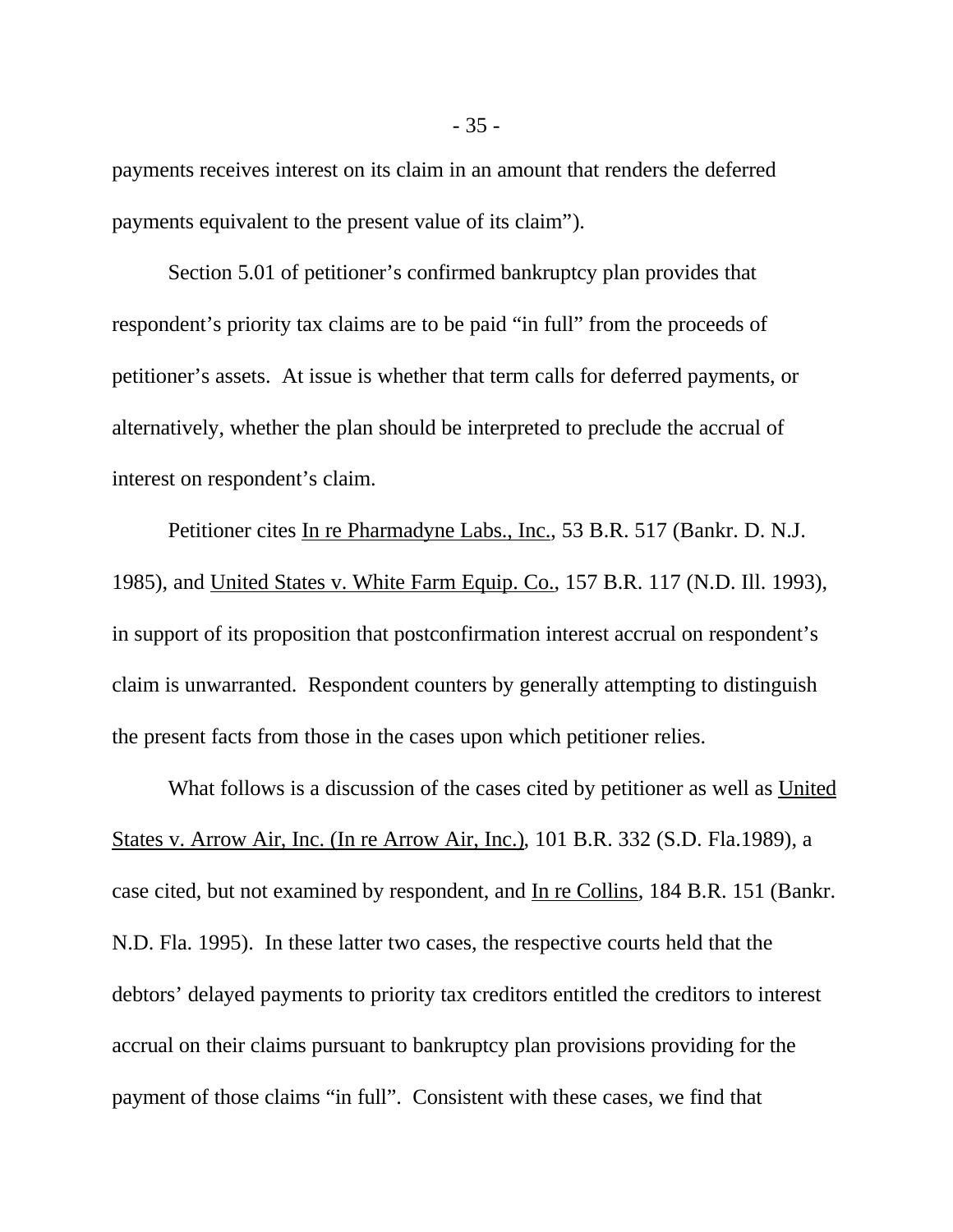payments receives interest on its claim in an amount that renders the deferred payments equivalent to the present value of its claim").

Section 5.01 of petitioner's confirmed bankruptcy plan provides that respondent's priority tax claims are to be paid "in full" from the proceeds of petitioner's assets. At issue is whether that term calls for deferred payments, or alternatively, whether the plan should be interpreted to preclude the accrual of interest on respondent's claim.

Petitioner cites In re Pharmadyne Labs., Inc., 53 B.R. 517 (Bankr. D. N.J. 1985), and United States v. White Farm Equip. Co., 157 B.R. 117 (N.D. Ill. 1993), in support of its proposition that postconfirmation interest accrual on respondent's claim is unwarranted. Respondent counters by generally attempting to distinguish the present facts from those in the cases upon which petitioner relies.

What follows is a discussion of the cases cited by petitioner as well as United States v. Arrow Air, Inc. (In re Arrow Air, Inc.), 101 B.R. 332 (S.D. Fla.1989), a case cited, but not examined by respondent, and In re Collins, 184 B.R. 151 (Bankr. N.D. Fla. 1995). In these latter two cases, the respective courts held that the debtors' delayed payments to priority tax creditors entitled the creditors to interest accrual on their claims pursuant to bankruptcy plan provisions providing for the payment of those claims "in full". Consistent with these cases, we find that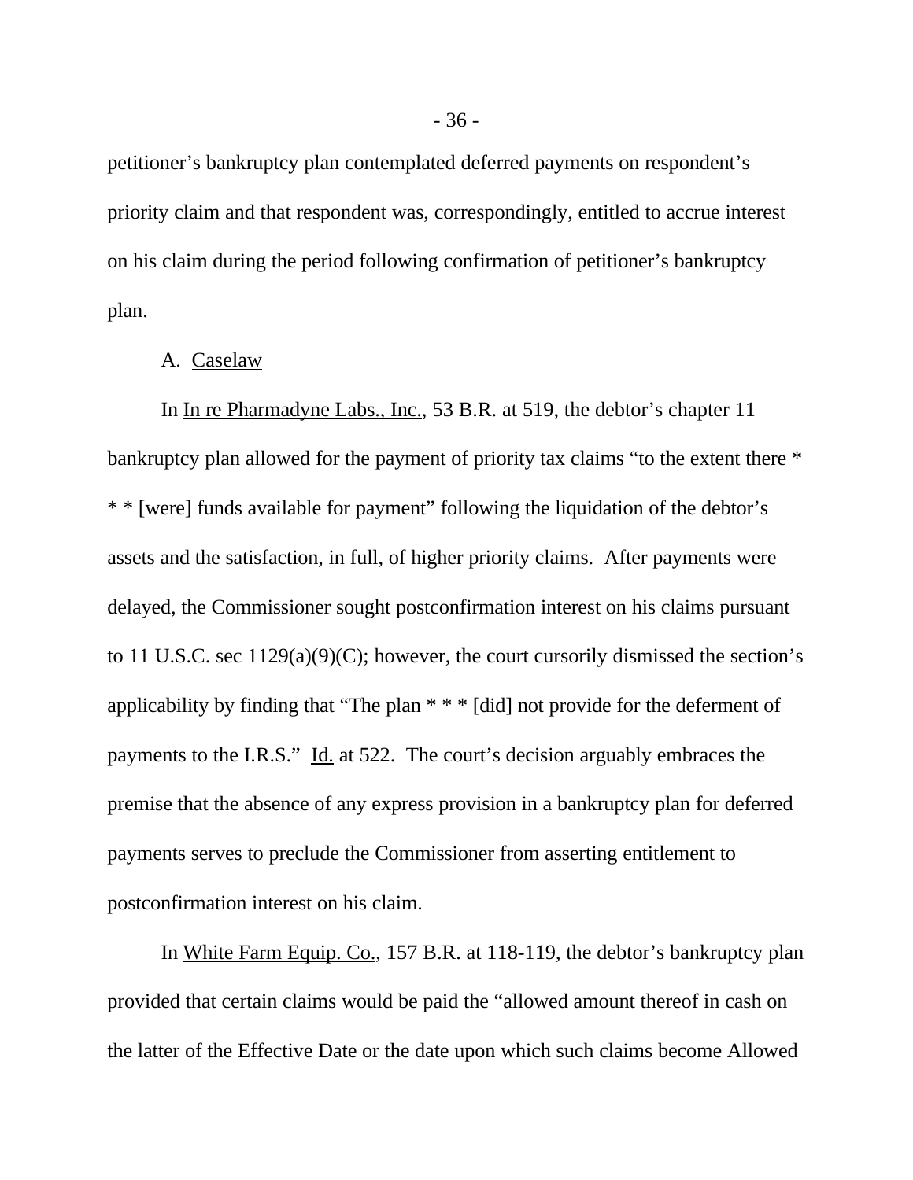petitioner's bankruptcy plan contemplated deferred payments on respondent's priority claim and that respondent was, correspondingly, entitled to accrue interest on his claim during the period following confirmation of petitioner's bankruptcy plan.

A. Caselaw

In In re Pharmadyne Labs., Inc., 53 B.R. at 519, the debtor's chapter 11 bankruptcy plan allowed for the payment of priority tax claims "to the extent there * * * [were] funds available for payment" following the liquidation of the debtor's assets and the satisfaction, in full, of higher priority claims. After payments were delayed, the Commissioner sought postconfirmation interest on his claims pursuant to 11 U.S.C. sec 1129(a)(9)(C); however, the court cursorily dismissed the section's applicability by finding that "The plan * * * [did] not provide for the deferment of payments to the I.R.S." Id. at 522. The court's decision arguably embraces the premise that the absence of any express provision in a bankruptcy plan for deferred payments serves to preclude the Commissioner from asserting entitlement to postconfirmation interest on his claim.

In White Farm Equip. Co., 157 B.R. at 118-119, the debtor's bankruptcy plan provided that certain claims would be paid the "allowed amount thereof in cash on the latter of the Effective Date or the date upon which such claims become Allowed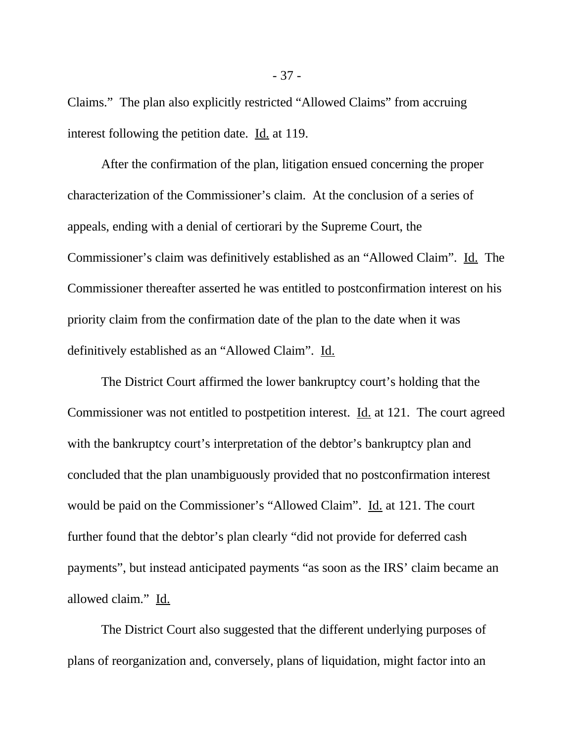Claims." The plan also explicitly restricted "Allowed Claims" from accruing interest following the petition date. Id. at 119.

After the confirmation of the plan, litigation ensued concerning the proper characterization of the Commissioner's claim. At the conclusion of a series of appeals, ending with a denial of certiorari by the Supreme Court, the Commissioner's claim was definitively established as an "Allowed Claim". Id. The Commissioner thereafter asserted he was entitled to postconfirmation interest on his priority claim from the confirmation date of the plan to the date when it was definitively established as an "Allowed Claim". Id.

The District Court affirmed the lower bankruptcy court's holding that the Commissioner was not entitled to postpetition interest. Id. at 121. The court agreed with the bankruptcy court's interpretation of the debtor's bankruptcy plan and concluded that the plan unambiguously provided that no postconfirmation interest would be paid on the Commissioner's "Allowed Claim". Id. at 121. The court further found that the debtor's plan clearly "did not provide for deferred cash payments", but instead anticipated payments "as soon as the IRS' claim became an allowed claim." Id.

The District Court also suggested that the different underlying purposes of plans of reorganization and, conversely, plans of liquidation, might factor into an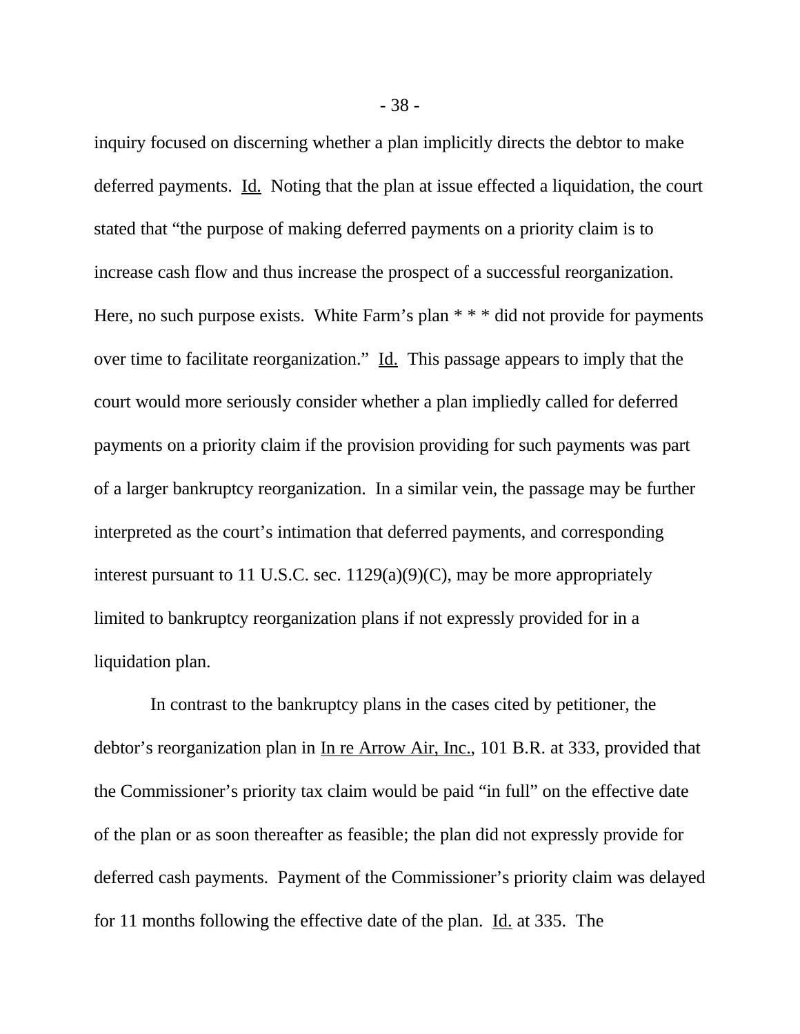inquiry focused on discerning whether a plan implicitly directs the debtor to make deferred payments. Id. Noting that the plan at issue effected a liquidation, the court stated that "the purpose of making deferred payments on a priority claim is to increase cash flow and thus increase the prospect of a successful reorganization. Here, no such purpose exists. White Farm's plan * * * did not provide for payments over time to facilitate reorganization." Id. This passage appears to imply that the court would more seriously consider whether a plan impliedly called for deferred payments on a priority claim if the provision providing for such payments was part of a larger bankruptcy reorganization. In a similar vein, the passage may be further interpreted as the court's intimation that deferred payments, and corresponding interest pursuant to 11 U.S.C. sec. 1129(a)(9)(C), may be more appropriately limited to bankruptcy reorganization plans if not expressly provided for in a liquidation plan.

In contrast to the bankruptcy plans in the cases cited by petitioner, the debtor's reorganization plan in In re Arrow Air, Inc., 101 B.R. at 333, provided that the Commissioner's priority tax claim would be paid "in full" on the effective date of the plan or as soon thereafter as feasible; the plan did not expressly provide for deferred cash payments. Payment of the Commissioner's priority claim was delayed for 11 months following the effective date of the plan. Id. at 335. The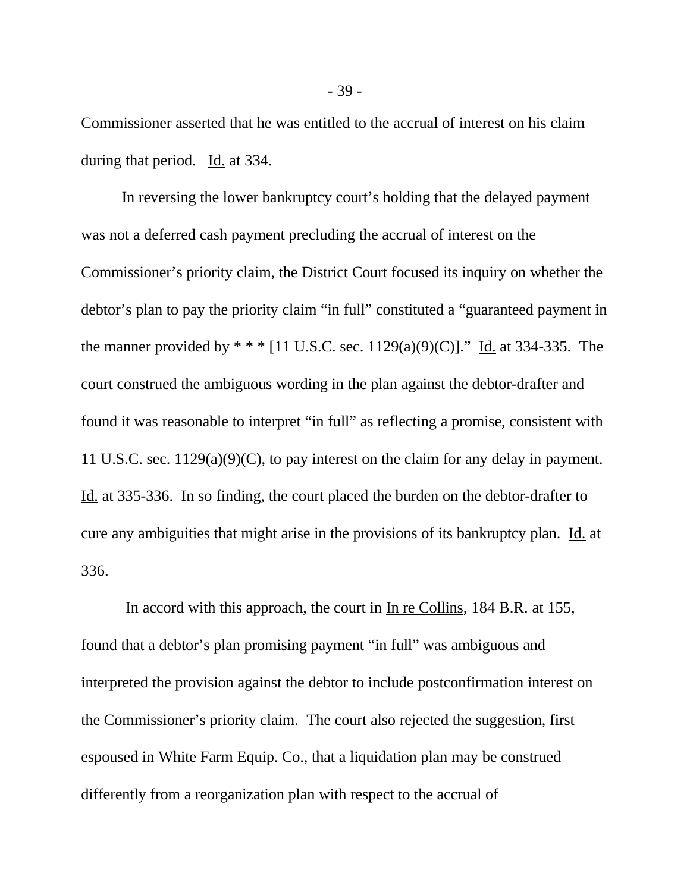Commissioner asserted that he was entitled to the accrual of interest on his claim during that period. Id. at 334.

In reversing the lower bankruptcy court's holding that the delayed payment was not a deferred cash payment precluding the accrual of interest on the Commissioner's priority claim, the District Court focused its inquiry on whether the debtor's plan to pay the priority claim "in full" constituted a "guaranteed payment in the manner provided by * * * [11 U.S.C. sec. 1129(a)(9)(C)]." Id. at 334-335. The court construed the ambiguous wording in the plan against the debtor-drafter and found it was reasonable to interpret "in full" as reflecting a promise, consistent with 11 U.S.C. sec. 1129(a)(9)(C), to pay interest on the claim for any delay in payment. Id. at 335-336. In so finding, the court placed the burden on the debtor-drafter to cure any ambiguities that might arise in the provisions of its bankruptcy plan. Id. at 336.

In accord with this approach, the court in In re Collins, 184 B.R. at 155, found that a debtor's plan promising payment "in full" was ambiguous and interpreted the provision against the debtor to include postconfirmation interest on the Commissioner's priority claim. The court also rejected the suggestion, first espoused in White Farm Equip. Co., that a liquidation plan may be construed differently from a reorganization plan with respect to the accrual of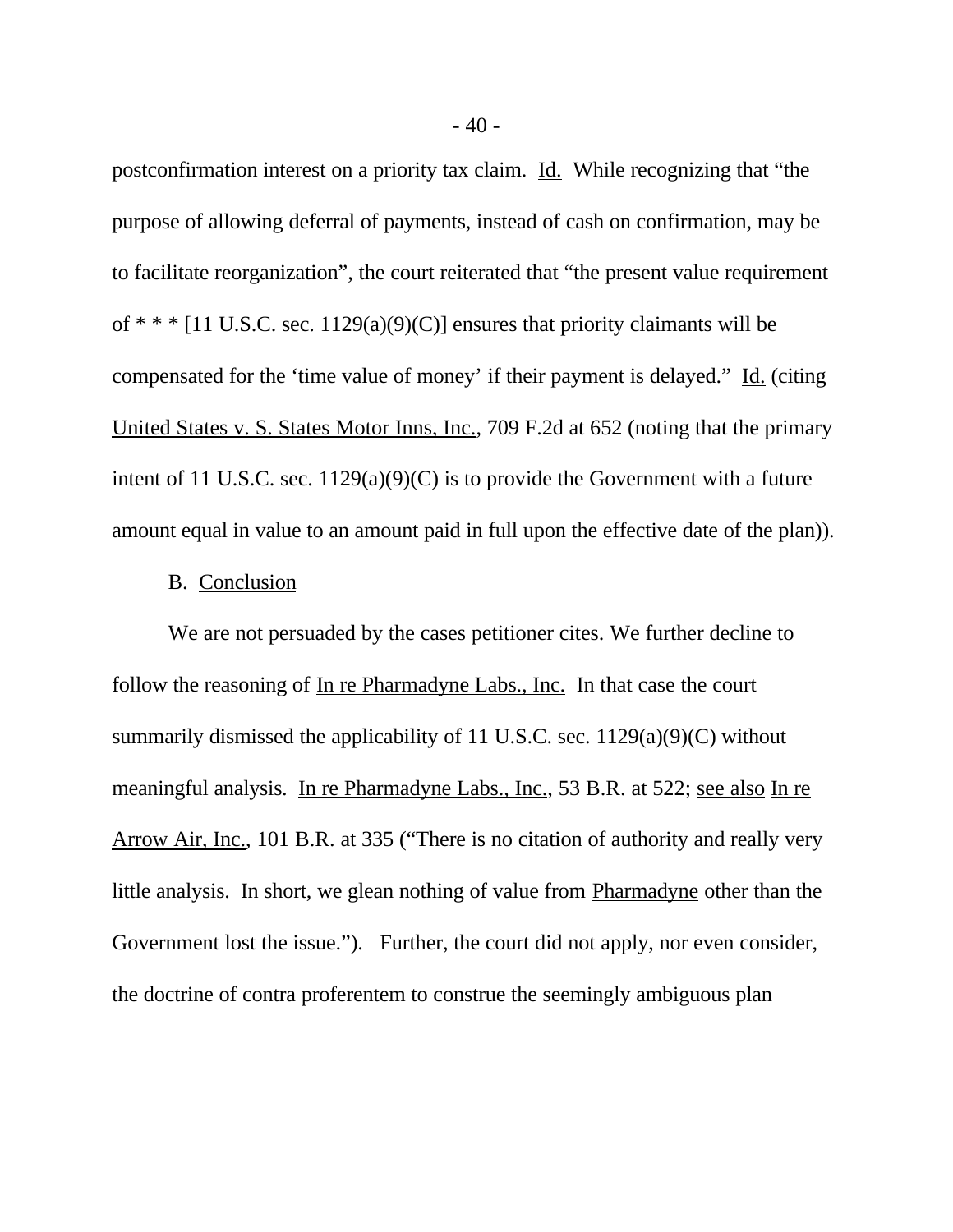postconfirmation interest on a priority tax claim. Id. While recognizing that "the purpose of allowing deferral of payments, instead of cash on confirmation, may be to facilitate reorganization", the court reiterated that "the present value requirement of * * * [11 U.S.C. sec. 1129(a)(9)(C)] ensures that priority claimants will be compensated for the 'time value of money' if their payment is delayed." Id. (citing United States v. S. States Motor Inns, Inc., 709 F.2d at 652 (noting that the primary intent of 11 U.S.C. sec. 1129(a)(9)(C) is to provide the Government with a future amount equal in value to an amount paid in full upon the effective date of the plan)).

B. Conclusion

We are not persuaded by the cases petitioner cites. We further decline to follow the reasoning of In re Pharmadyne Labs., Inc. In that case the court summarily dismissed the applicability of 11 U.S.C. sec. 1129(a)(9)(C) without meaningful analysis. In re Pharmadyne Labs., Inc., 53 B.R. at 522; see also In re Arrow Air, Inc., 101 B.R. at 335 ("There is no citation of authority and really very little analysis. In short, we glean nothing of value from Pharmadyne other than the Government lost the issue."). Further, the court did not apply, nor even consider, the doctrine of contra proferentem to construe the seemingly ambiguous plan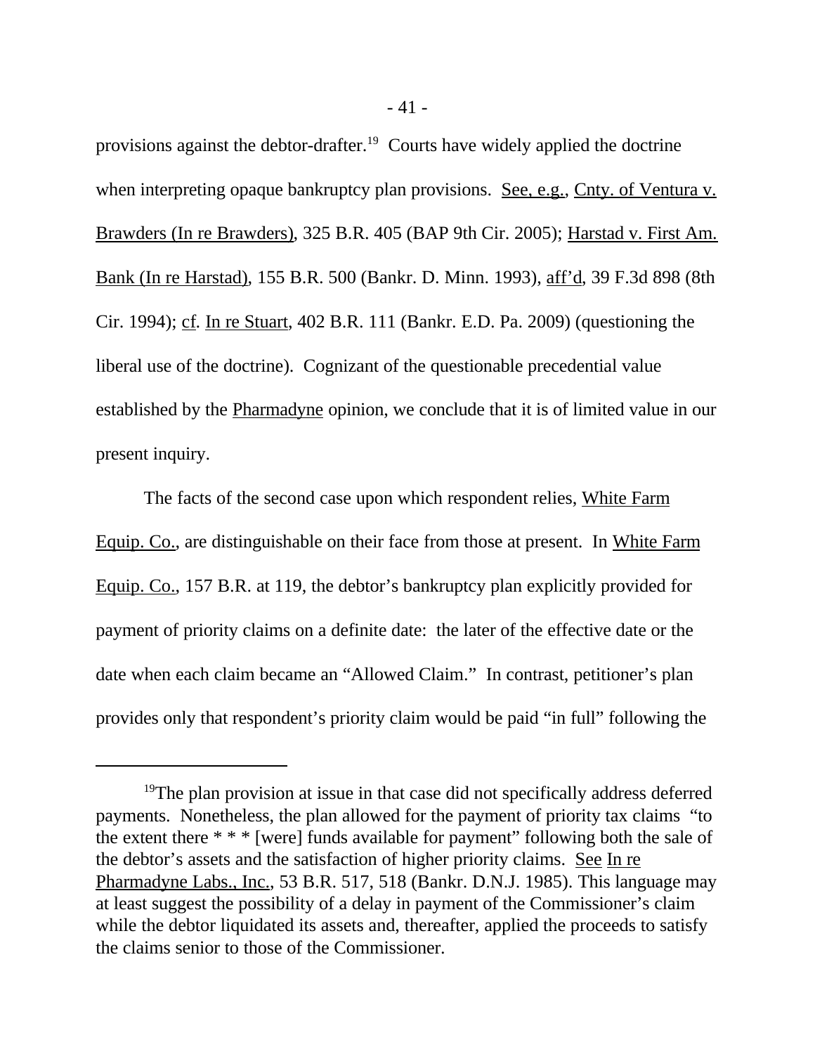provisions against the debtor-drafter.[19] Courts have widely applied the doctrine when interpreting opaque bankruptcy plan provisions. See, e.g., Cnty. of Ventura v. Brawders (In re Brawders), 325 B.R. 405 (BAP 9th Cir. 2005); Harstad v. First Am. Bank (In re Harstad), 155 B.R. 500 (Bankr. D. Minn. 1993), aff'd, 39 F.3d 898 (8th Cir. 1994); cf. In re Stuart, 402 B.R. 111 (Bankr. E.D. Pa. 2009) (questioning the liberal use of the doctrine). Cognizant of the questionable precedential value established by the Pharmadyne opinion, we conclude that it is of limited value in our present inquiry.

The facts of the second case upon which respondent relies, White Farm Equip. Co., are distinguishable on their face from those at present. In White Farm Equip. Co., 157 B.R. at 119, the debtor's bankruptcy plan explicitly provided for payment of priority claims on a definite date: the later of the effective date or the date when each claim became an "Allowed Claim." In contrast, petitioner's plan provides only that respondent's priority claim would be paid "in full" following the

---

[19]The plan provision at issue in that case did not specifically address deferred payments. Nonetheless, the plan allowed for the payment of priority tax claims "to the extent there * * * [were] funds available for payment" following both the sale of the debtor's assets and the satisfaction of higher priority claims. See In re Pharmadyne Labs., Inc., 53 B.R. 517, 518 (Bankr. D.N.J. 1985). This language may at least suggest the possibility of a delay in payment of the Commissioner's claim while the debtor liquidated its assets and, thereafter, applied the proceeds to satisfy the claims senior to those of the Commissioner.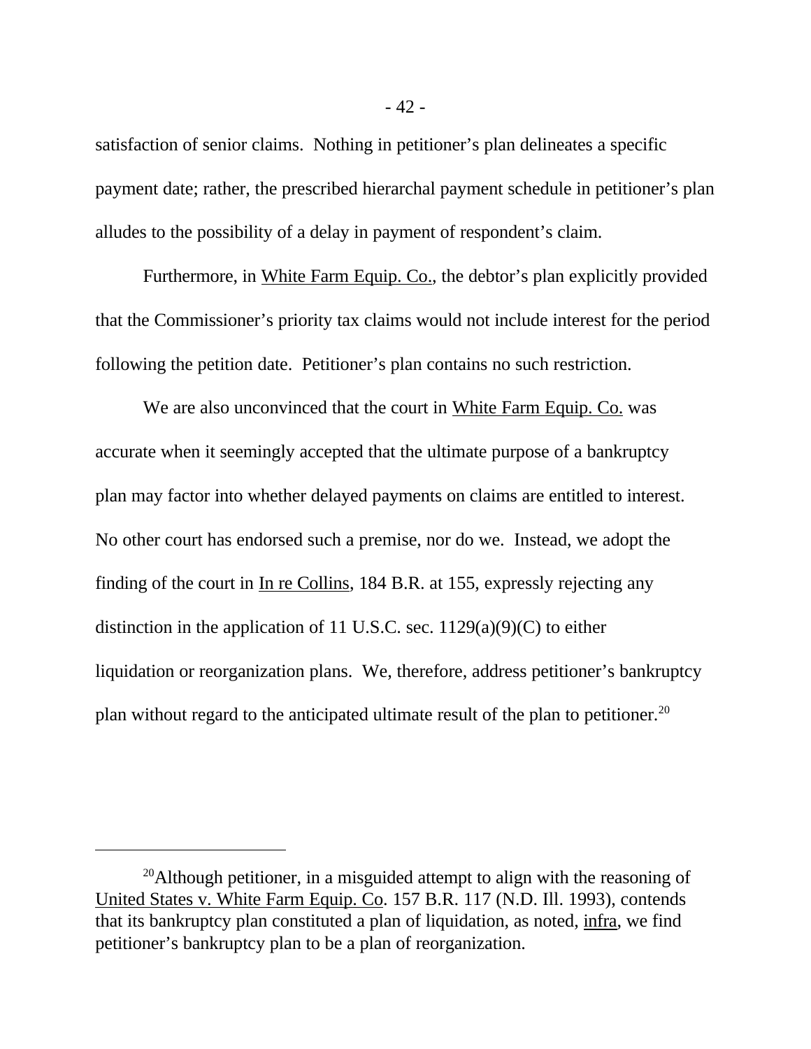satisfaction of senior claims. Nothing in petitioner's plan delineates a specific payment date; rather, the prescribed hierarchal payment schedule in petitioner's plan alludes to the possibility of a delay in payment of respondent's claim.

Furthermore, in White Farm Equip. Co., the debtor's plan explicitly provided that the Commissioner's priority tax claims would not include interest for the period following the petition date. Petitioner's plan contains no such restriction.

We are also unconvinced that the court in White Farm Equip. Co. was accurate when it seemingly accepted that the ultimate purpose of a bankruptcy plan may factor into whether delayed payments on claims are entitled to interest. No other court has endorsed such a premise, nor do we. Instead, we adopt the finding of the court in In re Collins, 184 B.R. at 155, expressly rejecting any distinction in the application of 11 U.S.C. sec. 1129(a)(9)(C) to either liquidation or reorganization plans. We, therefore, address petitioner's bankruptcy plan without regard to the anticipated ultimate result of the plan to petitioner.[20]

---

[20]Although petitioner, in a misguided attempt to align with the reasoning of United States v. White Farm Equip. Co. 157 B.R. 117 (N.D. Ill. 1993), contends that its bankruptcy plan constituted a plan of liquidation, as noted, infra, we find petitioner's bankruptcy plan to be a plan of reorganization.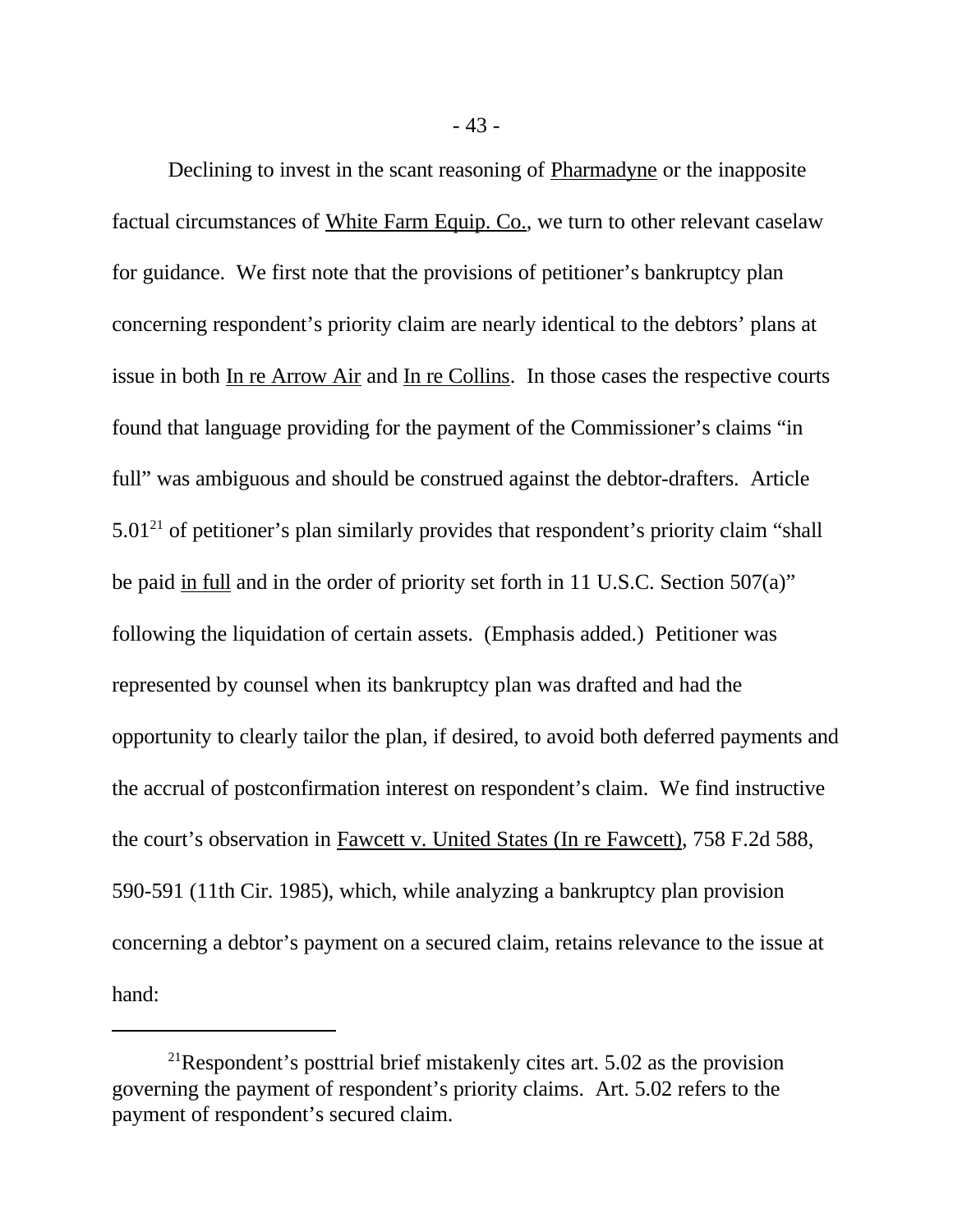Declining to invest in the scant reasoning of Pharmadyne or the inapposite factual circumstances of White Farm Equip. Co., we turn to other relevant caselaw for guidance. We first note that the provisions of petitioner's bankruptcy plan concerning respondent's priority claim are nearly identical to the debtors' plans at issue in both In re Arrow Air and In re Collins. In those cases the respective courts found that language providing for the payment of the Commissioner's claims "in full" was ambiguous and should be construed against the debtor-drafters. Article 5.01[21] of petitioner's plan similarly provides that respondent's priority claim "shall be paid in full and in the order of priority set forth in 11 U.S.C. Section 507(a)" following the liquidation of certain assets. (Emphasis added.) Petitioner was represented by counsel when its bankruptcy plan was drafted and had the opportunity to clearly tailor the plan, if desired, to avoid both deferred payments and the accrual of postconfirmation interest on respondent's claim. We find instructive the court's observation in Fawcett v. United States (In re Fawcett), 758 F.2d 588, 590-591 (11th Cir. 1985), which, while analyzing a bankruptcy plan provision concerning a debtor's payment on a secured claim, retains relevance to the issue at hand:

---

[21] Respondent's posttrial brief mistakenly cites art. 5.02 as the provision governing the payment of respondent's priority claims. Art. 5.02 refers to the payment of respondent's secured claim.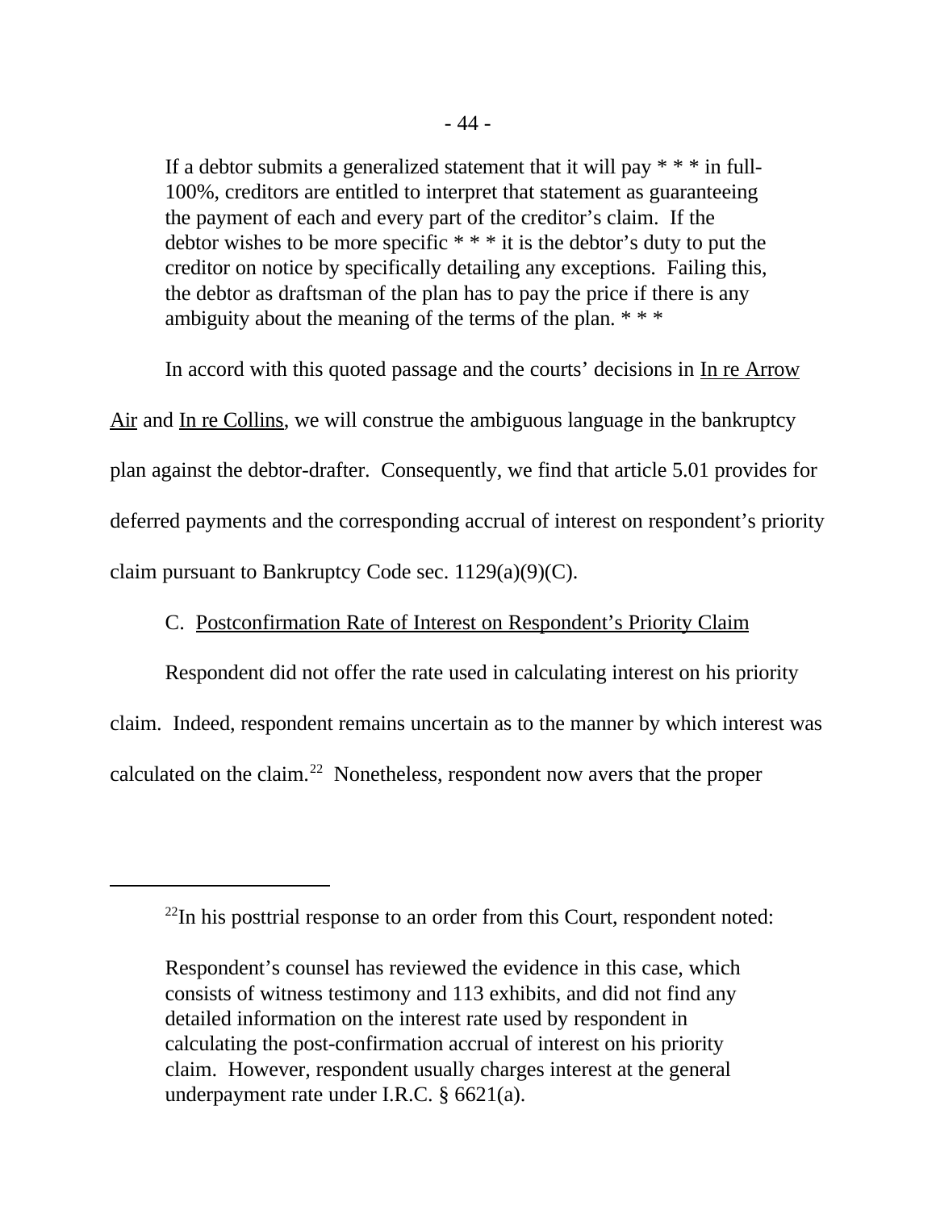> If a debtor submits a generalized statement that it will pay * * * in full-100%, creditors are entitled to interpret that statement as guaranteeing the payment of each and every part of the creditor's claim. If the debtor wishes to be more specific * * * it is the debtor's duty to put the creditor on notice by specifically detailing any exceptions. Failing this, the debtor as draftsman of the plan has to pay the price if there is any ambiguity about the meaning of the terms of the plan. * * *

In accord with this quoted passage and the courts' decisions in In re Arrow Air and In re Collins, we will construe the ambiguous language in the bankruptcy plan against the debtor-drafter. Consequently, we find that article 5.01 provides for deferred payments and the corresponding accrual of interest on respondent's priority claim pursuant to Bankruptcy Code sec. 1129(a)(9)(C).

C. Postconfirmation Rate of Interest on Respondent's Priority Claim

Respondent did not offer the rate used in calculating interest on his priority claim. Indeed, respondent remains uncertain as to the manner by which interest was calculated on the claim.[22] Nonetheless, respondent now avers that the proper

---

[22]In his posttrial response to an order from this Court, respondent noted:

> Respondent's counsel has reviewed the evidence in this case, which consists of witness testimony and 113 exhibits, and did not find any detailed information on the interest rate used by respondent in calculating the post-confirmation accrual of interest on his priority claim. However, respondent usually charges interest at the general underpayment rate under I.R.C. § 6621(a).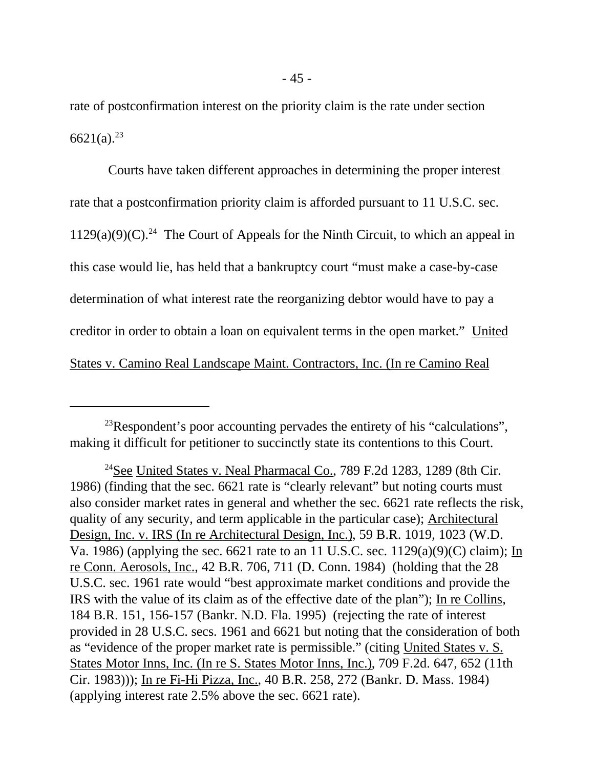rate of postconfirmation interest on the priority claim is the rate under section 6621(a).[23]

Courts have taken different approaches in determining the proper interest rate that a postconfirmation priority claim is afforded pursuant to 11 U.S.C. sec. 1129(a)(9)(C).[24] The Court of Appeals for the Ninth Circuit, to which an appeal in this case would lie, has held that a bankruptcy court "must make a case-by-case determination of what interest rate the reorganizing debtor would have to pay a creditor in order to obtain a loan on equivalent terms in the open market." United States v. Camino Real Landscape Maint. Contractors, Inc. (In re Camino Real

---

[23]Respondent's poor accounting pervades the entirety of his "calculations", making it difficult for petitioner to succinctly state its contentions to this Court.

[24]See United States v. Neal Pharmacal Co., 789 F.2d 1283, 1289 (8th Cir. 1986) (finding that the sec. 6621 rate is "clearly relevant" but noting courts must also consider market rates in general and whether the sec. 6621 rate reflects the risk, quality of any security, and term applicable in the particular case); Architectural Design, Inc. v. IRS (In re Architectural Design, Inc.), 59 B.R. 1019, 1023 (W.D. Va. 1986) (applying the sec. 6621 rate to an 11 U.S.C. sec. 1129(a)(9)(C) claim); In re Conn. Aerosols, Inc., 42 B.R. 706, 711 (D. Conn. 1984) (holding that the 28 U.S.C. sec. 1961 rate would "best approximate market conditions and provide the IRS with the value of its claim as of the effective date of the plan"); In re Collins, 184 B.R. 151, 156-157 (Bankr. N.D. Fla. 1995) (rejecting the rate of interest provided in 28 U.S.C. secs. 1961 and 6621 but noting that the consideration of both as "evidence of the proper market rate is permissible." (citing United States v. S. States Motor Inns, Inc. (In re S. States Motor Inns, Inc.), 709 F.2d. 647, 652 (11th Cir. 1983))); In re Fi-Hi Pizza, Inc., 40 B.R. 258, 272 (Bankr. D. Mass. 1984) (applying interest rate 2.5% above the sec. 6621 rate).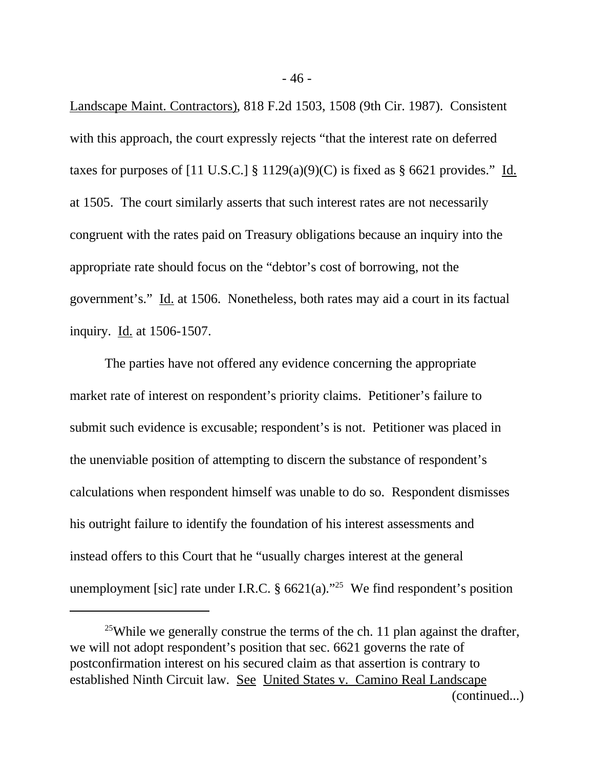Landscape Maint. Contractors), 818 F.2d 1503, 1508 (9th Cir. 1987). Consistent with this approach, the court expressly rejects "that the interest rate on deferred taxes for purposes of [11 U.S.C.] § 1129(a)(9)(C) is fixed as § 6621 provides." Id. at 1505. The court similarly asserts that such interest rates are not necessarily congruent with the rates paid on Treasury obligations because an inquiry into the appropriate rate should focus on the "debtor's cost of borrowing, not the government's." Id. at 1506. Nonetheless, both rates may aid a court in its factual inquiry. Id. at 1506-1507.

The parties have not offered any evidence concerning the appropriate market rate of interest on respondent's priority claims. Petitioner's failure to submit such evidence is excusable; respondent's is not. Petitioner was placed in the unenviable position of attempting to discern the substance of respondent's calculations when respondent himself was unable to do so. Respondent dismisses his outright failure to identify the foundation of his interest assessments and instead offers to this Court that he "usually charges interest at the general unemployment [sic] rate under I.R.C. § 6621(a)."[25] We find respondent's position

---

[25]While we generally construe the terms of the ch. 11 plan against the drafter, we will not adopt respondent's position that sec. 6621 governs the rate of postconfirmation interest on his secured claim as that assertion is contrary to established Ninth Circuit law. See United States v. Camino Real Landscape (continued...)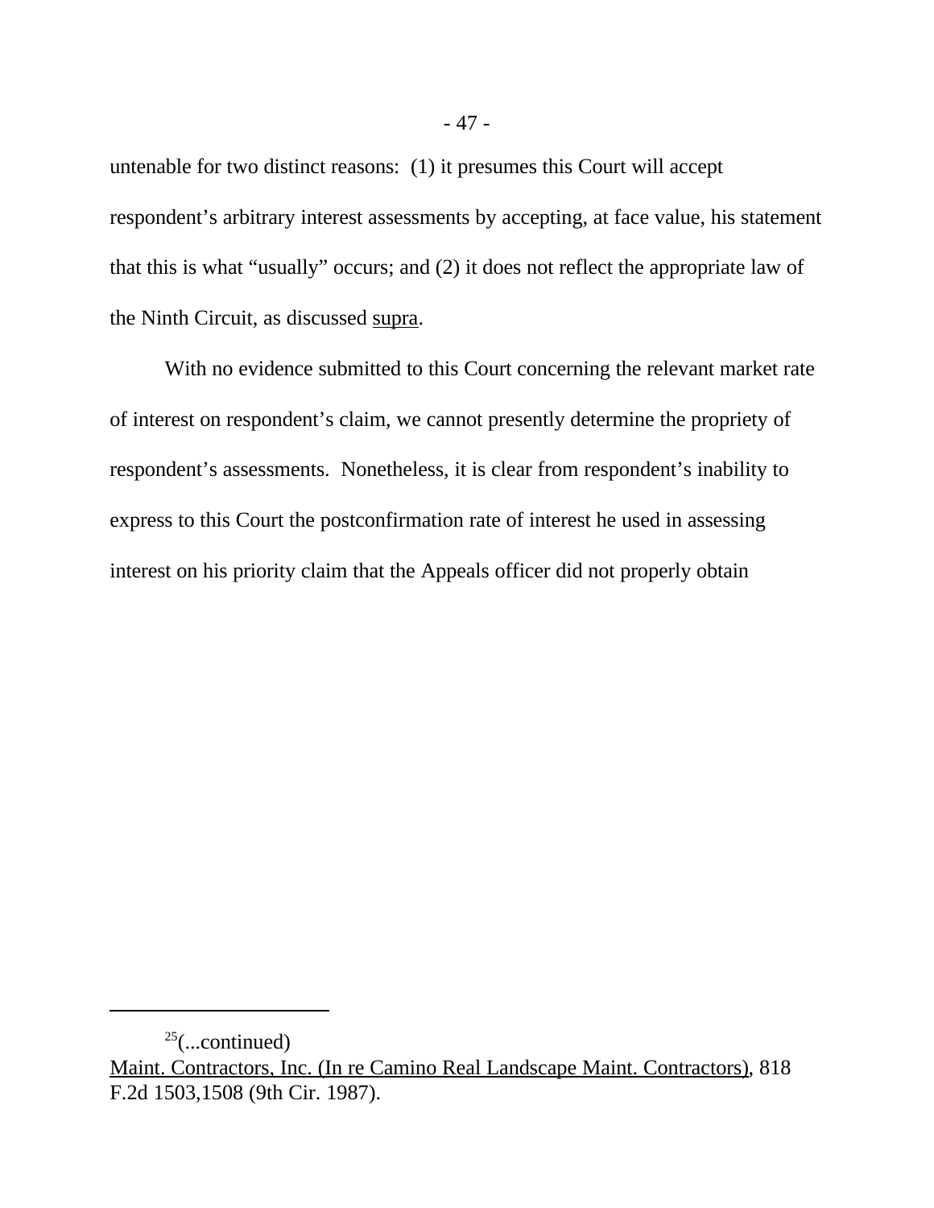untenable for two distinct reasons: (1) it presumes this Court will accept respondent's arbitrary interest assessments by accepting, at face value, his statement that this is what "usually" occurs; and (2) it does not reflect the appropriate law of the Ninth Circuit, as discussed supra.

With no evidence submitted to this Court concerning the relevant market rate of interest on respondent's claim, we cannot presently determine the propriety of respondent's assessments. Nonetheless, it is clear from respondent's inability to express to this Court the postconfirmation rate of interest he used in assessing interest on his priority claim that the Appeals officer did not properly obtain

---

[25](...continued)
Maint. Contractors, Inc. (In re Camino Real Landscape Maint. Contractors), 818 F.2d 1503,1508 (9th Cir. 1987).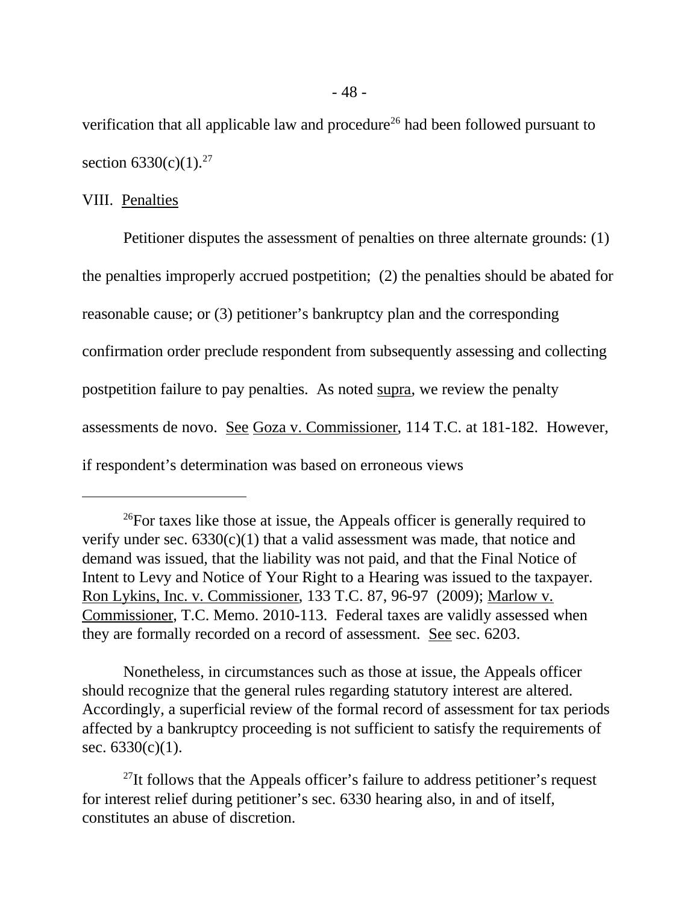verification that all applicable law and procedure[26] had been followed pursuant to section 6330(c)(1).[27]

VIII. Penalties

Petitioner disputes the assessment of penalties on three alternate grounds: (1) the penalties improperly accrued postpetition; (2) the penalties should be abated for reasonable cause; or (3) petitioner's bankruptcy plan and the corresponding confirmation order preclude respondent from subsequently assessing and collecting postpetition failure to pay penalties. As noted supra, we review the penalty assessments de novo. See Goza v. Commissioner, 114 T.C. at 181-182. However, if respondent's determination was based on erroneous views

---

[26]For taxes like those at issue, the Appeals officer is generally required to verify under sec. 6330(c)(1) that a valid assessment was made, that notice and demand was issued, that the liability was not paid, and that the Final Notice of Intent to Levy and Notice of Your Right to a Hearing was issued to the taxpayer. Ron Lykins, Inc. v. Commissioner, 133 T.C. 87, 96-97 (2009); Marlow v. Commissioner, T.C. Memo. 2010-113. Federal taxes are validly assessed when they are formally recorded on a record of assessment. See sec. 6203.

Nonetheless, in circumstances such as those at issue, the Appeals officer should recognize that the general rules regarding statutory interest are altered. Accordingly, a superficial review of the formal record of assessment for tax periods affected by a bankruptcy proceeding is not sufficient to satisfy the requirements of sec. 6330(c)(1).

[27]It follows that the Appeals officer's failure to address petitioner's request for interest relief during petitioner's sec. 6330 hearing also, in and of itself, constitutes an abuse of discretion.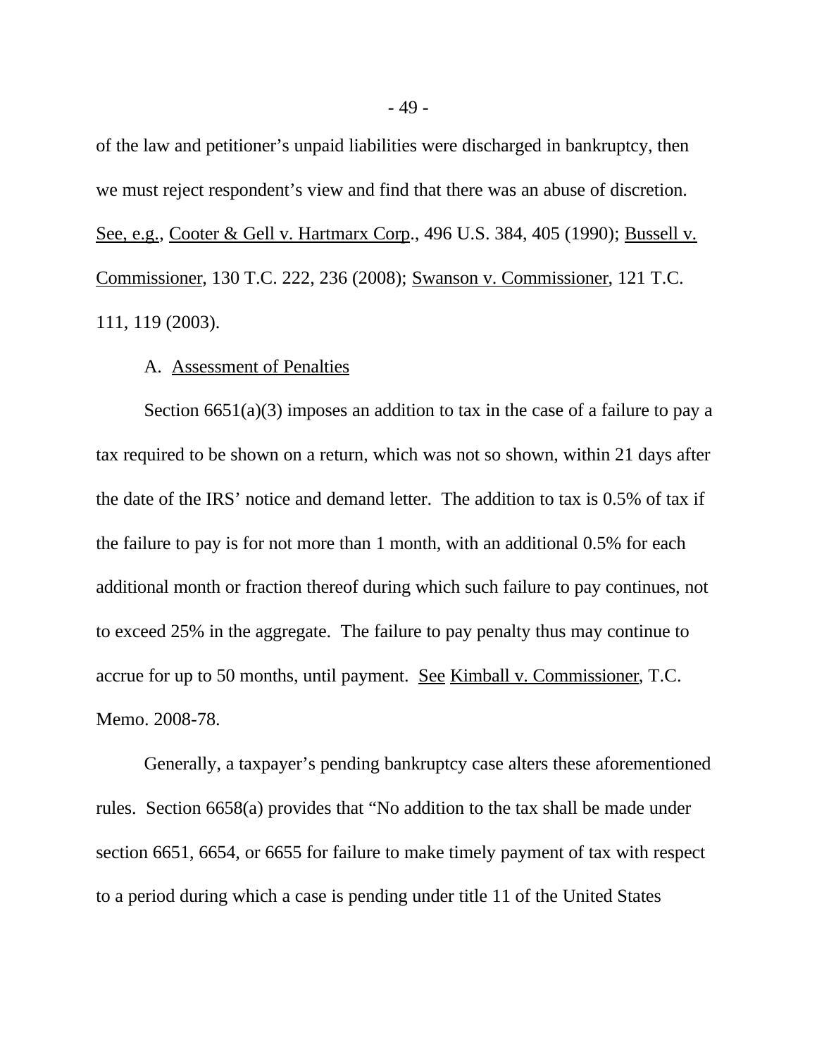of the law and petitioner's unpaid liabilities were discharged in bankruptcy, then we must reject respondent's view and find that there was an abuse of discretion. See, e.g., Cooter & Gell v. Hartmarx Corp., 496 U.S. 384, 405 (1990); Bussell v. Commissioner, 130 T.C. 222, 236 (2008); Swanson v. Commissioner, 121 T.C. 111, 119 (2003).

A. Assessment of Penalties

Section 6651(a)(3) imposes an addition to tax in the case of a failure to pay a tax required to be shown on a return, which was not so shown, within 21 days after the date of the IRS' notice and demand letter. The addition to tax is 0.5% of tax if the failure to pay is for not more than 1 month, with an additional 0.5% for each additional month or fraction thereof during which such failure to pay continues, not to exceed 25% in the aggregate. The failure to pay penalty thus may continue to accrue for up to 50 months, until payment. See Kimball v. Commissioner, T.C. Memo. 2008-78.

Generally, a taxpayer's pending bankruptcy case alters these aforementioned rules. Section 6658(a) provides that "No addition to the tax shall be made under section 6651, 6654, or 6655 for failure to make timely payment of tax with respect to a period during which a case is pending under title 11 of the United States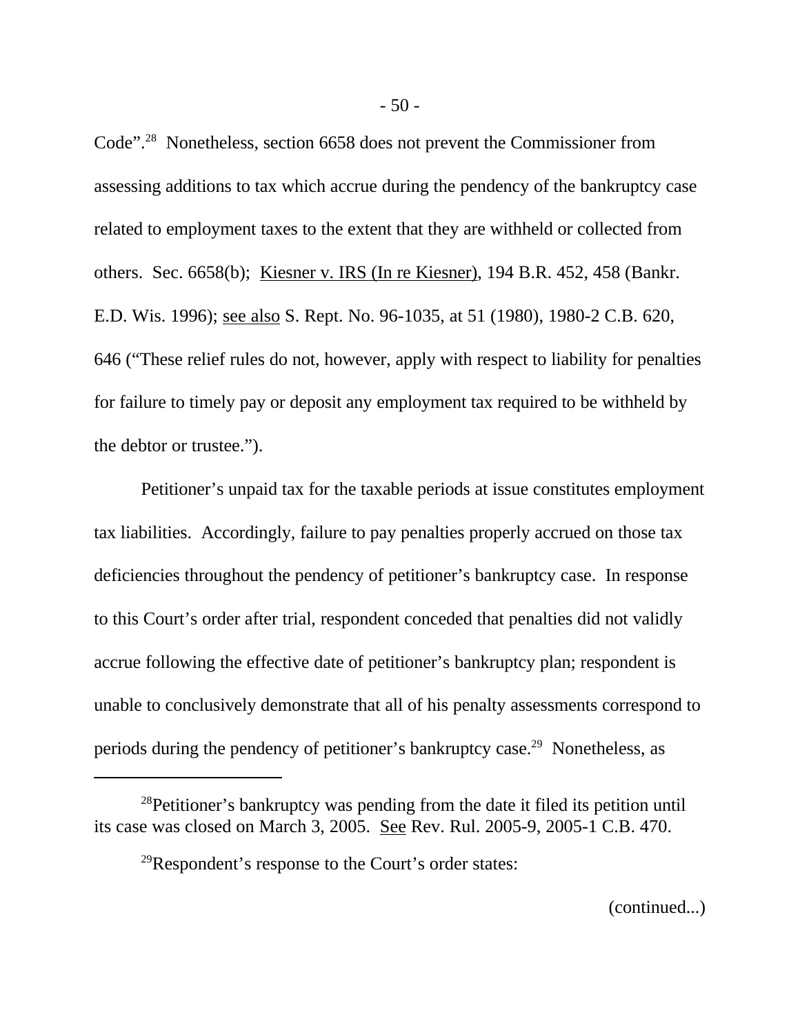Code".[28] Nonetheless, section 6658 does not prevent the Commissioner from assessing additions to tax which accrue during the pendency of the bankruptcy case related to employment taxes to the extent that they are withheld or collected from others. Sec. 6658(b); Kiesner v. IRS (In re Kiesner), 194 B.R. 452, 458 (Bankr. E.D. Wis. 1996); see also S. Rept. No. 96-1035, at 51 (1980), 1980-2 C.B. 620, 646 ("These relief rules do not, however, apply with respect to liability for penalties for failure to timely pay or deposit any employment tax required to be withheld by the debtor or trustee.").

Petitioner's unpaid tax for the taxable periods at issue constitutes employment tax liabilities. Accordingly, failure to pay penalties properly accrued on those tax deficiencies throughout the pendency of petitioner's bankruptcy case. In response to this Court's order after trial, respondent conceded that penalties did not validly accrue following the effective date of petitioner's bankruptcy plan; respondent is unable to conclusively demonstrate that all of his penalty assessments correspond to periods during the pendency of petitioner's bankruptcy case.[29] Nonetheless, as

---

[28]Petitioner's bankruptcy was pending from the date it filed its petition until its case was closed on March 3, 2005. See Rev. Rul. 2005-9, 2005-1 C.B. 470.

[29]Respondent's response to the Court's order states:

(continued...)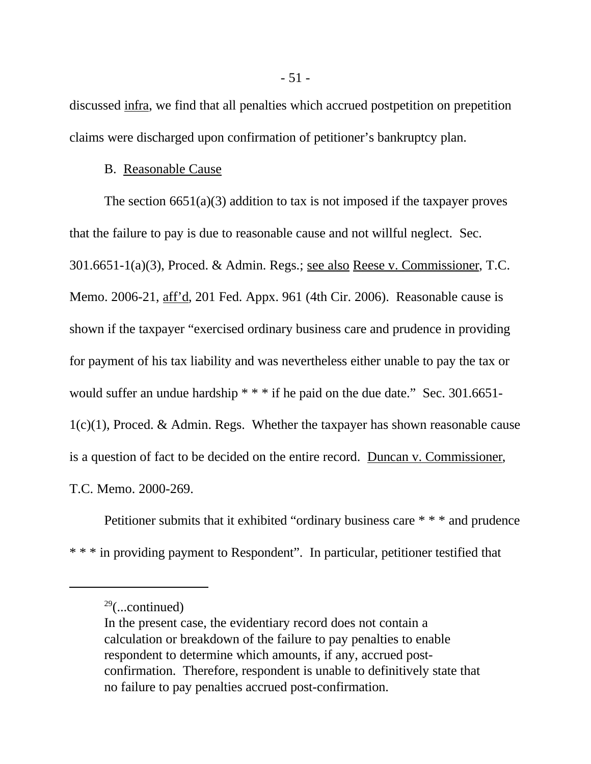discussed infra, we find that all penalties which accrued postpetition on prepetition claims were discharged upon confirmation of petitioner's bankruptcy plan.

B. Reasonable Cause

The section 6651(a)(3) addition to tax is not imposed if the taxpayer proves that the failure to pay is due to reasonable cause and not willful neglect. Sec. 301.6651-1(a)(3), Proced. & Admin. Regs.; see also Reese v. Commissioner, T.C. Memo. 2006-21, aff'd, 201 Fed. Appx. 961 (4th Cir. 2006). Reasonable cause is shown if the taxpayer "exercised ordinary business care and prudence in providing for payment of his tax liability and was nevertheless either unable to pay the tax or would suffer an undue hardship * * * if he paid on the due date." Sec. 301.6651-1(c)(1), Proced. & Admin. Regs. Whether the taxpayer has shown reasonable cause is a question of fact to be decided on the entire record. Duncan v. Commissioner, T.C. Memo. 2000-269.

Petitioner submits that it exhibited "ordinary business care * * * and prudence * * * in providing payment to Respondent". In particular, petitioner testified that

---

[29](...continued)
In the present case, the evidentiary record does not contain a calculation or breakdown of the failure to pay penalties to enable respondent to determine which amounts, if any, accrued post-confirmation. Therefore, respondent is unable to definitively state that no failure to pay penalties accrued post-confirmation.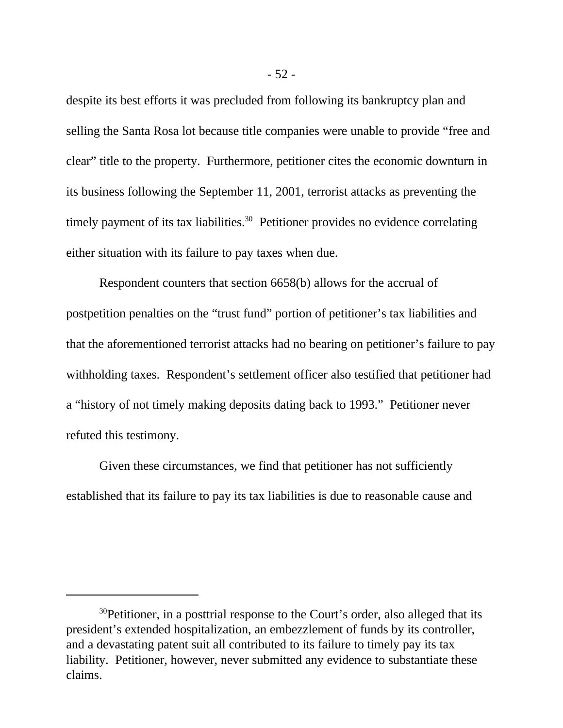despite its best efforts it was precluded from following its bankruptcy plan and selling the Santa Rosa lot because title companies were unable to provide “free and clear” title to the property. Furthermore, petitioner cites the economic downturn in its business following the September 11, 2001, terrorist attacks as preventing the timely payment of its tax liabilities.[30] Petitioner provides no evidence correlating either situation with its failure to pay taxes when due.

Respondent counters that section 6658(b) allows for the accrual of postpetition penalties on the “trust fund” portion of petitioner’s tax liabilities and that the aforementioned terrorist attacks had no bearing on petitioner’s failure to pay withholding taxes. Respondent’s settlement officer also testified that petitioner had a “history of not timely making deposits dating back to 1993.” Petitioner never refuted this testimony.

Given these circumstances, we find that petitioner has not sufficiently established that its failure to pay its tax liabilities is due to reasonable cause and

---

[30] Petitioner, in a posttrial response to the Court’s order, also alleged that its president’s extended hospitalization, an embezzlement of funds by its controller, and a devastating patent suit all contributed to its failure to timely pay its tax liability. Petitioner, however, never submitted any evidence to substantiate these claims.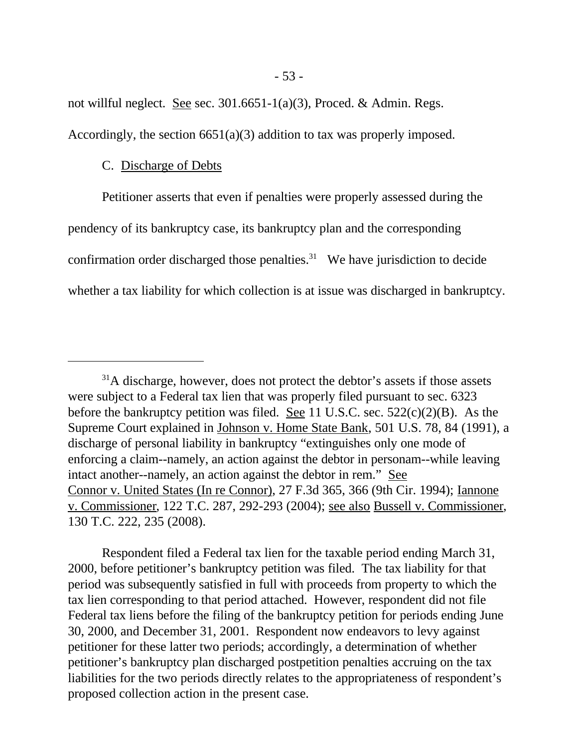not willful neglect. See sec. 301.6651-1(a)(3), Proced. & Admin. Regs. Accordingly, the section 6651(a)(3) addition to tax was properly imposed.

C. Discharge of Debts

Petitioner asserts that even if penalties were properly assessed during the pendency of its bankruptcy case, its bankruptcy plan and the corresponding confirmation order discharged those penalties.[31] We have jurisdiction to decide whether a tax liability for which collection is at issue was discharged in bankruptcy.

---

[31]A discharge, however, does not protect the debtor's assets if those assets were subject to a Federal tax lien that was properly filed pursuant to sec. 6323 before the bankruptcy petition was filed. See 11 U.S.C. sec. 522(c)(2)(B). As the Supreme Court explained in Johnson v. Home State Bank, 501 U.S. 78, 84 (1991), a discharge of personal liability in bankruptcy "extinguishes only one mode of enforcing a claim--namely, an action against the debtor in personam--while leaving intact another--namely, an action against the debtor in rem." See Connor v. United States (In re Connor), 27 F.3d 365, 366 (9th Cir. 1994); Iannone v. Commissioner, 122 T.C. 287, 292-293 (2004); see also Bussell v. Commissioner, 130 T.C. 222, 235 (2008).

Respondent filed a Federal tax lien for the taxable period ending March 31, 2000, before petitioner's bankruptcy petition was filed. The tax liability for that period was subsequently satisfied in full with proceeds from property to which the tax lien corresponding to that period attached. However, respondent did not file Federal tax liens before the filing of the bankruptcy petition for periods ending June 30, 2000, and December 31, 2001. Respondent now endeavors to levy against petitioner for these latter two periods; accordingly, a determination of whether petitioner's bankruptcy plan discharged postpetition penalties accruing on the tax liabilities for the two periods directly relates to the appropriateness of respondent's proposed collection action in the present case.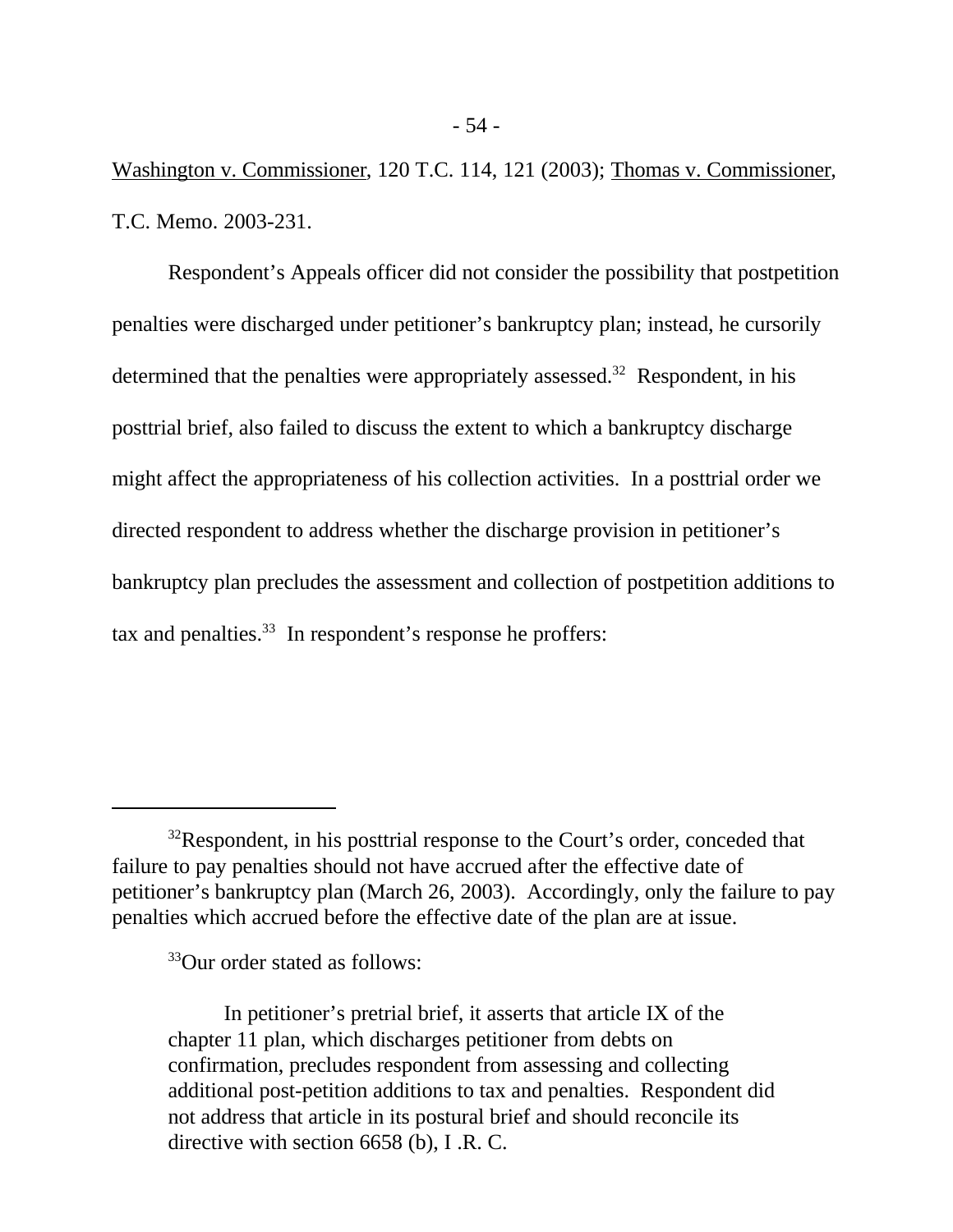Washington v. Commissioner, 120 T.C. 114, 121 (2003); Thomas v. Commissioner, T.C. Memo. 2003-231.

Respondent's Appeals officer did not consider the possibility that postpetition penalties were discharged under petitioner's bankruptcy plan; instead, he cursorily determined that the penalties were appropriately assessed.[32] Respondent, in his posttrial brief, also failed to discuss the extent to which a bankruptcy discharge might affect the appropriateness of his collection activities. In a posttrial order we directed respondent to address whether the discharge provision in petitioner's bankruptcy plan precludes the assessment and collection of postpetition additions to tax and penalties.[33] In respondent's response he proffers:

---

[32]Respondent, in his posttrial response to the Court's order, conceded that failure to pay penalties should not have accrued after the effective date of petitioner's bankruptcy plan (March 26, 2003). Accordingly, only the failure to pay penalties which accrued before the effective date of the plan are at issue.

[33]Our order stated as follows:

> In petitioner's pretrial brief, it asserts that article IX of the chapter 11 plan, which discharges petitioner from debts on confirmation, precludes respondent from assessing and collecting additional post-petition additions to tax and penalties. Respondent did not address that article in its postural brief and should reconcile its directive with section 6658 (b), I .R. C.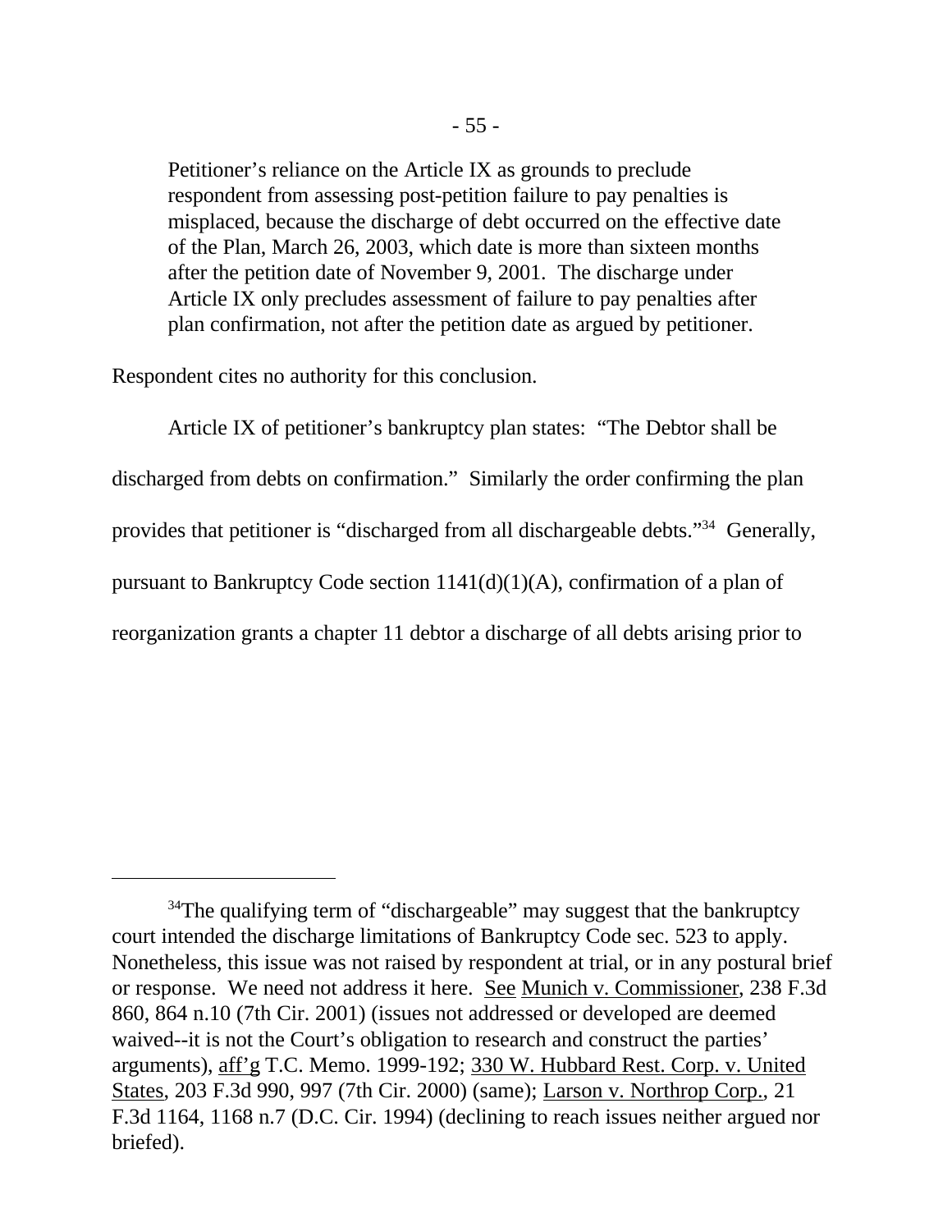> Petitioner’s reliance on the Article IX as grounds to preclude respondent from assessing post-petition failure to pay penalties is misplaced, because the discharge of debt occurred on the effective date of the Plan, March 26, 2003, which date is more than sixteen months after the petition date of November 9, 2001. The discharge under Article IX only precludes assessment of failure to pay penalties after plan confirmation, not after the petition date as argued by petitioner.

Respondent cites no authority for this conclusion.

Article IX of petitioner’s bankruptcy plan states: “The Debtor shall be discharged from debts on confirmation.” Similarly the order confirming the plan provides that petitioner is “discharged from all dischargeable debts.”[34] Generally, pursuant to Bankruptcy Code section 1141(d)(1)(A), confirmation of a plan of reorganization grants a chapter 11 debtor a discharge of all debts arising prior to

---

[34]The qualifying term of “dischargeable” may suggest that the bankruptcy court intended the discharge limitations of Bankruptcy Code sec. 523 to apply. Nonetheless, this issue was not raised by respondent at trial, or in any postural brief or response. We need not address it here. See Munich v. Commissioner, 238 F.3d 860, 864 n.10 (7th Cir. 2001) (issues not addressed or developed are deemed waived--it is not the Court’s obligation to research and construct the parties’ arguments), aff’g T.C. Memo. 1999-192; 330 W. Hubbard Rest. Corp. v. United States, 203 F.3d 990, 997 (7th Cir. 2000) (same); Larson v. Northrop Corp., 21 F.3d 1164, 1168 n.7 (D.C. Cir. 1994) (declining to reach issues neither argued nor briefed).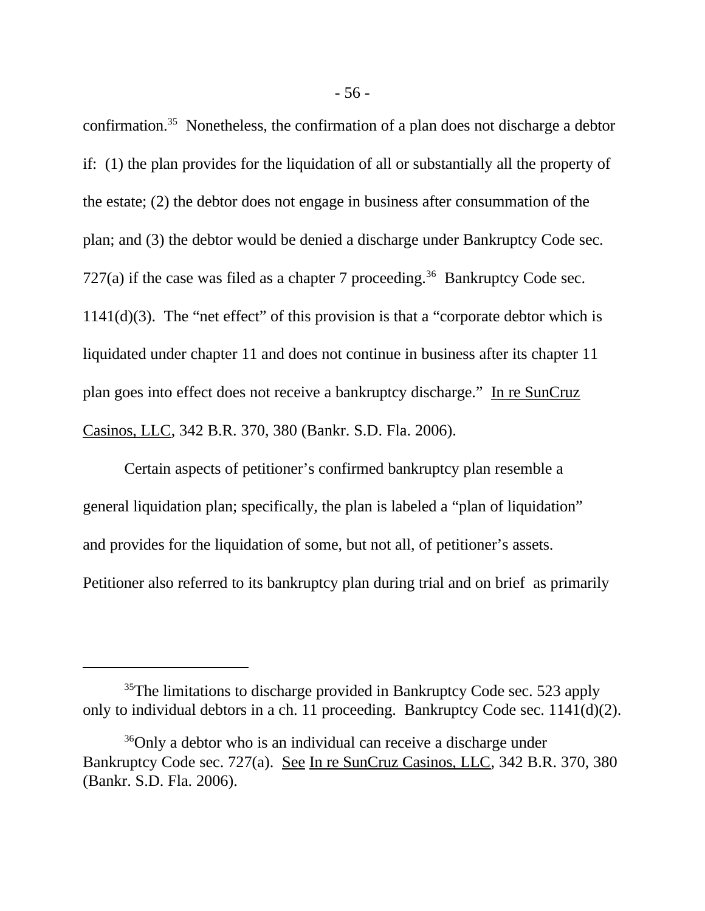confirmation.[35] Nonetheless, the confirmation of a plan does not discharge a debtor if: (1) the plan provides for the liquidation of all or substantially all the property of the estate; (2) the debtor does not engage in business after consummation of the plan; and (3) the debtor would be denied a discharge under Bankruptcy Code sec. 727(a) if the case was filed as a chapter 7 proceeding.[36] Bankruptcy Code sec. 1141(d)(3). The "net effect" of this provision is that a "corporate debtor which is liquidated under chapter 11 and does not continue in business after its chapter 11 plan goes into effect does not receive a bankruptcy discharge." In re SunCruz Casinos, LLC, 342 B.R. 370, 380 (Bankr. S.D. Fla. 2006).

Certain aspects of petitioner's confirmed bankruptcy plan resemble a general liquidation plan; specifically, the plan is labeled a "plan of liquidation" and provides for the liquidation of some, but not all, of petitioner's assets. Petitioner also referred to its bankruptcy plan during trial and on brief as primarily

---

[35]The limitations to discharge provided in Bankruptcy Code sec. 523 apply only to individual debtors in a ch. 11 proceeding. Bankruptcy Code sec. 1141(d)(2).

[36]Only a debtor who is an individual can receive a discharge under Bankruptcy Code sec. 727(a). See In re SunCruz Casinos, LLC, 342 B.R. 370, 380 (Bankr. S.D. Fla. 2006).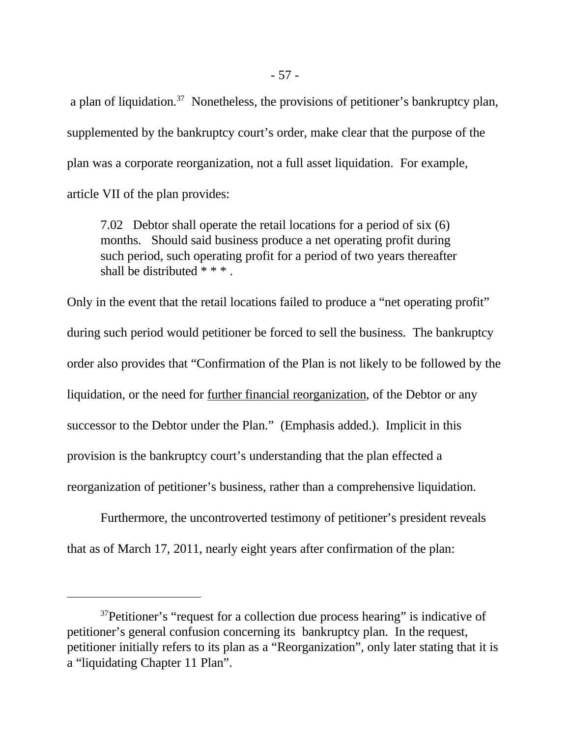a plan of liquidation.[37] Nonetheless, the provisions of petitioner's bankruptcy plan, supplemented by the bankruptcy court's order, make clear that the purpose of the plan was a corporate reorganization, not a full asset liquidation. For example, article VII of the plan provides:

> 7.02 Debtor shall operate the retail locations for a period of six (6) months. Should said business produce a net operating profit during such period, such operating profit for a period of two years thereafter shall be distributed * * * .

Only in the event that the retail locations failed to produce a "net operating profit" during such period would petitioner be forced to sell the business. The bankruptcy order also provides that "Confirmation of the Plan is not likely to be followed by the liquidation, or the need for <u>further financial reorganization</u>, of the Debtor or any successor to the Debtor under the Plan." (Emphasis added.). Implicit in this provision is the bankruptcy court's understanding that the plan effected a reorganization of petitioner's business, rather than a comprehensive liquidation.

Furthermore, the uncontroverted testimony of petitioner's president reveals that as of March 17, 2011, nearly eight years after confirmation of the plan:

---

[37]Petitioner's "request for a collection due process hearing" is indicative of petitioner's general confusion concerning its bankruptcy plan. In the request, petitioner initially refers to its plan as a "Reorganization", only later stating that it is a "liquidating Chapter 11 Plan".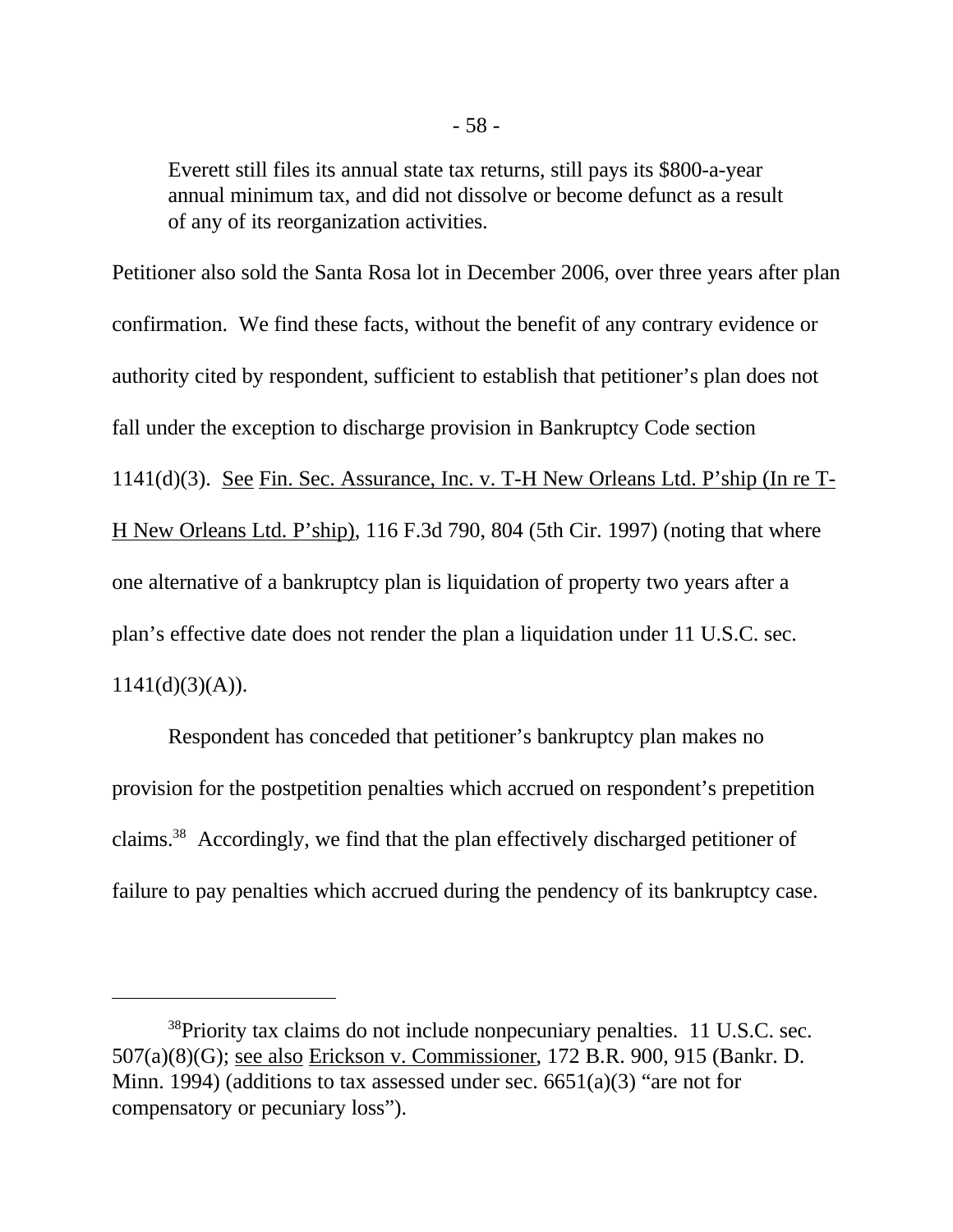> Everett still files its annual state tax returns, still pays its $800-a-year annual minimum tax, and did not dissolve or become defunct as a result of any of its reorganization activities.

Petitioner also sold the Santa Rosa lot in December 2006, over three years after plan confirmation. We find these facts, without the benefit of any contrary evidence or authority cited by respondent, sufficient to establish that petitioner's plan does not fall under the exception to discharge provision in Bankruptcy Code section 1141(d)(3). See Fin. Sec. Assurance, Inc. v. T-H New Orleans Ltd. P'ship (In re T-H New Orleans Ltd. P'ship), 116 F.3d 790, 804 (5th Cir. 1997) (noting that where one alternative of a bankruptcy plan is liquidation of property two years after a plan's effective date does not render the plan a liquidation under 11 U.S.C. sec. 1141(d)(3)(A)).

Respondent has conceded that petitioner's bankruptcy plan makes no provision for the postpetition penalties which accrued on respondent's prepetition claims.[38] Accordingly, we find that the plan effectively discharged petitioner of failure to pay penalties which accrued during the pendency of its bankruptcy case.

---

[38] Priority tax claims do not include nonpecuniary penalties. 11 U.S.C. sec. 507(a)(8)(G); see also Erickson v. Commissioner, 172 B.R. 900, 915 (Bankr. D. Minn. 1994) (additions to tax assessed under sec. 6651(a)(3) "are not for compensatory or pecuniary loss").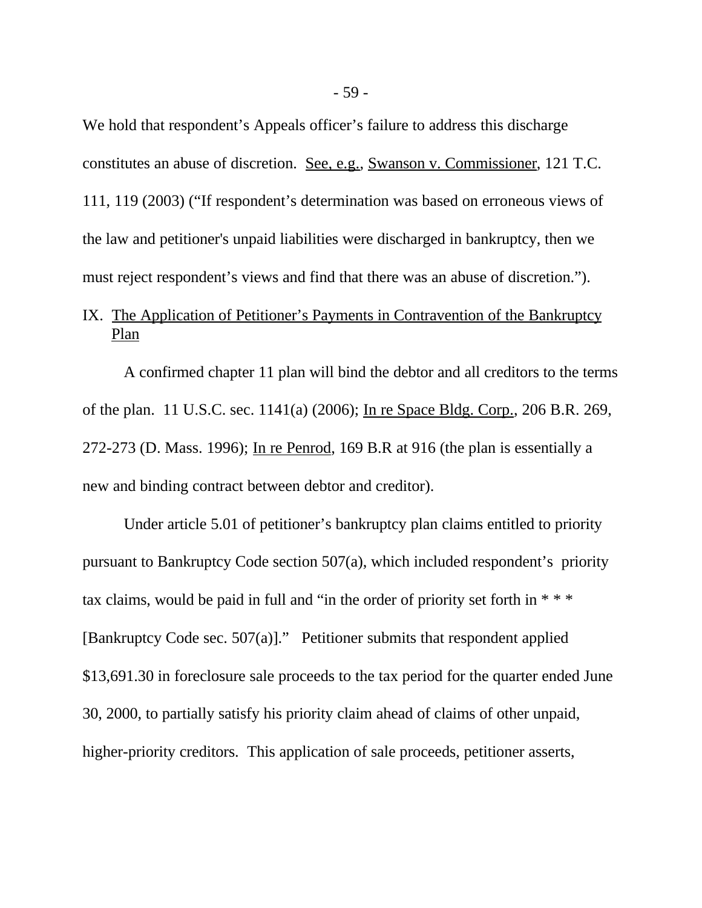We hold that respondent's Appeals officer's failure to address this discharge constitutes an abuse of discretion. See, e.g., Swanson v. Commissioner, 121 T.C. 111, 119 (2003) ("If respondent's determination was based on erroneous views of the law and petitioner's unpaid liabilities were discharged in bankruptcy, then we must reject respondent's views and find that there was an abuse of discretion.").

## IX. The Application of Petitioner's Payments in Contravention of the Bankruptcy Plan

A confirmed chapter 11 plan will bind the debtor and all creditors to the terms of the plan. 11 U.S.C. sec. 1141(a) (2006); In re Space Bldg. Corp., 206 B.R. 269, 272-273 (D. Mass. 1996); In re Penrod, 169 B.R at 916 (the plan is essentially a new and binding contract between debtor and creditor).

Under article 5.01 of petitioner's bankruptcy plan claims entitled to priority pursuant to Bankruptcy Code section 507(a), which included respondent's priority tax claims, would be paid in full and "in the order of priority set forth in * * * [Bankruptcy Code sec. 507(a)]." Petitioner submits that respondent applied $13,691.30 in foreclosure sale proceeds to the tax period for the quarter ended June 30, 2000, to partially satisfy his priority claim ahead of claims of other unpaid, higher-priority creditors. This application of sale proceeds, petitioner asserts,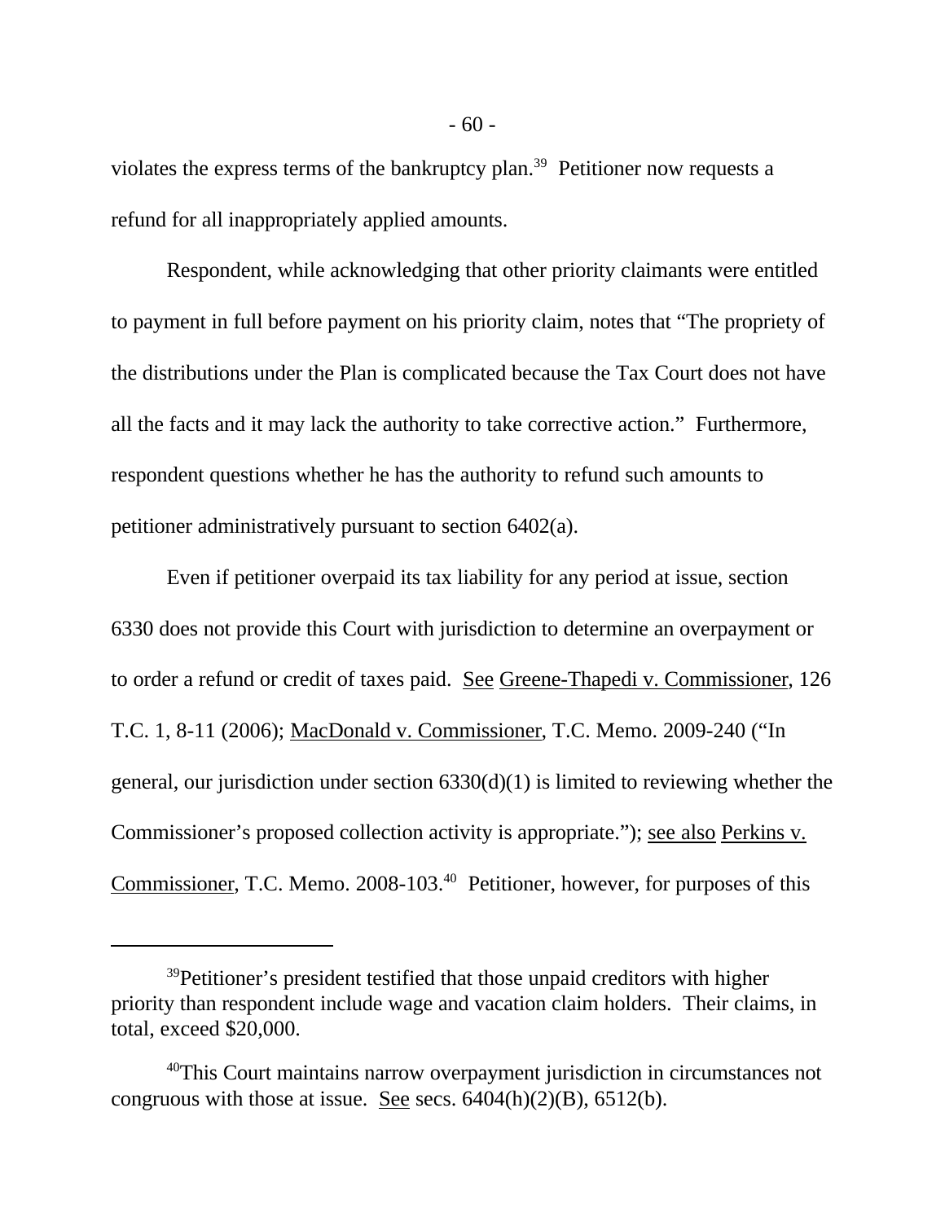violates the express terms of the bankruptcy plan.[39] Petitioner now requests a refund for all inappropriately applied amounts.

Respondent, while acknowledging that other priority claimants were entitled to payment in full before payment on his priority claim, notes that "The propriety of the distributions under the Plan is complicated because the Tax Court does not have all the facts and it may lack the authority to take corrective action." Furthermore, respondent questions whether he has the authority to refund such amounts to petitioner administratively pursuant to section 6402(a).

Even if petitioner overpaid its tax liability for any period at issue, section 6330 does not provide this Court with jurisdiction to determine an overpayment or to order a refund or credit of taxes paid. See Greene-Thapedi v. Commissioner, 126 T.C. 1, 8-11 (2006); MacDonald v. Commissioner, T.C. Memo. 2009-240 ("In general, our jurisdiction under section 6330(d)(1) is limited to reviewing whether the Commissioner's proposed collection activity is appropriate."); see also Perkins v. Commissioner, T.C. Memo. 2008-103.[40] Petitioner, however, for purposes of this

---

[39]Petitioner's president testified that those unpaid creditors with higher priority than respondent include wage and vacation claim holders. Their claims, in total, exceed $20,000.

[40]This Court maintains narrow overpayment jurisdiction in circumstances not congruous with those at issue. See secs. 6404(h)(2)(B), 6512(b).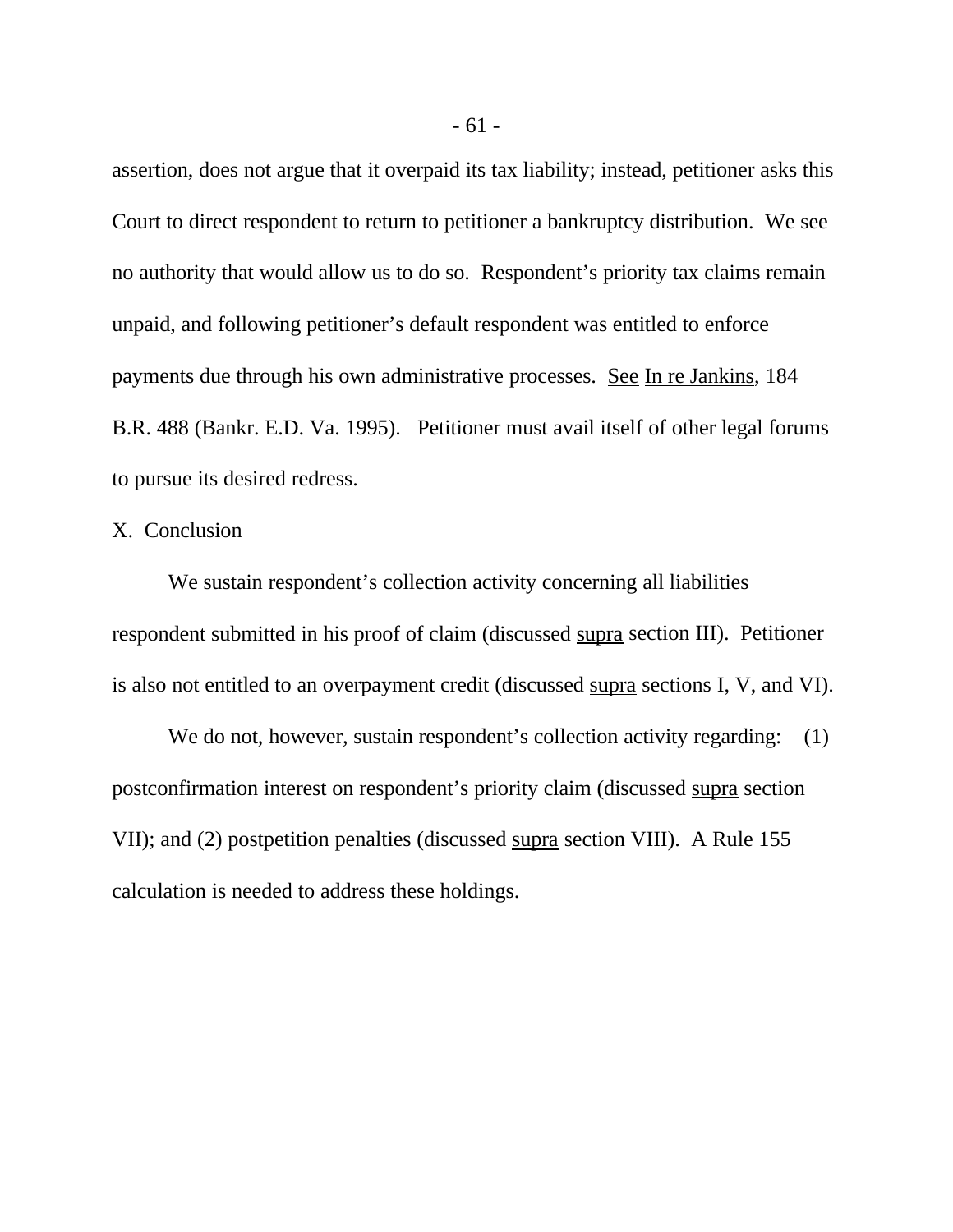assertion, does not argue that it overpaid its tax liability; instead, petitioner asks this Court to direct respondent to return to petitioner a bankruptcy distribution. We see no authority that would allow us to do so. Respondent's priority tax claims remain unpaid, and following petitioner's default respondent was entitled to enforce payments due through his own administrative processes. See In re Jankins, 184 B.R. 488 (Bankr. E.D. Va. 1995). Petitioner must avail itself of other legal forums to pursue its desired redress.

X. Conclusion

We sustain respondent's collection activity concerning all liabilities respondent submitted in his proof of claim (discussed supra section III). Petitioner is also not entitled to an overpayment credit (discussed supra sections I, V, and VI).

We do not, however, sustain respondent's collection activity regarding: (1) postconfirmation interest on respondent's priority claim (discussed supra section VII); and (2) postpetition penalties (discussed supra section VIII). A Rule 155 calculation is needed to address these holdings.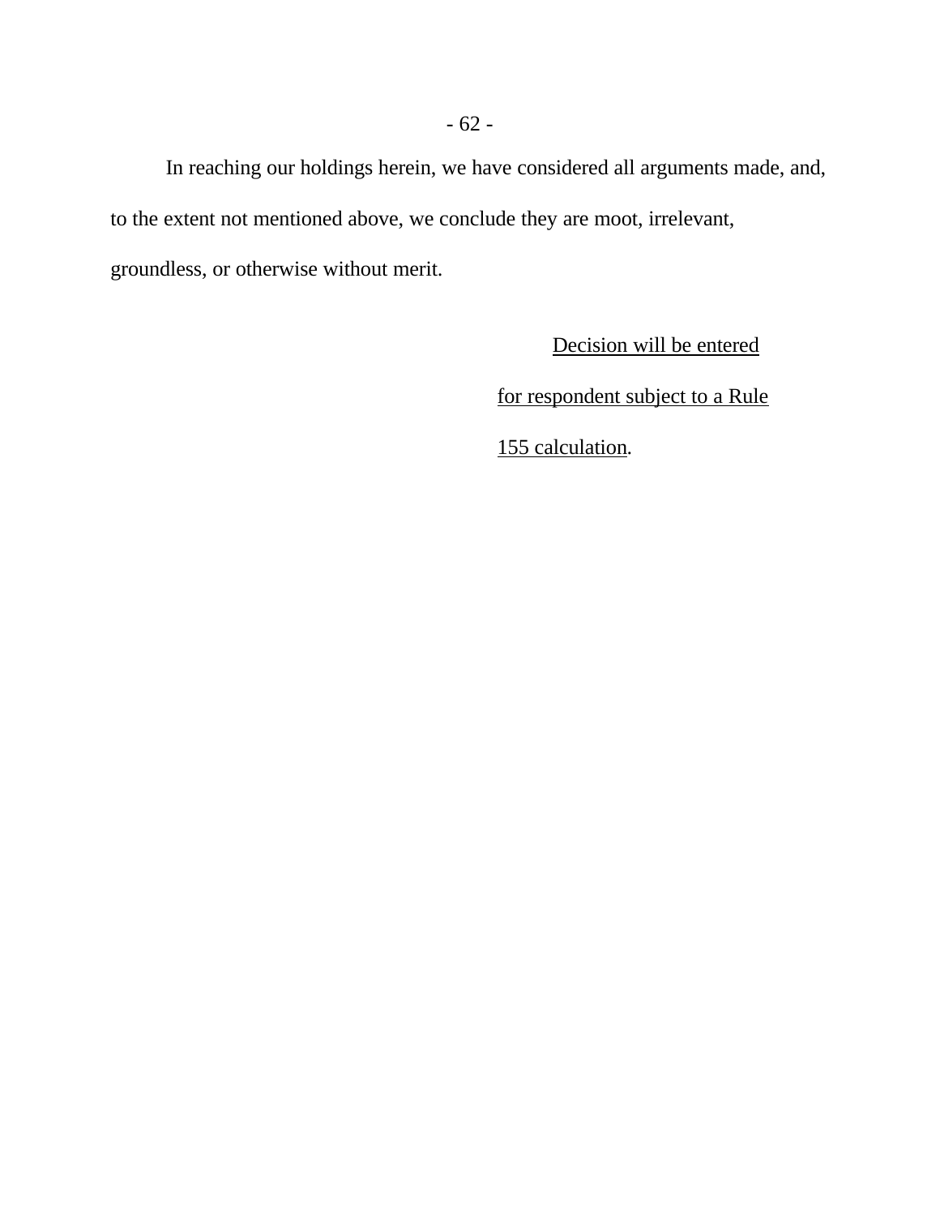In reaching our holdings herein, we have considered all arguments made, and, to the extent not mentioned above, we conclude they are moot, irrelevant, groundless, or otherwise without merit.

Decision will be entered for respondent subject to a Rule 155 calculation.